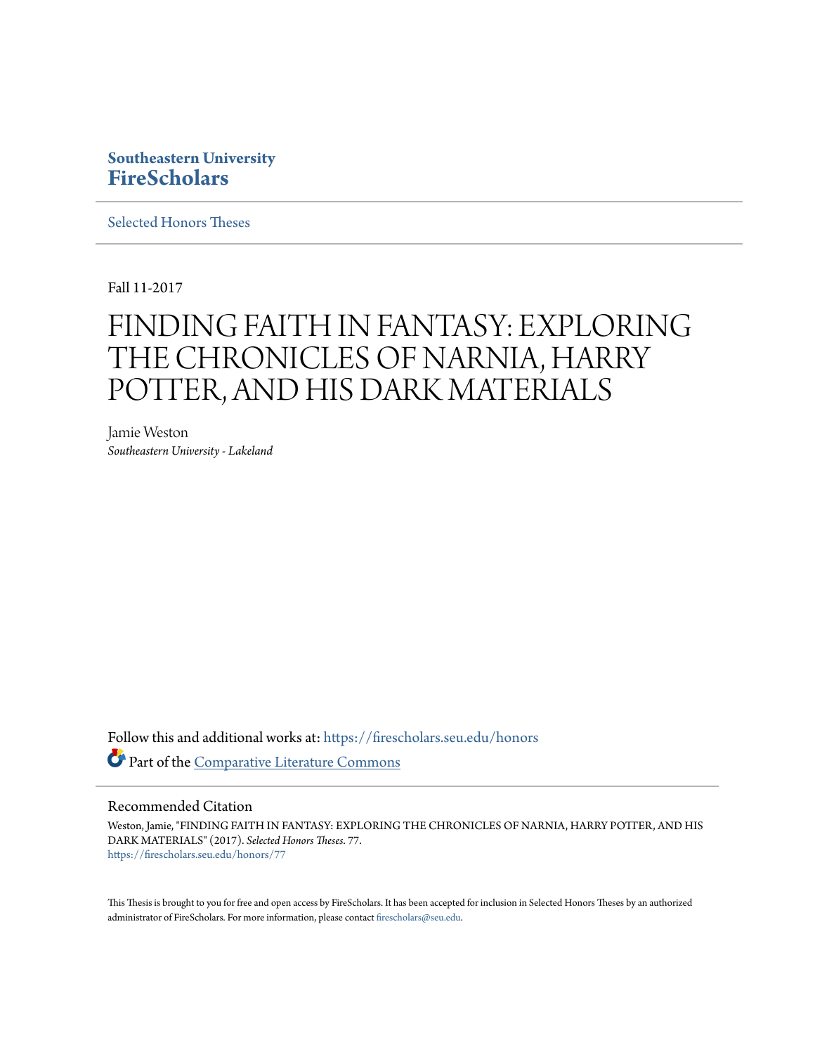**Southeastern University**
**FireScholars**

Selected Honors Theses

Fall 11-2017

# FINDING FAITH IN FANTASY: EXPLORING THE CHRONICLES OF NARNIA, HARRY POTTER, AND HIS DARK MATERIALS

Jamie Weston
*Southeastern University - Lakeland*

Follow this and additional works at: https://firescholars.seu.edu/honors

Part of the Comparative Literature Commons

## Recommended Citation

Weston, Jamie, "FINDING FAITH IN FANTASY: EXPLORING THE CHRONICLES OF NARNIA, HARRY POTTER, AND HIS DARK MATERIALS" (2017). *Selected Honors Theses*. 77.
https://firescholars.seu.edu/honors/77

This Thesis is brought to you for free and open access by FireScholars. It has been accepted for inclusion in Selected Honors Theses by an authorized administrator of FireScholars. For more information, please contact firescholars@seu.edu.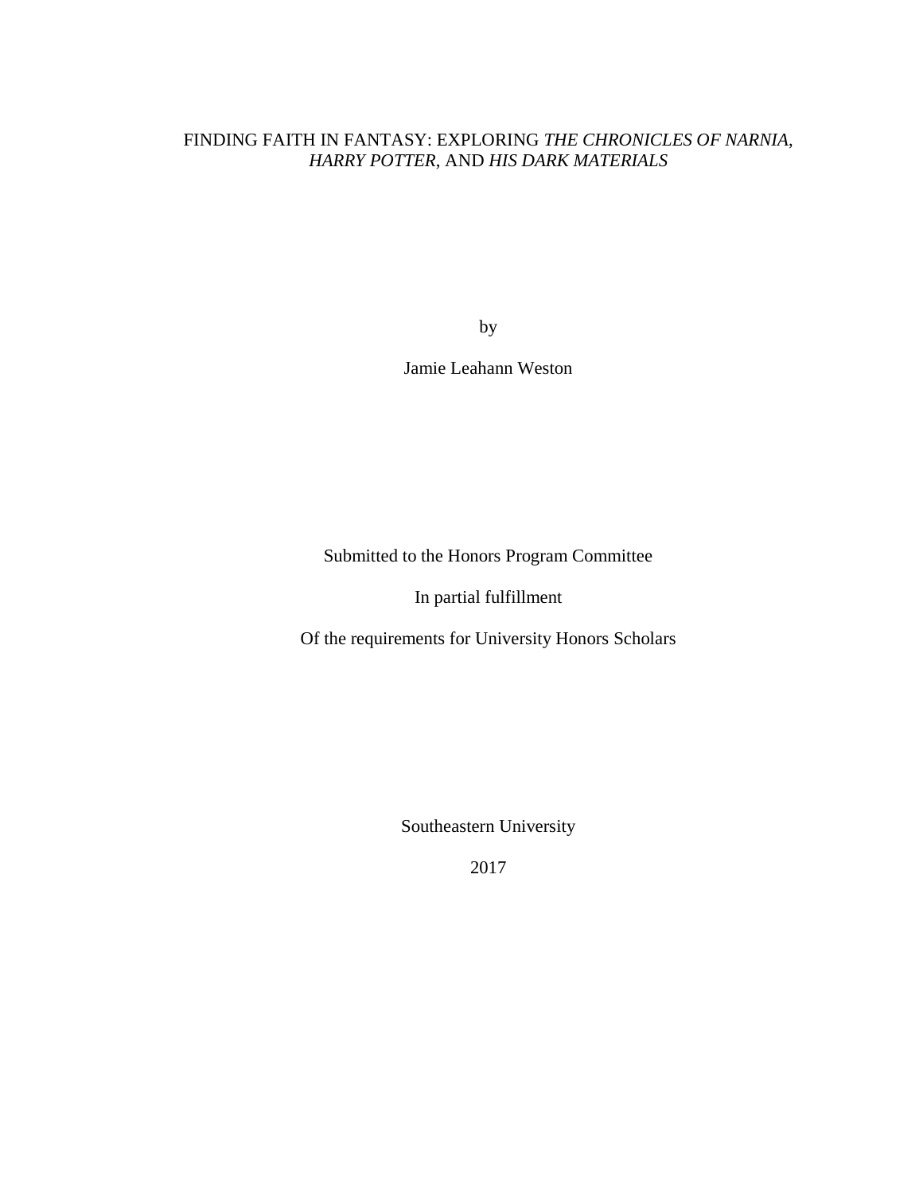# FINDING FAITH IN FANTASY: EXPLORING *THE CHRONICLES OF NARNIA*, *HARRY POTTER*, AND *HIS DARK MATERIALS*

by

Jamie Leahann Weston

Submitted to the Honors Program Committee

In partial fulfillment

Of the requirements for University Honors Scholars

Southeastern University

2017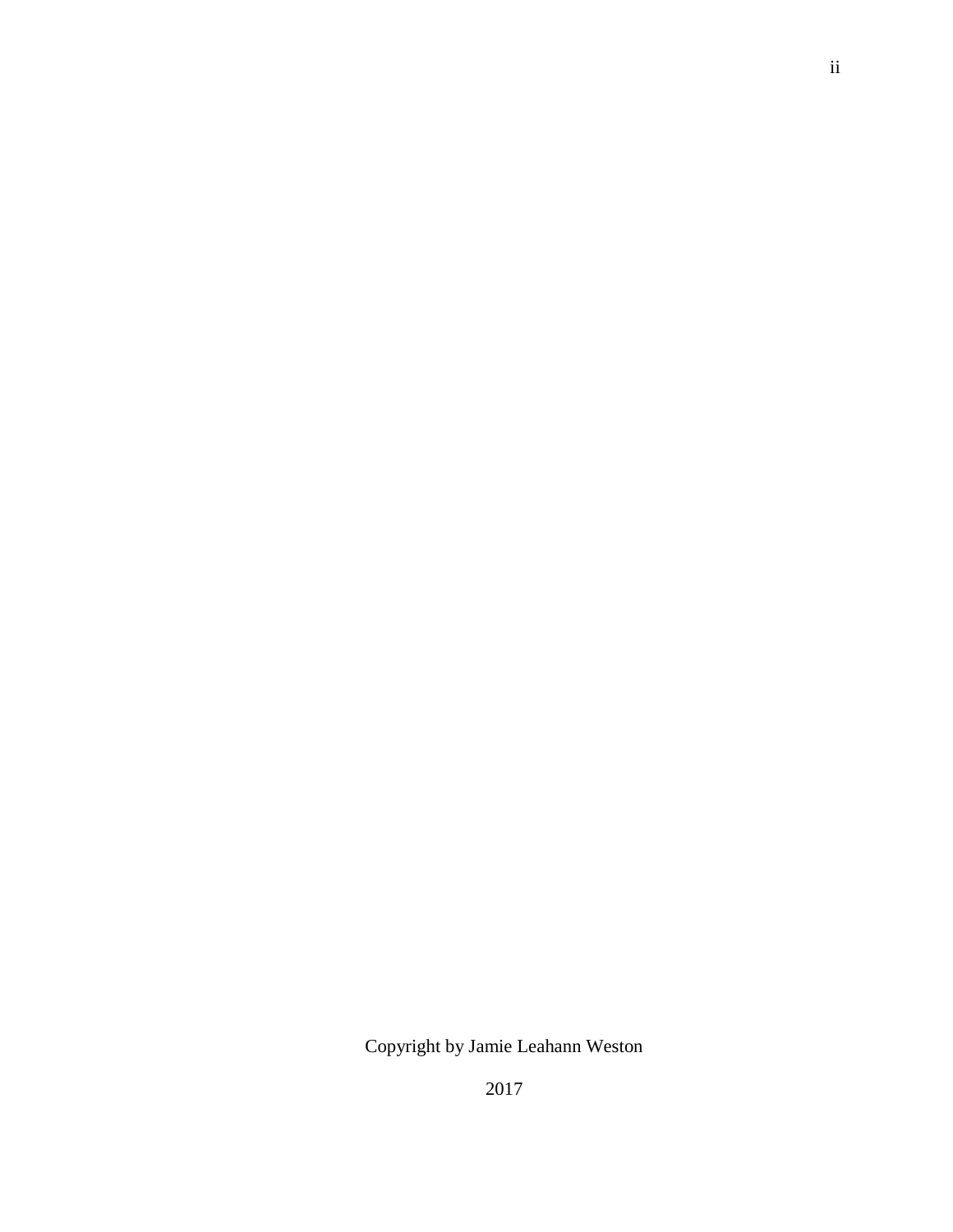Copyright by Jamie Leahann Weston

2017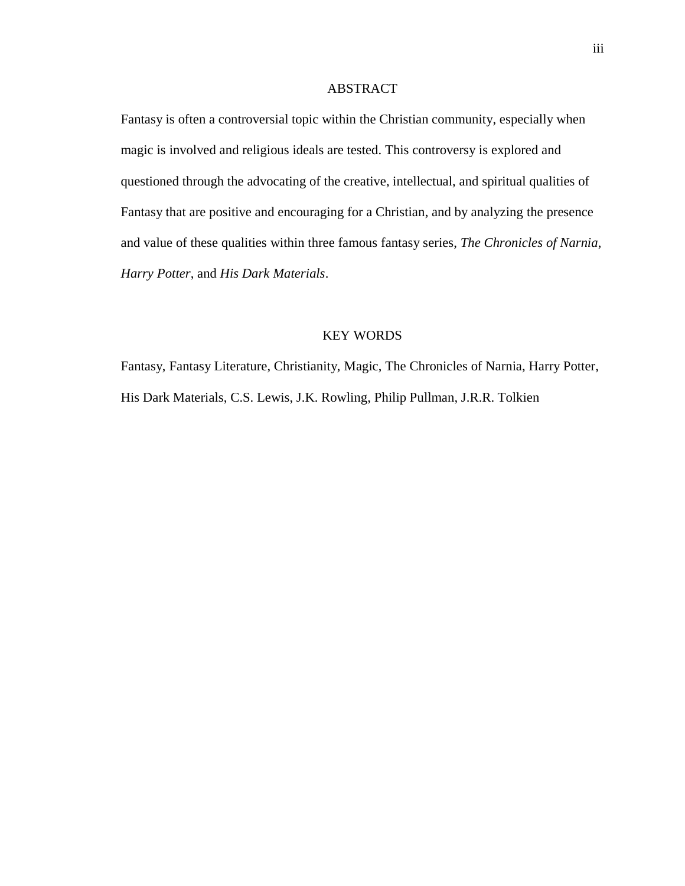## ABSTRACT

Fantasy is often a controversial topic within the Christian community, especially when magic is involved and religious ideals are tested. This controversy is explored and questioned through the advocating of the creative, intellectual, and spiritual qualities of Fantasy that are positive and encouraging for a Christian, and by analyzing the presence and value of these qualities within three famous fantasy series, *The Chronicles of Narnia*, *Harry Potter*, and *His Dark Materials*.

## KEY WORDS

Fantasy, Fantasy Literature, Christianity, Magic, The Chronicles of Narnia, Harry Potter, His Dark Materials, C.S. Lewis, J.K. Rowling, Philip Pullman, J.R.R. Tolkien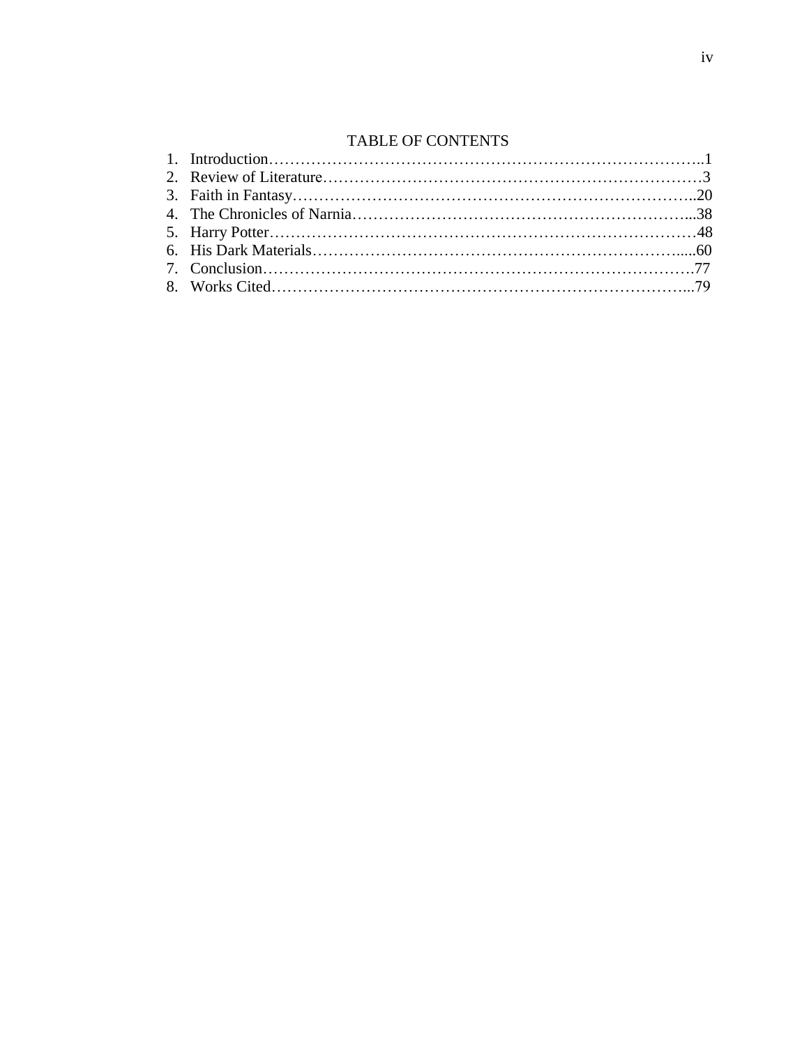# TABLE OF CONTENTS

1. Introduction……………………………………………………………………..1
2. Review of Literature………………………………………………………………3
3. Faith in Fantasy…………………………………………………………………..20
4. The Chronicles of Narnia………………………………………………………...38
5. Harry Potter………………………………………………………………………48
6. His Dark Materials…………………………………………………………….....60
7. Conclusion……………………………………………………………………….77
8. Works Cited……………………………………………………………………...79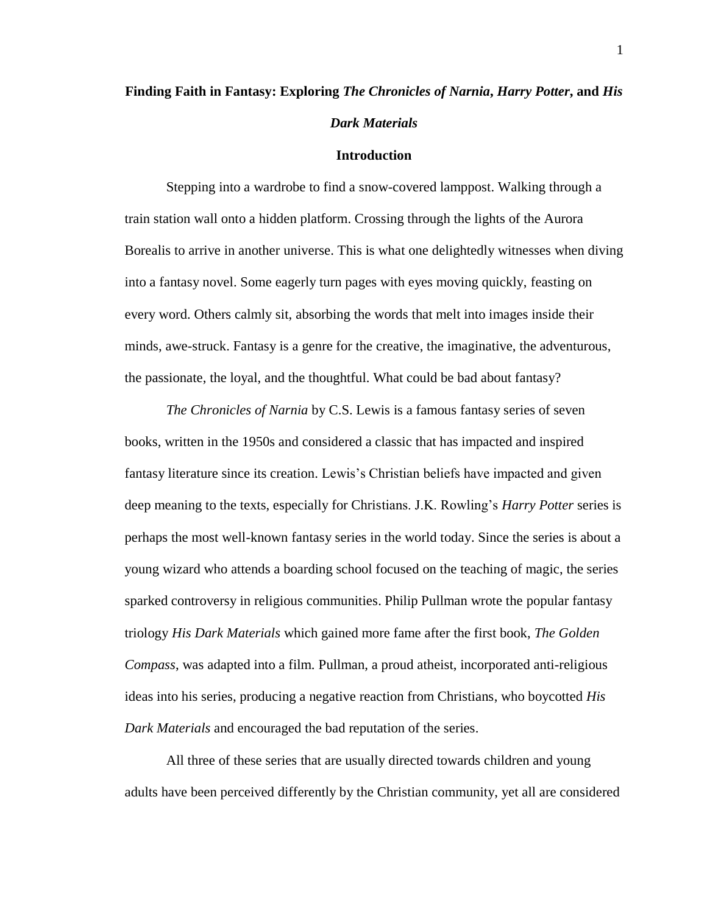**Finding Faith in Fantasy: Exploring *The Chronicles of Narnia*, *Harry Potter*, and *His Dark Materials***

## Introduction

Stepping into a wardrobe to find a snow-covered lamppost. Walking through a train station wall onto a hidden platform. Crossing through the lights of the Aurora Borealis to arrive in another universe. This is what one delightedly witnesses when diving into a fantasy novel. Some eagerly turn pages with eyes moving quickly, feasting on every word. Others calmly sit, absorbing the words that melt into images inside their minds, awe-struck. Fantasy is a genre for the creative, the imaginative, the adventurous, the passionate, the loyal, and the thoughtful. What could be bad about fantasy?

*The Chronicles of Narnia* by C.S. Lewis is a famous fantasy series of seven books, written in the 1950s and considered a classic that has impacted and inspired fantasy literature since its creation. Lewis's Christian beliefs have impacted and given deep meaning to the texts, especially for Christians. J.K. Rowling's *Harry Potter* series is perhaps the most well-known fantasy series in the world today. Since the series is about a young wizard who attends a boarding school focused on the teaching of magic, the series sparked controversy in religious communities. Philip Pullman wrote the popular fantasy triology *His Dark Materials* which gained more fame after the first book, *The Golden Compass*, was adapted into a film. Pullman, a proud atheist, incorporated anti-religious ideas into his series, producing a negative reaction from Christians, who boycotted *His Dark Materials* and encouraged the bad reputation of the series.

All three of these series that are usually directed towards children and young adults have been perceived differently by the Christian community, yet all are considered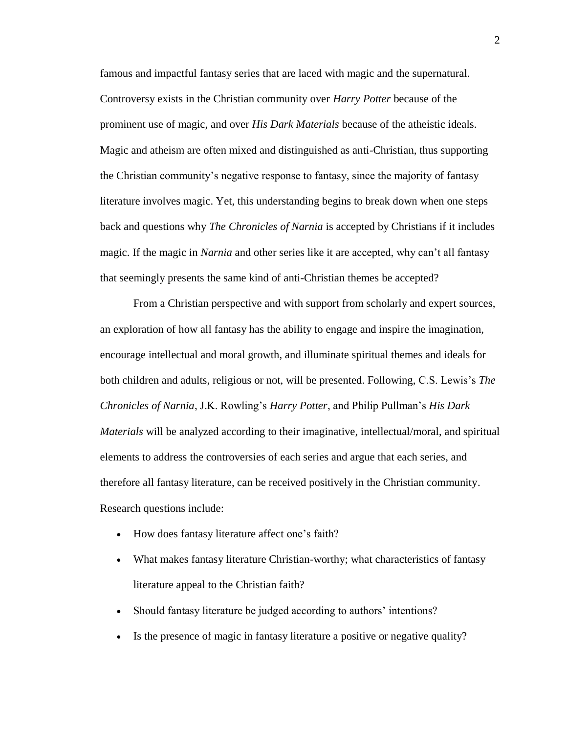famous and impactful fantasy series that are laced with magic and the supernatural. Controversy exists in the Christian community over *Harry Potter* because of the prominent use of magic, and over *His Dark Materials* because of the atheistic ideals. Magic and atheism are often mixed and distinguished as anti-Christian, thus supporting the Christian community's negative response to fantasy, since the majority of fantasy literature involves magic. Yet, this understanding begins to break down when one steps back and questions why *The Chronicles of Narnia* is accepted by Christians if it includes magic. If the magic in *Narnia* and other series like it are accepted, why can't all fantasy that seemingly presents the same kind of anti-Christian themes be accepted?

From a Christian perspective and with support from scholarly and expert sources, an exploration of how all fantasy has the ability to engage and inspire the imagination, encourage intellectual and moral growth, and illuminate spiritual themes and ideals for both children and adults, religious or not, will be presented. Following, C.S. Lewis's *The Chronicles of Narnia*, J.K. Rowling's *Harry Potter*, and Philip Pullman's *His Dark Materials* will be analyzed according to their imaginative, intellectual/moral, and spiritual elements to address the controversies of each series and argue that each series, and therefore all fantasy literature, can be received positively in the Christian community. Research questions include:

- How does fantasy literature affect one's faith?
- What makes fantasy literature Christian-worthy; what characteristics of fantasy literature appeal to the Christian faith?
- Should fantasy literature be judged according to authors' intentions?
- Is the presence of magic in fantasy literature a positive or negative quality?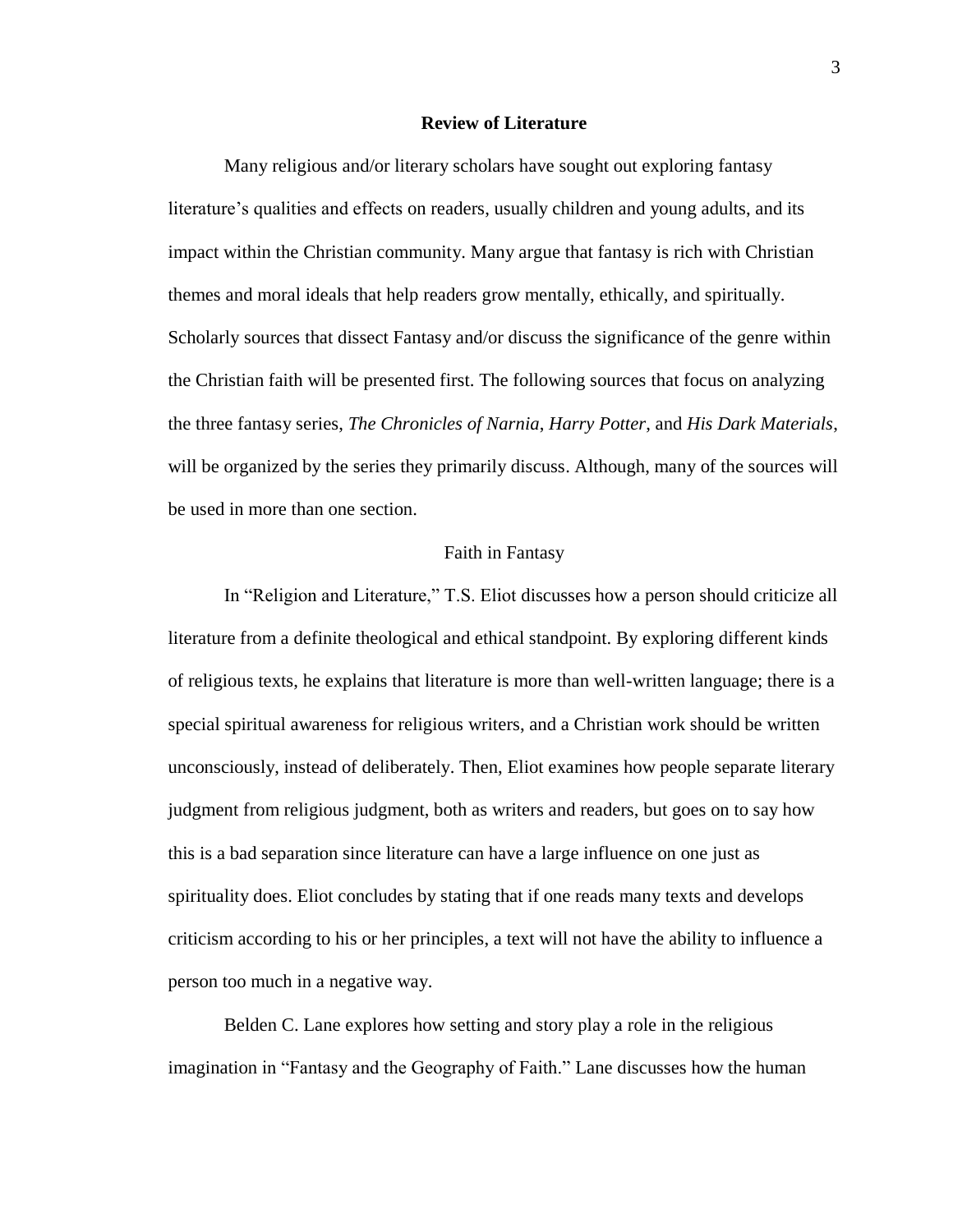## Review of Literature

Many religious and/or literary scholars have sought out exploring fantasy literature's qualities and effects on readers, usually children and young adults, and its impact within the Christian community. Many argue that fantasy is rich with Christian themes and moral ideals that help readers grow mentally, ethically, and spiritually. Scholarly sources that dissect Fantasy and/or discuss the significance of the genre within the Christian faith will be presented first. The following sources that focus on analyzing the three fantasy series, *The Chronicles of Narnia*, *Harry Potter*, and *His Dark Materials*, will be organized by the series they primarily discuss. Although, many of the sources will be used in more than one section.

### Faith in Fantasy

In "Religion and Literature," T.S. Eliot discusses how a person should criticize all literature from a definite theological and ethical standpoint. By exploring different kinds of religious texts, he explains that literature is more than well-written language; there is a special spiritual awareness for religious writers, and a Christian work should be written unconsciously, instead of deliberately. Then, Eliot examines how people separate literary judgment from religious judgment, both as writers and readers, but goes on to say how this is a bad separation since literature can have a large influence on one just as spirituality does. Eliot concludes by stating that if one reads many texts and develops criticism according to his or her principles, a text will not have the ability to influence a person too much in a negative way.

Belden C. Lane explores how setting and story play a role in the religious imagination in "Fantasy and the Geography of Faith." Lane discusses how the human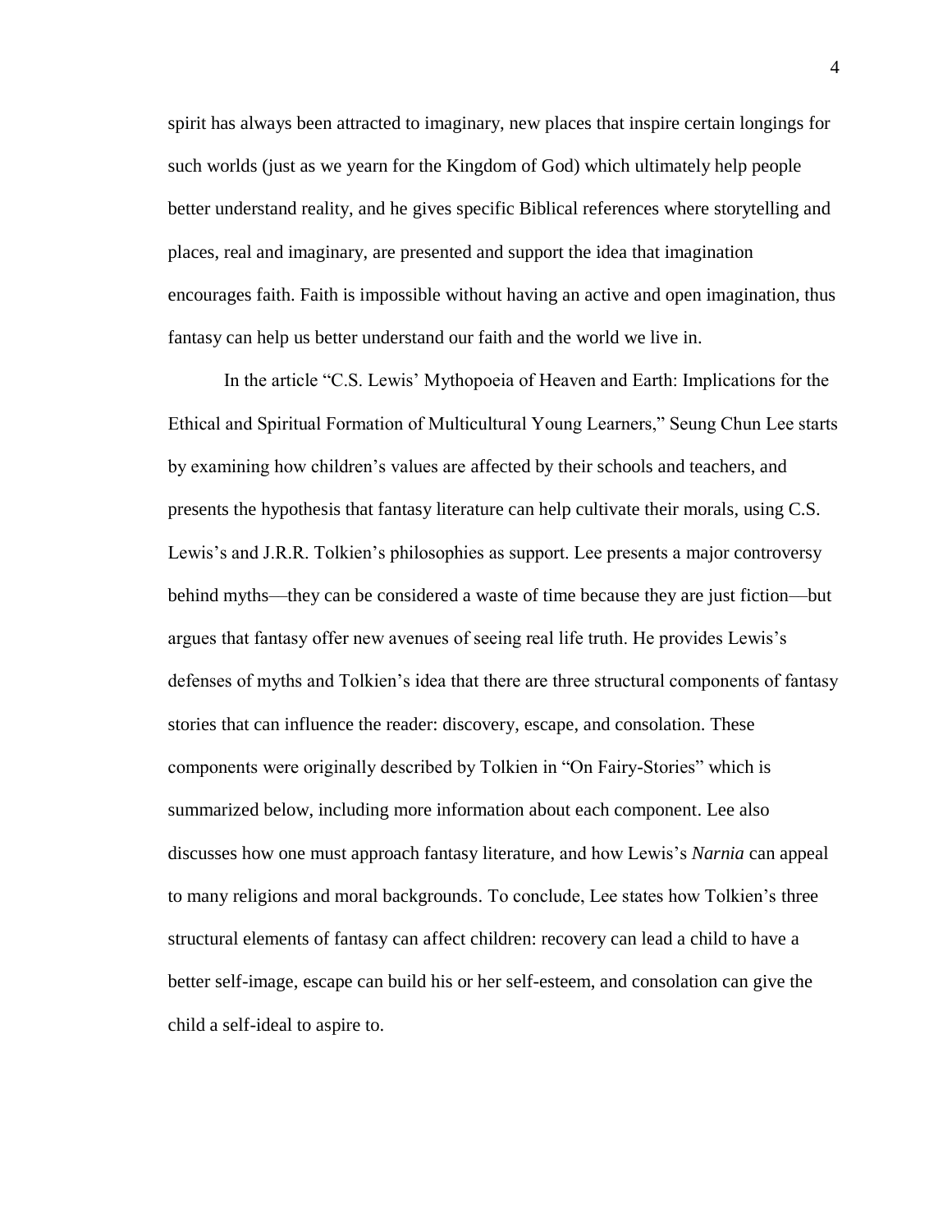spirit has always been attracted to imaginary, new places that inspire certain longings for such worlds (just as we yearn for the Kingdom of God) which ultimately help people better understand reality, and he gives specific Biblical references where storytelling and places, real and imaginary, are presented and support the idea that imagination encourages faith. Faith is impossible without having an active and open imagination, thus fantasy can help us better understand our faith and the world we live in.

In the article "C.S. Lewis' Mythopoeia of Heaven and Earth: Implications for the Ethical and Spiritual Formation of Multicultural Young Learners," Seung Chun Lee starts by examining how children's values are affected by their schools and teachers, and presents the hypothesis that fantasy literature can help cultivate their morals, using C.S. Lewis's and J.R.R. Tolkien's philosophies as support. Lee presents a major controversy behind myths—they can be considered a waste of time because they are just fiction—but argues that fantasy offer new avenues of seeing real life truth. He provides Lewis's defenses of myths and Tolkien's idea that there are three structural components of fantasy stories that can influence the reader: discovery, escape, and consolation. These components were originally described by Tolkien in "On Fairy-Stories" which is summarized below, including more information about each component. Lee also discusses how one must approach fantasy literature, and how Lewis's *Narnia* can appeal to many religions and moral backgrounds. To conclude, Lee states how Tolkien's three structural elements of fantasy can affect children: recovery can lead a child to have a better self-image, escape can build his or her self-esteem, and consolation can give the child a self-ideal to aspire to.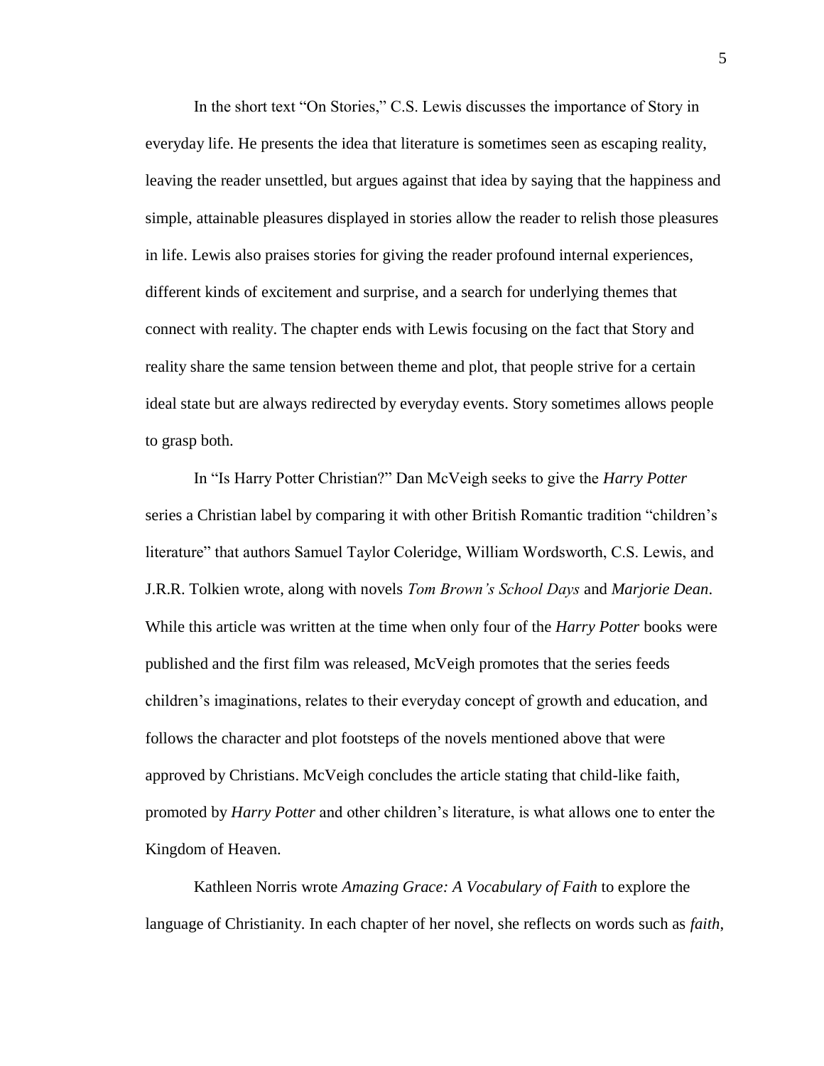In the short text "On Stories," C.S. Lewis discusses the importance of Story in everyday life. He presents the idea that literature is sometimes seen as escaping reality, leaving the reader unsettled, but argues against that idea by saying that the happiness and simple, attainable pleasures displayed in stories allow the reader to relish those pleasures in life. Lewis also praises stories for giving the reader profound internal experiences, different kinds of excitement and surprise, and a search for underlying themes that connect with reality. The chapter ends with Lewis focusing on the fact that Story and reality share the same tension between theme and plot, that people strive for a certain ideal state but are always redirected by everyday events. Story sometimes allows people to grasp both.

In "Is Harry Potter Christian?" Dan McVeigh seeks to give the *Harry Potter* series a Christian label by comparing it with other British Romantic tradition "children's literature" that authors Samuel Taylor Coleridge, William Wordsworth, C.S. Lewis, and J.R.R. Tolkien wrote, along with novels *Tom Brown's School Days* and *Marjorie Dean*. While this article was written at the time when only four of the *Harry Potter* books were published and the first film was released, McVeigh promotes that the series feeds children's imaginations, relates to their everyday concept of growth and education, and follows the character and plot footsteps of the novels mentioned above that were approved by Christians. McVeigh concludes the article stating that child-like faith, promoted by *Harry Potter* and other children's literature, is what allows one to enter the Kingdom of Heaven.

Kathleen Norris wrote *Amazing Grace: A Vocabulary of Faith* to explore the language of Christianity. In each chapter of her novel, she reflects on words such as *faith*,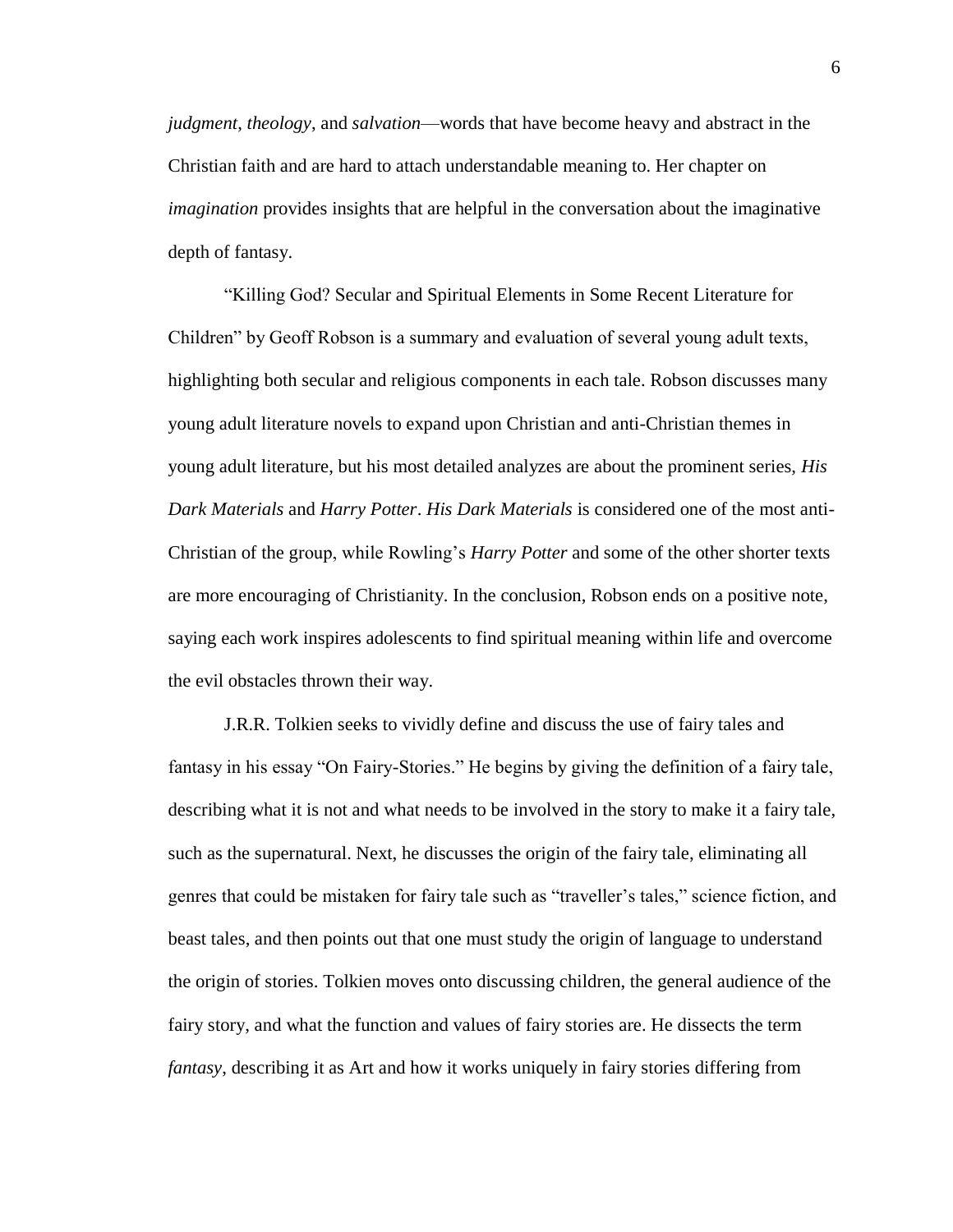*judgment*, *theology*, and *salvation*—words that have become heavy and abstract in the Christian faith and are hard to attach understandable meaning to. Her chapter on *imagination* provides insights that are helpful in the conversation about the imaginative depth of fantasy.

"Killing God? Secular and Spiritual Elements in Some Recent Literature for Children" by Geoff Robson is a summary and evaluation of several young adult texts, highlighting both secular and religious components in each tale. Robson discusses many young adult literature novels to expand upon Christian and anti-Christian themes in young adult literature, but his most detailed analyzes are about the prominent series, *His Dark Materials* and *Harry Potter*. *His Dark Materials* is considered one of the most anti-Christian of the group, while Rowling's *Harry Potter* and some of the other shorter texts are more encouraging of Christianity. In the conclusion, Robson ends on a positive note, saying each work inspires adolescents to find spiritual meaning within life and overcome the evil obstacles thrown their way.

J.R.R. Tolkien seeks to vividly define and discuss the use of fairy tales and fantasy in his essay "On Fairy-Stories." He begins by giving the definition of a fairy tale, describing what it is not and what needs to be involved in the story to make it a fairy tale, such as the supernatural. Next, he discusses the origin of the fairy tale, eliminating all genres that could be mistaken for fairy tale such as "traveller's tales," science fiction, and beast tales, and then points out that one must study the origin of language to understand the origin of stories. Tolkien moves onto discussing children, the general audience of the fairy story, and what the function and values of fairy stories are. He dissects the term *fantasy*, describing it as Art and how it works uniquely in fairy stories differing from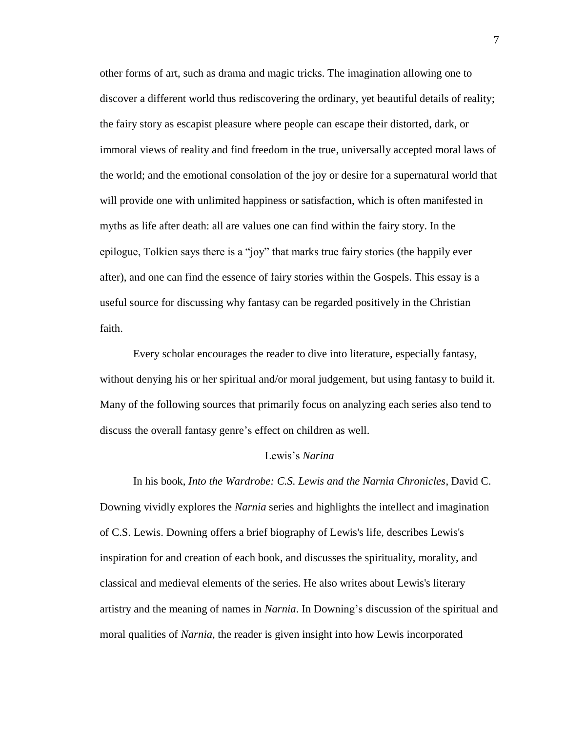other forms of art, such as drama and magic tricks. The imagination allowing one to discover a different world thus rediscovering the ordinary, yet beautiful details of reality; the fairy story as escapist pleasure where people can escape their distorted, dark, or immoral views of reality and find freedom in the true, universally accepted moral laws of the world; and the emotional consolation of the joy or desire for a supernatural world that will provide one with unlimited happiness or satisfaction, which is often manifested in myths as life after death: all are values one can find within the fairy story. In the epilogue, Tolkien says there is a "joy" that marks true fairy stories (the happily ever after), and one can find the essence of fairy stories within the Gospels. This essay is a useful source for discussing why fantasy can be regarded positively in the Christian faith.

Every scholar encourages the reader to dive into literature, especially fantasy, without denying his or her spiritual and/or moral judgement, but using fantasy to build it. Many of the following sources that primarily focus on analyzing each series also tend to discuss the overall fantasy genre's effect on children as well.

### Lewis's *Narina*

In his book, *Into the Wardrobe: C.S. Lewis and the Narnia Chronicles*, David C. Downing vividly explores the *Narnia* series and highlights the intellect and imagination of C.S. Lewis. Downing offers a brief biography of Lewis's life, describes Lewis's inspiration for and creation of each book, and discusses the spirituality, morality, and classical and medieval elements of the series. He also writes about Lewis's literary artistry and the meaning of names in *Narnia*. In Downing's discussion of the spiritual and moral qualities of *Narnia*, the reader is given insight into how Lewis incorporated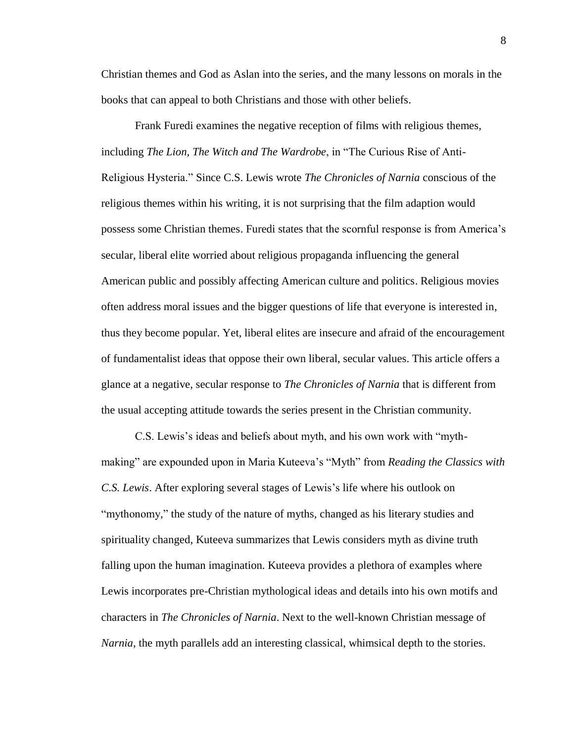Christian themes and God as Aslan into the series, and the many lessons on morals in the books that can appeal to both Christians and those with other beliefs.

Frank Furedi examines the negative reception of films with religious themes, including *The Lion, The Witch and The Wardrobe*, in "The Curious Rise of Anti-Religious Hysteria." Since C.S. Lewis wrote *The Chronicles of Narnia* conscious of the religious themes within his writing, it is not surprising that the film adaption would possess some Christian themes. Furedi states that the scornful response is from America's secular, liberal elite worried about religious propaganda influencing the general American public and possibly affecting American culture and politics. Religious movies often address moral issues and the bigger questions of life that everyone is interested in, thus they become popular. Yet, liberal elites are insecure and afraid of the encouragement of fundamentalist ideas that oppose their own liberal, secular values. This article offers a glance at a negative, secular response to *The Chronicles of Narnia* that is different from the usual accepting attitude towards the series present in the Christian community.

C.S. Lewis's ideas and beliefs about myth, and his own work with "myth-making" are expounded upon in Maria Kuteeva's "Myth" from *Reading the Classics with C.S. Lewis*. After exploring several stages of Lewis's life where his outlook on "mythonomy," the study of the nature of myths, changed as his literary studies and spirituality changed, Kuteeva summarizes that Lewis considers myth as divine truth falling upon the human imagination. Kuteeva provides a plethora of examples where Lewis incorporates pre-Christian mythological ideas and details into his own motifs and characters in *The Chronicles of Narnia*. Next to the well-known Christian message of *Narnia*, the myth parallels add an interesting classical, whimsical depth to the stories.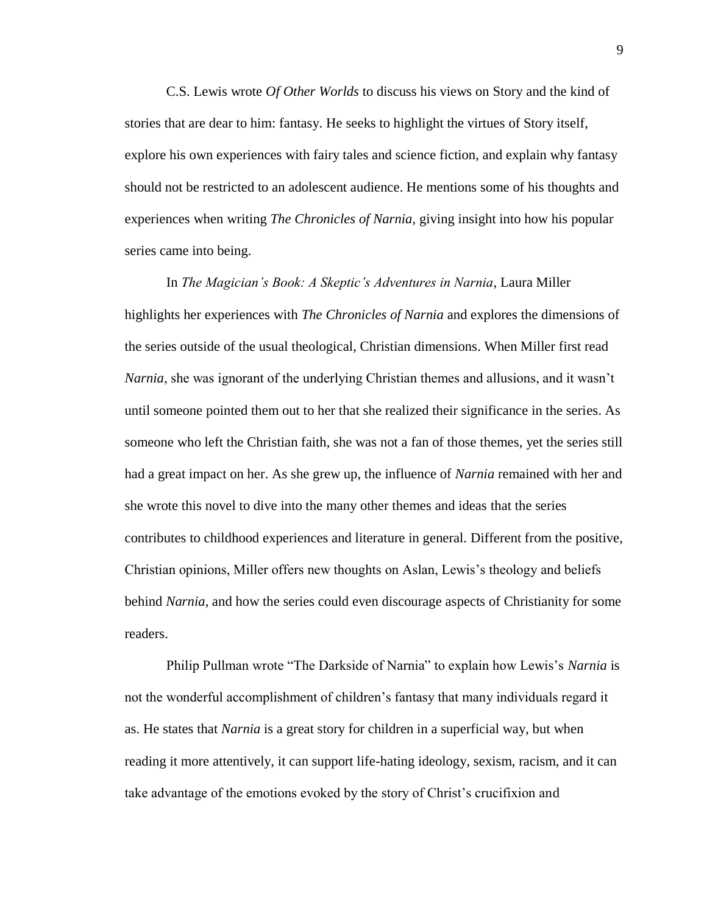C.S. Lewis wrote *Of Other Worlds* to discuss his views on Story and the kind of stories that are dear to him: fantasy. He seeks to highlight the virtues of Story itself, explore his own experiences with fairy tales and science fiction, and explain why fantasy should not be restricted to an adolescent audience. He mentions some of his thoughts and experiences when writing *The Chronicles of Narnia*, giving insight into how his popular series came into being.

In *The Magician's Book: A Skeptic's Adventures in Narnia*, Laura Miller highlights her experiences with *The Chronicles of Narnia* and explores the dimensions of the series outside of the usual theological, Christian dimensions. When Miller first read *Narnia*, she was ignorant of the underlying Christian themes and allusions, and it wasn't until someone pointed them out to her that she realized their significance in the series. As someone who left the Christian faith, she was not a fan of those themes, yet the series still had a great impact on her. As she grew up, the influence of *Narnia* remained with her and she wrote this novel to dive into the many other themes and ideas that the series contributes to childhood experiences and literature in general. Different from the positive, Christian opinions, Miller offers new thoughts on Aslan, Lewis's theology and beliefs behind *Narnia*, and how the series could even discourage aspects of Christianity for some readers.

Philip Pullman wrote "The Darkside of Narnia" to explain how Lewis's *Narnia* is not the wonderful accomplishment of children's fantasy that many individuals regard it as. He states that *Narnia* is a great story for children in a superficial way, but when reading it more attentively, it can support life-hating ideology, sexism, racism, and it can take advantage of the emotions evoked by the story of Christ's crucifixion and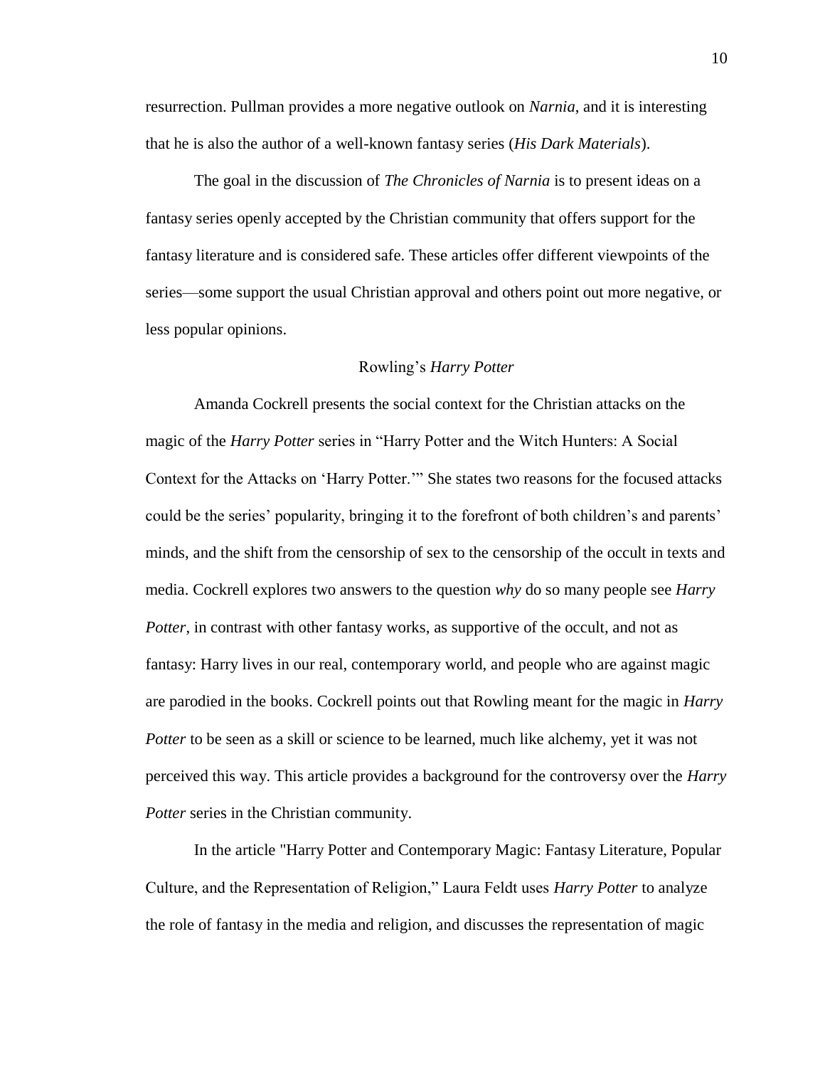resurrection. Pullman provides a more negative outlook on *Narnia*, and it is interesting that he is also the author of a well-known fantasy series (*His Dark Materials*).

The goal in the discussion of *The Chronicles of Narnia* is to present ideas on a fantasy series openly accepted by the Christian community that offers support for the fantasy literature and is considered safe. These articles offer different viewpoints of the series—some support the usual Christian approval and others point out more negative, or less popular opinions.

## Rowling's *Harry Potter*

Amanda Cockrell presents the social context for the Christian attacks on the magic of the *Harry Potter* series in "Harry Potter and the Witch Hunters: A Social Context for the Attacks on 'Harry Potter.'" She states two reasons for the focused attacks could be the series' popularity, bringing it to the forefront of both children's and parents' minds, and the shift from the censorship of sex to the censorship of the occult in texts and media. Cockrell explores two answers to the question *why* do so many people see *Harry Potter*, in contrast with other fantasy works, as supportive of the occult, and not as fantasy: Harry lives in our real, contemporary world, and people who are against magic are parodied in the books. Cockrell points out that Rowling meant for the magic in *Harry Potter* to be seen as a skill or science to be learned, much like alchemy, yet it was not perceived this way. This article provides a background for the controversy over the *Harry Potter* series in the Christian community.

In the article "Harry Potter and Contemporary Magic: Fantasy Literature, Popular Culture, and the Representation of Religion," Laura Feldt uses *Harry Potter* to analyze the role of fantasy in the media and religion, and discusses the representation of magic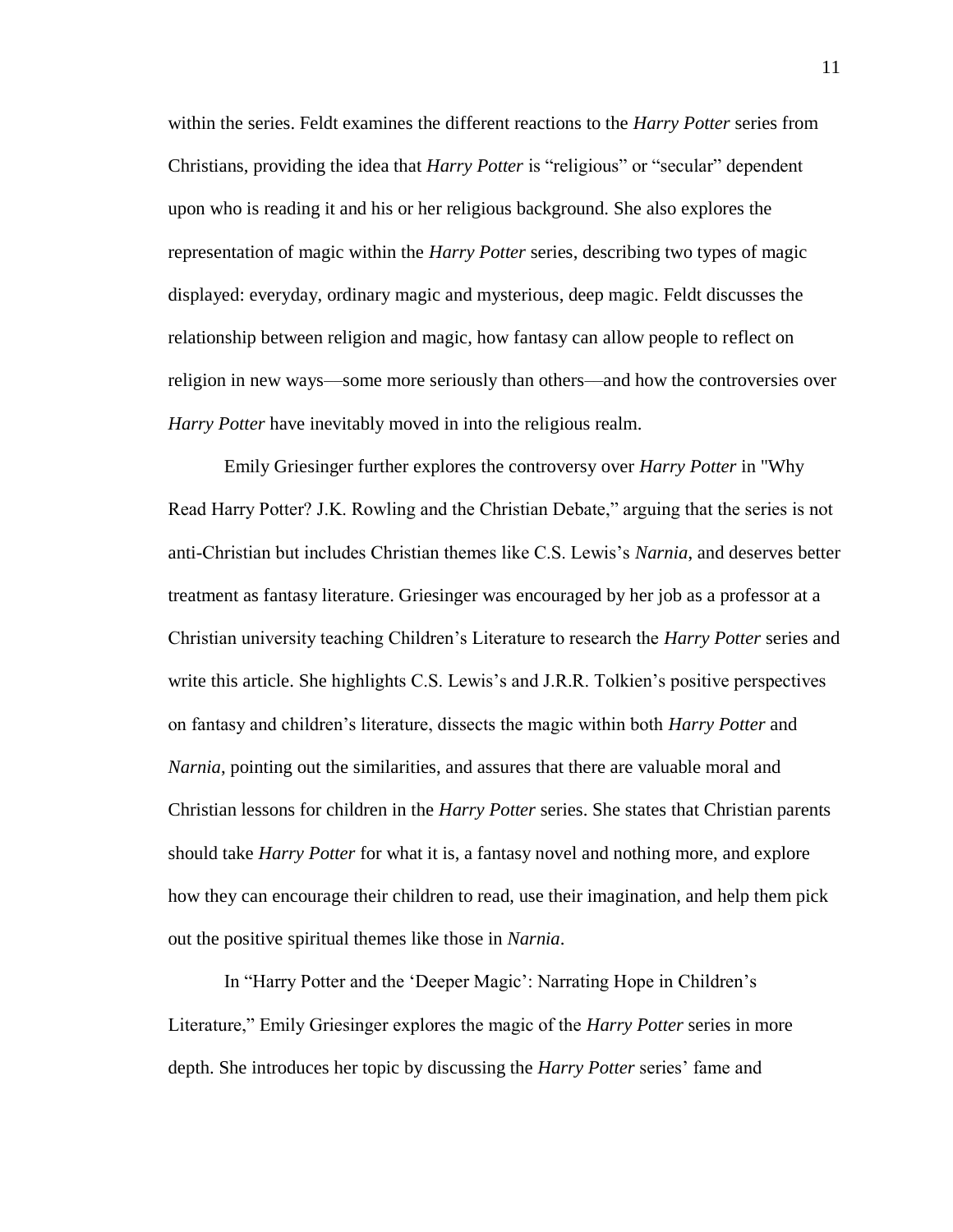within the series. Feldt examines the different reactions to the *Harry Potter* series from Christians, providing the idea that *Harry Potter* is "religious" or "secular" dependent upon who is reading it and his or her religious background. She also explores the representation of magic within the *Harry Potter* series, describing two types of magic displayed: everyday, ordinary magic and mysterious, deep magic. Feldt discusses the relationship between religion and magic, how fantasy can allow people to reflect on religion in new ways—some more seriously than others—and how the controversies over *Harry Potter* have inevitably moved in into the religious realm.

Emily Griesinger further explores the controversy over *Harry Potter* in "Why Read Harry Potter? J.K. Rowling and the Christian Debate," arguing that the series is not anti-Christian but includes Christian themes like C.S. Lewis's *Narnia*, and deserves better treatment as fantasy literature. Griesinger was encouraged by her job as a professor at a Christian university teaching Children's Literature to research the *Harry Potter* series and write this article. She highlights C.S. Lewis's and J.R.R. Tolkien's positive perspectives on fantasy and children's literature, dissects the magic within both *Harry Potter* and *Narnia*, pointing out the similarities, and assures that there are valuable moral and Christian lessons for children in the *Harry Potter* series. She states that Christian parents should take *Harry Potter* for what it is, a fantasy novel and nothing more, and explore how they can encourage their children to read, use their imagination, and help them pick out the positive spiritual themes like those in *Narnia*.

In "Harry Potter and the 'Deeper Magic': Narrating Hope in Children's Literature," Emily Griesinger explores the magic of the *Harry Potter* series in more depth. She introduces her topic by discussing the *Harry Potter* series' fame and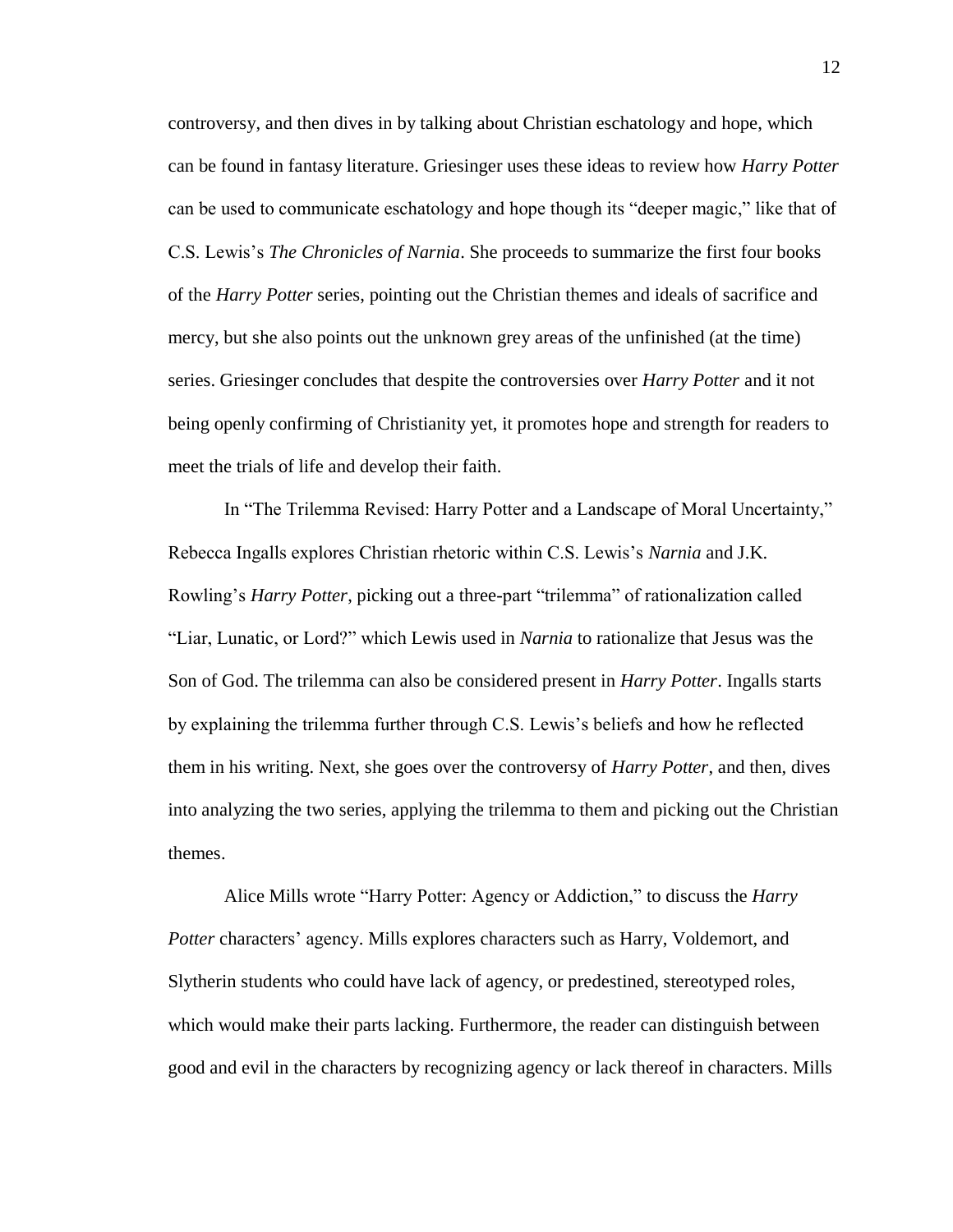controversy, and then dives in by talking about Christian eschatology and hope, which can be found in fantasy literature. Griesinger uses these ideas to review how *Harry Potter* can be used to communicate eschatology and hope though its "deeper magic," like that of C.S. Lewis's *The Chronicles of Narnia*. She proceeds to summarize the first four books of the *Harry Potter* series, pointing out the Christian themes and ideals of sacrifice and mercy, but she also points out the unknown grey areas of the unfinished (at the time) series. Griesinger concludes that despite the controversies over *Harry Potter* and it not being openly confirming of Christianity yet, it promotes hope and strength for readers to meet the trials of life and develop their faith.

In "The Trilemma Revised: Harry Potter and a Landscape of Moral Uncertainty," Rebecca Ingalls explores Christian rhetoric within C.S. Lewis's *Narnia* and J.K. Rowling's *Harry Potter*, picking out a three-part "trilemma" of rationalization called "Liar, Lunatic, or Lord?" which Lewis used in *Narnia* to rationalize that Jesus was the Son of God. The trilemma can also be considered present in *Harry Potter*. Ingalls starts by explaining the trilemma further through C.S. Lewis's beliefs and how he reflected them in his writing. Next, she goes over the controversy of *Harry Potter*, and then, dives into analyzing the two series, applying the trilemma to them and picking out the Christian themes.

Alice Mills wrote "Harry Potter: Agency or Addiction," to discuss the *Harry Potter* characters' agency. Mills explores characters such as Harry, Voldemort, and Slytherin students who could have lack of agency, or predestined, stereotyped roles, which would make their parts lacking. Furthermore, the reader can distinguish between good and evil in the characters by recognizing agency or lack thereof in characters. Mills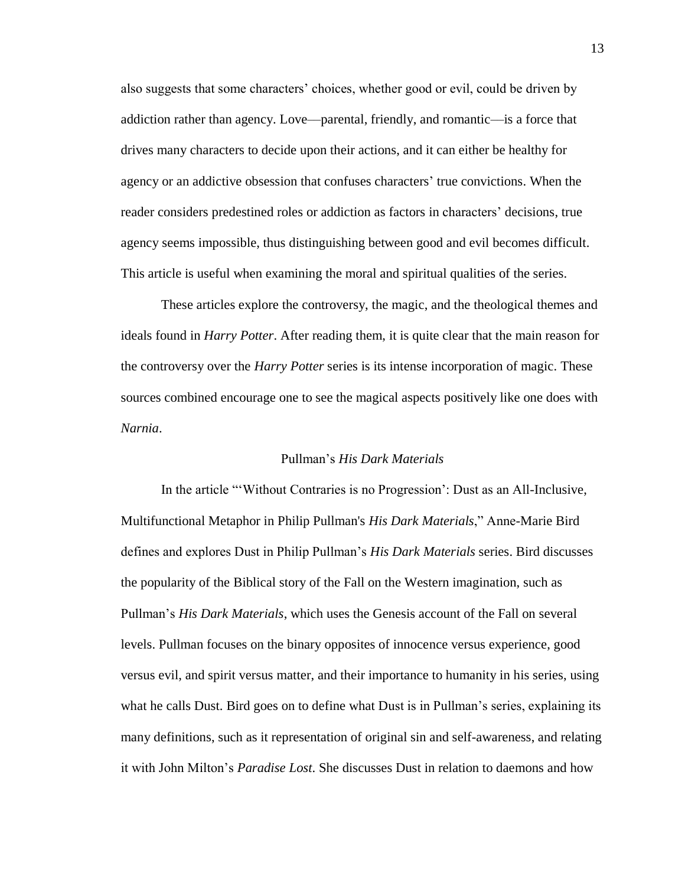also suggests that some characters' choices, whether good or evil, could be driven by addiction rather than agency. Love—parental, friendly, and romantic—is a force that drives many characters to decide upon their actions, and it can either be healthy for agency or an addictive obsession that confuses characters' true convictions. When the reader considers predestined roles or addiction as factors in characters' decisions, true agency seems impossible, thus distinguishing between good and evil becomes difficult. This article is useful when examining the moral and spiritual qualities of the series.

These articles explore the controversy, the magic, and the theological themes and ideals found in *Harry Potter*. After reading them, it is quite clear that the main reason for the controversy over the *Harry Potter* series is its intense incorporation of magic. These sources combined encourage one to see the magical aspects positively like one does with *Narnia*.

## Pullman's *His Dark Materials*

In the article "'Without Contraries is no Progression': Dust as an All-Inclusive, Multifunctional Metaphor in Philip Pullman's *His Dark Materials*," Anne-Marie Bird defines and explores Dust in Philip Pullman's *His Dark Materials* series. Bird discusses the popularity of the Biblical story of the Fall on the Western imagination, such as Pullman's *His Dark Materials*, which uses the Genesis account of the Fall on several levels. Pullman focuses on the binary opposites of innocence versus experience, good versus evil, and spirit versus matter, and their importance to humanity in his series, using what he calls Dust. Bird goes on to define what Dust is in Pullman's series, explaining its many definitions, such as it representation of original sin and self-awareness, and relating it with John Milton's *Paradise Lost*. She discusses Dust in relation to daemons and how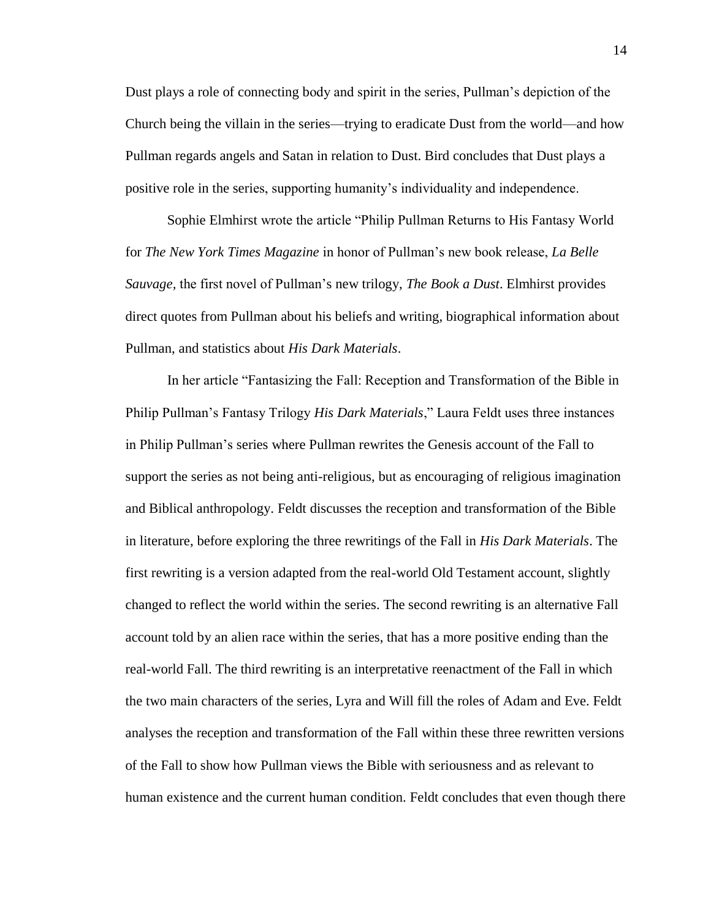Dust plays a role of connecting body and spirit in the series, Pullman's depiction of the Church being the villain in the series—trying to eradicate Dust from the world—and how Pullman regards angels and Satan in relation to Dust. Bird concludes that Dust plays a positive role in the series, supporting humanity's individuality and independence.

Sophie Elmhirst wrote the article "Philip Pullman Returns to His Fantasy World for *The New York Times Magazine* in honor of Pullman's new book release, *La Belle Sauvage*, the first novel of Pullman's new trilogy, *The Book a Dust*. Elmhirst provides direct quotes from Pullman about his beliefs and writing, biographical information about Pullman, and statistics about *His Dark Materials*.

In her article "Fantasizing the Fall: Reception and Transformation of the Bible in Philip Pullman's Fantasy Trilogy *His Dark Materials*," Laura Feldt uses three instances in Philip Pullman's series where Pullman rewrites the Genesis account of the Fall to support the series as not being anti-religious, but as encouraging of religious imagination and Biblical anthropology. Feldt discusses the reception and transformation of the Bible in literature, before exploring the three rewritings of the Fall in *His Dark Materials*. The first rewriting is a version adapted from the real-world Old Testament account, slightly changed to reflect the world within the series. The second rewriting is an alternative Fall account told by an alien race within the series, that has a more positive ending than the real-world Fall. The third rewriting is an interpretative reenactment of the Fall in which the two main characters of the series, Lyra and Will fill the roles of Adam and Eve. Feldt analyses the reception and transformation of the Fall within these three rewritten versions of the Fall to show how Pullman views the Bible with seriousness and as relevant to human existence and the current human condition. Feldt concludes that even though there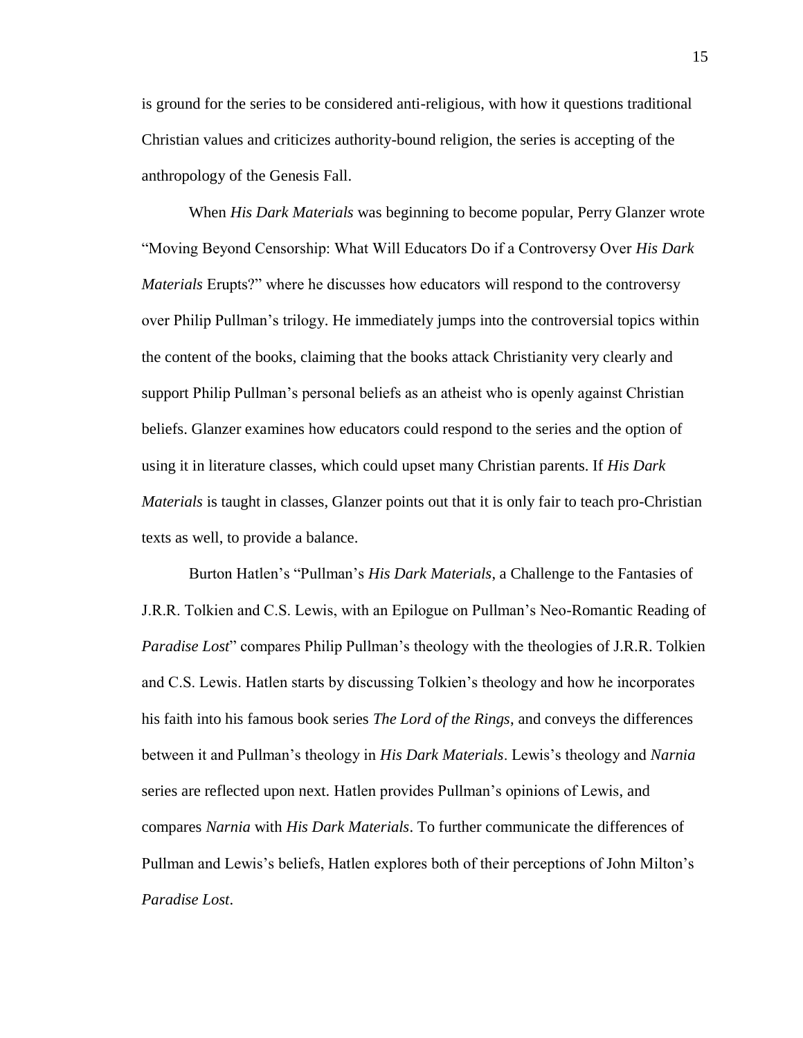is ground for the series to be considered anti-religious, with how it questions traditional Christian values and criticizes authority-bound religion, the series is accepting of the anthropology of the Genesis Fall.

When *His Dark Materials* was beginning to become popular, Perry Glanzer wrote "Moving Beyond Censorship: What Will Educators Do if a Controversy Over *His Dark Materials* Erupts?" where he discusses how educators will respond to the controversy over Philip Pullman's trilogy. He immediately jumps into the controversial topics within the content of the books, claiming that the books attack Christianity very clearly and support Philip Pullman's personal beliefs as an atheist who is openly against Christian beliefs. Glanzer examines how educators could respond to the series and the option of using it in literature classes, which could upset many Christian parents. If *His Dark Materials* is taught in classes, Glanzer points out that it is only fair to teach pro-Christian texts as well, to provide a balance.

Burton Hatlen's "Pullman's *His Dark Materials*, a Challenge to the Fantasies of J.R.R. Tolkien and C.S. Lewis, with an Epilogue on Pullman's Neo-Romantic Reading of *Paradise Lost*" compares Philip Pullman's theology with the theologies of J.R.R. Tolkien and C.S. Lewis. Hatlen starts by discussing Tolkien's theology and how he incorporates his faith into his famous book series *The Lord of the Rings*, and conveys the differences between it and Pullman's theology in *His Dark Materials*. Lewis's theology and *Narnia* series are reflected upon next. Hatlen provides Pullman's opinions of Lewis, and compares *Narnia* with *His Dark Materials*. To further communicate the differences of Pullman and Lewis's beliefs, Hatlen explores both of their perceptions of John Milton's *Paradise Lost*.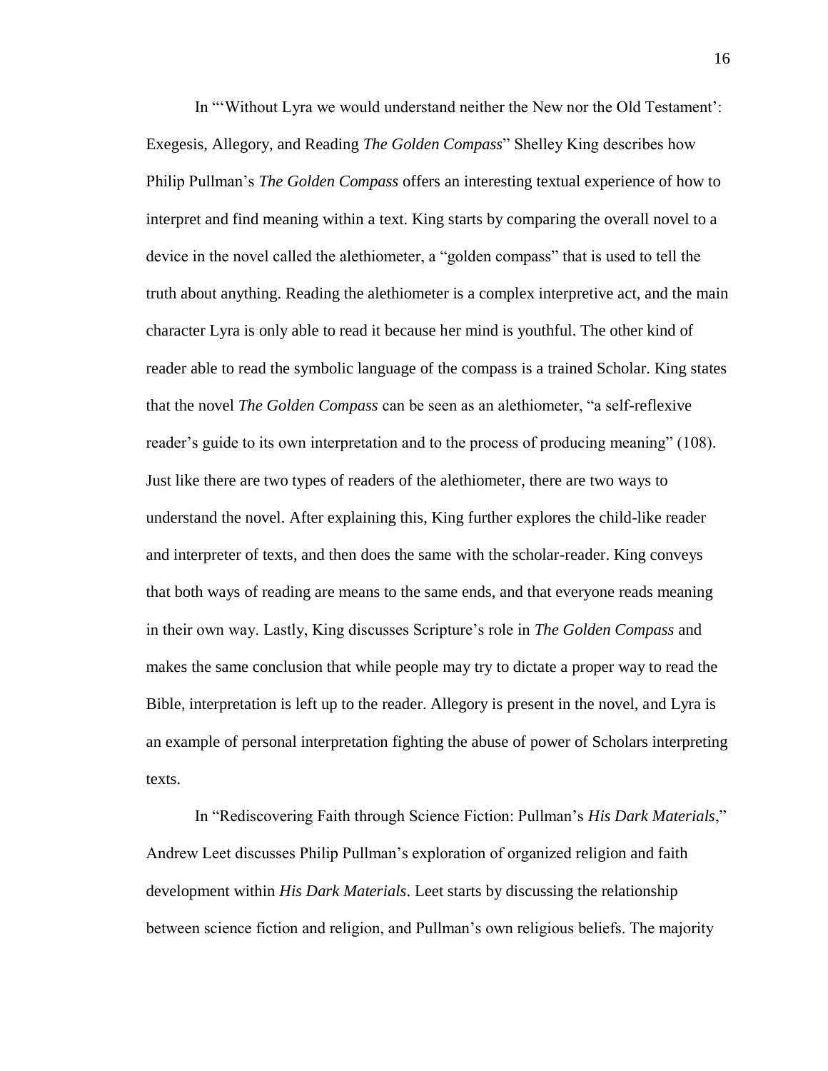In "'Without Lyra we would understand neither the New nor the Old Testament': Exegesis, Allegory, and Reading *The Golden Compass*" Shelley King describes how Philip Pullman's *The Golden Compass* offers an interesting textual experience of how to interpret and find meaning within a text. King starts by comparing the overall novel to a device in the novel called the alethiometer, a "golden compass" that is used to tell the truth about anything. Reading the alethiometer is a complex interpretive act, and the main character Lyra is only able to read it because her mind is youthful. The other kind of reader able to read the symbolic language of the compass is a trained Scholar. King states that the novel *The Golden Compass* can be seen as an alethiometer, "a self-reflexive reader's guide to its own interpretation and to the process of producing meaning" (108). Just like there are two types of readers of the alethiometer, there are two ways to understand the novel. After explaining this, King further explores the child-like reader and interpreter of texts, and then does the same with the scholar-reader. King conveys that both ways of reading are means to the same ends, and that everyone reads meaning in their own way. Lastly, King discusses Scripture's role in *The Golden Compass* and makes the same conclusion that while people may try to dictate a proper way to read the Bible, interpretation is left up to the reader. Allegory is present in the novel, and Lyra is an example of personal interpretation fighting the abuse of power of Scholars interpreting texts.

In "Rediscovering Faith through Science Fiction: Pullman's *His Dark Materials*," Andrew Leet discusses Philip Pullman's exploration of organized religion and faith development within *His Dark Materials*. Leet starts by discussing the relationship between science fiction and religion, and Pullman's own religious beliefs. The majority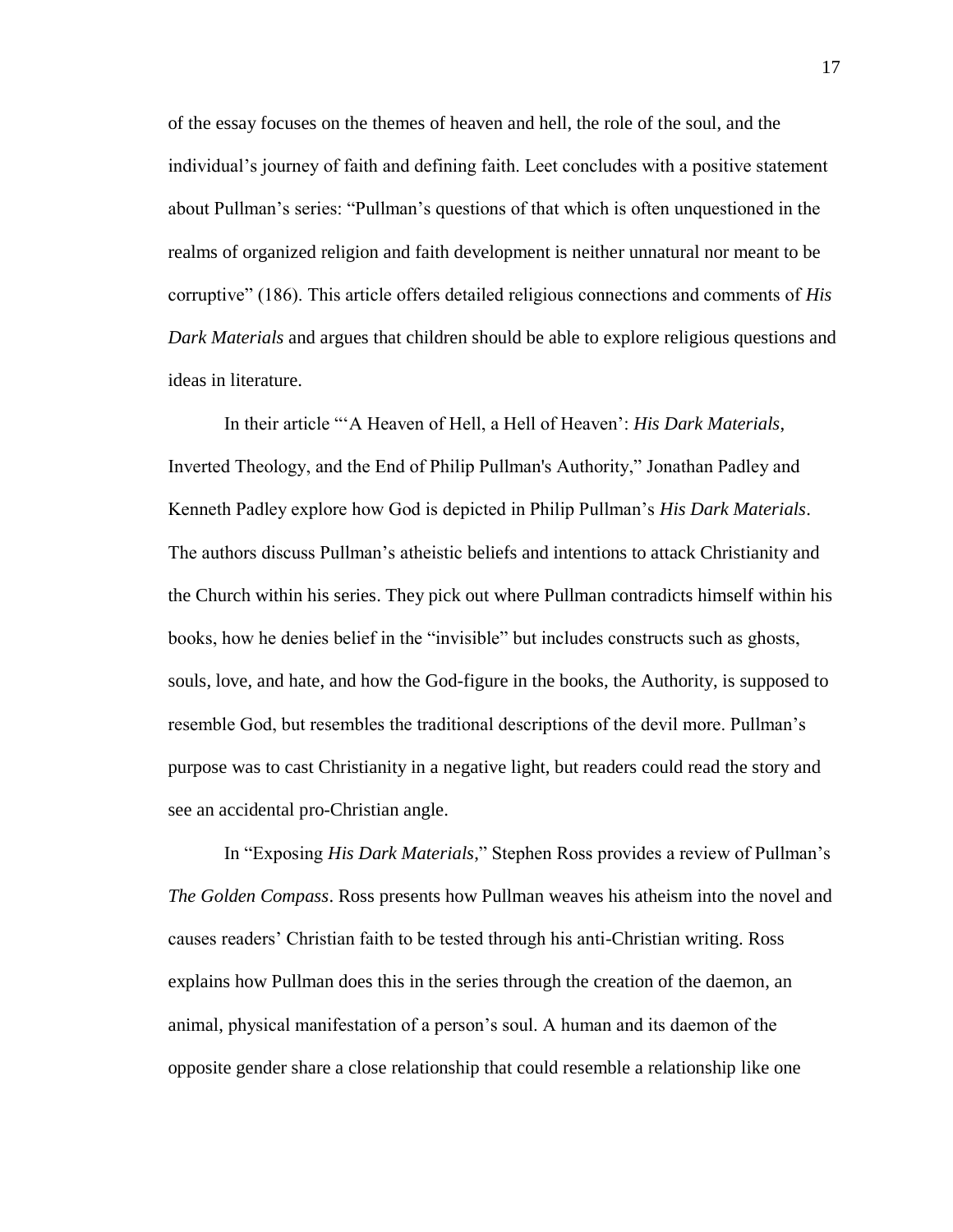of the essay focuses on the themes of heaven and hell, the role of the soul, and the individual's journey of faith and defining faith. Leet concludes with a positive statement about Pullman's series: "Pullman's questions of that which is often unquestioned in the realms of organized religion and faith development is neither unnatural nor meant to be corruptive" (186). This article offers detailed religious connections and comments of *His Dark Materials* and argues that children should be able to explore religious questions and ideas in literature.

In their article "'A Heaven of Hell, a Hell of Heaven': *His Dark Materials*, Inverted Theology, and the End of Philip Pullman's Authority," Jonathan Padley and Kenneth Padley explore how God is depicted in Philip Pullman's *His Dark Materials*. The authors discuss Pullman's atheistic beliefs and intentions to attack Christianity and the Church within his series. They pick out where Pullman contradicts himself within his books, how he denies belief in the "invisible" but includes constructs such as ghosts, souls, love, and hate, and how the God-figure in the books, the Authority, is supposed to resemble God, but resembles the traditional descriptions of the devil more. Pullman's purpose was to cast Christianity in a negative light, but readers could read the story and see an accidental pro-Christian angle.

In "Exposing *His Dark Materials*," Stephen Ross provides a review of Pullman's *The Golden Compass*. Ross presents how Pullman weaves his atheism into the novel and causes readers' Christian faith to be tested through his anti-Christian writing. Ross explains how Pullman does this in the series through the creation of the daemon, an animal, physical manifestation of a person's soul. A human and its daemon of the opposite gender share a close relationship that could resemble a relationship like one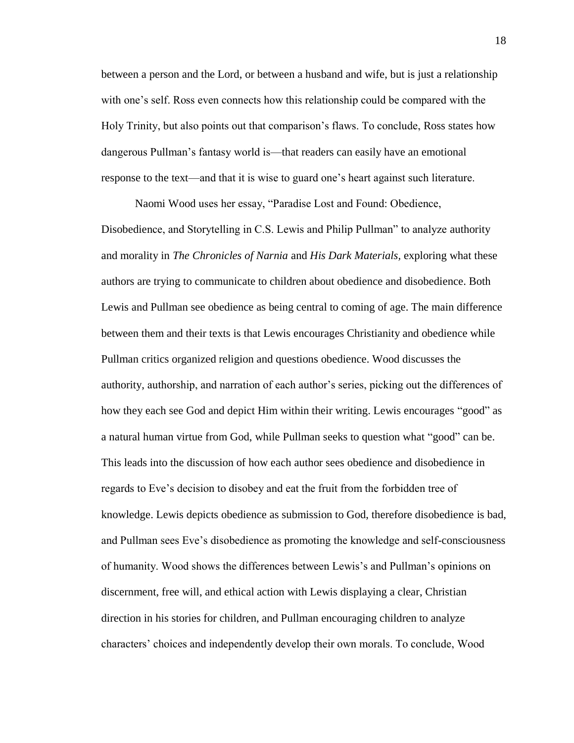between a person and the Lord, or between a husband and wife, but is just a relationship with one's self. Ross even connects how this relationship could be compared with the Holy Trinity, but also points out that comparison's flaws. To conclude, Ross states how dangerous Pullman's fantasy world is—that readers can easily have an emotional response to the text—and that it is wise to guard one's heart against such literature.

Naomi Wood uses her essay, "Paradise Lost and Found: Obedience, Disobedience, and Storytelling in C.S. Lewis and Philip Pullman" to analyze authority and morality in *The Chronicles of Narnia* and *His Dark Materials,* exploring what these authors are trying to communicate to children about obedience and disobedience. Both Lewis and Pullman see obedience as being central to coming of age. The main difference between them and their texts is that Lewis encourages Christianity and obedience while Pullman critics organized religion and questions obedience. Wood discusses the authority, authorship, and narration of each author's series, picking out the differences of how they each see God and depict Him within their writing. Lewis encourages "good" as a natural human virtue from God, while Pullman seeks to question what "good" can be. This leads into the discussion of how each author sees obedience and disobedience in regards to Eve's decision to disobey and eat the fruit from the forbidden tree of knowledge. Lewis depicts obedience as submission to God, therefore disobedience is bad, and Pullman sees Eve's disobedience as promoting the knowledge and self-consciousness of humanity. Wood shows the differences between Lewis's and Pullman's opinions on discernment, free will, and ethical action with Lewis displaying a clear, Christian direction in his stories for children, and Pullman encouraging children to analyze characters' choices and independently develop their own morals. To conclude, Wood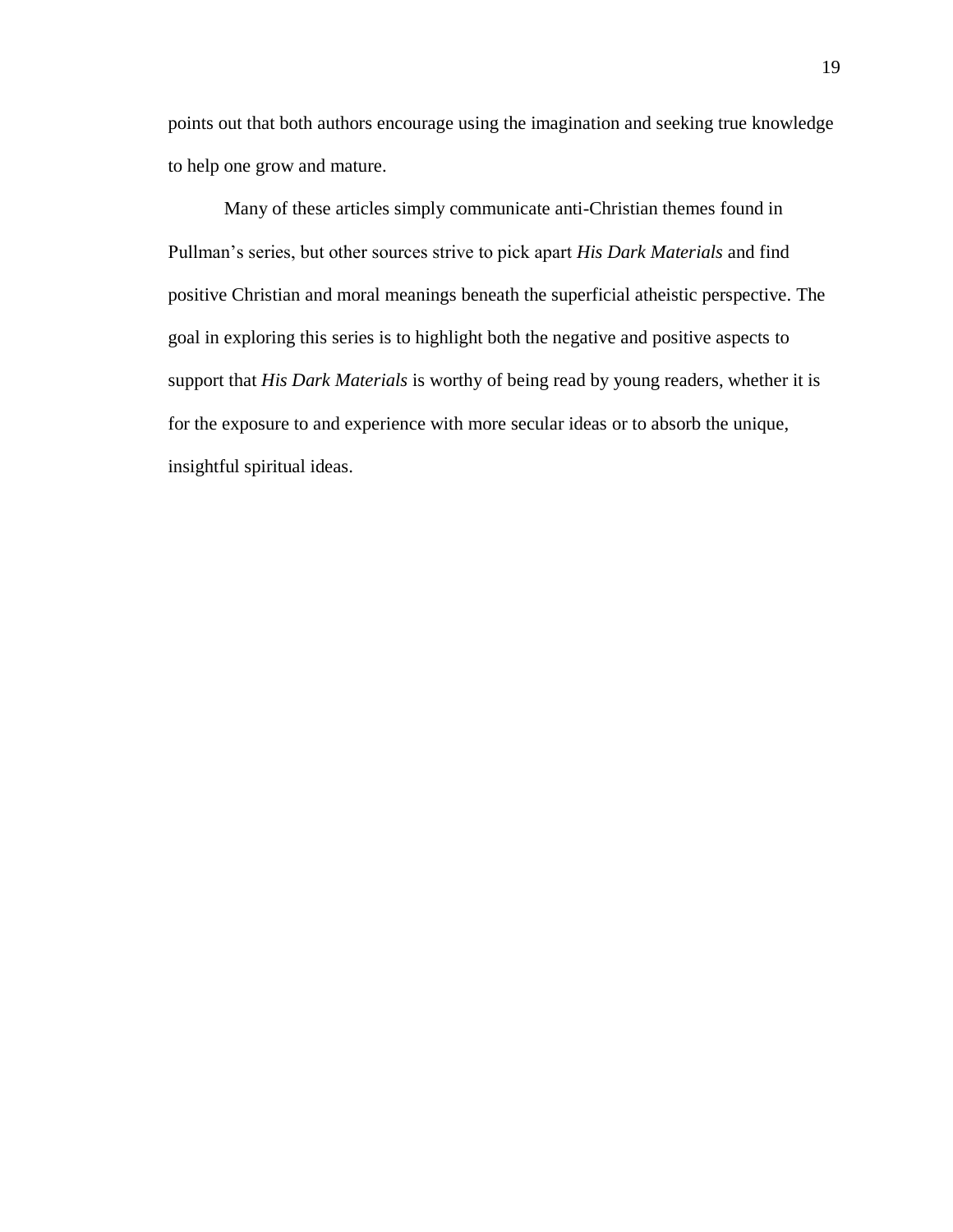points out that both authors encourage using the imagination and seeking true knowledge to help one grow and mature.

Many of these articles simply communicate anti-Christian themes found in Pullman's series, but other sources strive to pick apart *His Dark Materials* and find positive Christian and moral meanings beneath the superficial atheistic perspective. The goal in exploring this series is to highlight both the negative and positive aspects to support that *His Dark Materials* is worthy of being read by young readers, whether it is for the exposure to and experience with more secular ideas or to absorb the unique, insightful spiritual ideas.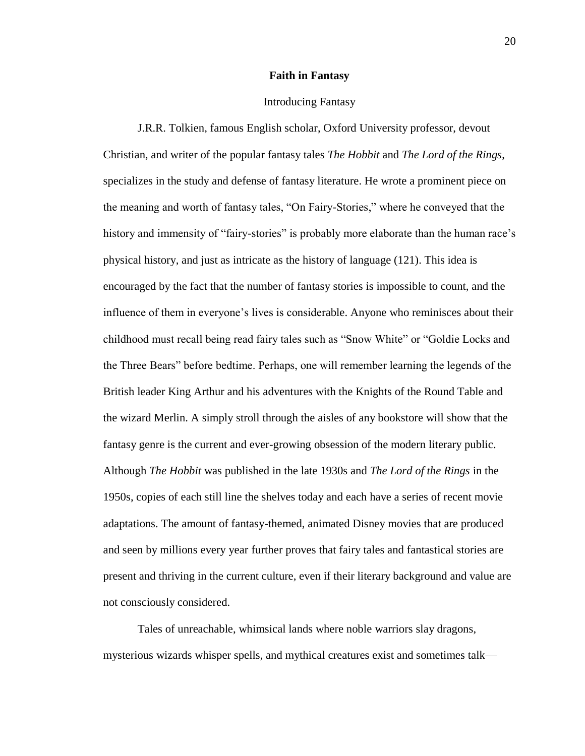# Faith in Fantasy

## Introducing Fantasy

J.R.R. Tolkien, famous English scholar, Oxford University professor, devout Christian, and writer of the popular fantasy tales *The Hobbit* and *The Lord of the Rings*, specializes in the study and defense of fantasy literature. He wrote a prominent piece on the meaning and worth of fantasy tales, "On Fairy-Stories," where he conveyed that the history and immensity of "fairy-stories" is probably more elaborate than the human race's physical history, and just as intricate as the history of language (121). This idea is encouraged by the fact that the number of fantasy stories is impossible to count, and the influence of them in everyone's lives is considerable. Anyone who reminisces about their childhood must recall being read fairy tales such as "Snow White" or "Goldie Locks and the Three Bears" before bedtime. Perhaps, one will remember learning the legends of the British leader King Arthur and his adventures with the Knights of the Round Table and the wizard Merlin. A simply stroll through the aisles of any bookstore will show that the fantasy genre is the current and ever-growing obsession of the modern literary public. Although *The Hobbit* was published in the late 1930s and *The Lord of the Rings* in the 1950s, copies of each still line the shelves today and each have a series of recent movie adaptations. The amount of fantasy-themed, animated Disney movies that are produced and seen by millions every year further proves that fairy tales and fantastical stories are present and thriving in the current culture, even if their literary background and value are not consciously considered.

Tales of unreachable, whimsical lands where noble warriors slay dragons, mysterious wizards whisper spells, and mythical creatures exist and sometimes talk—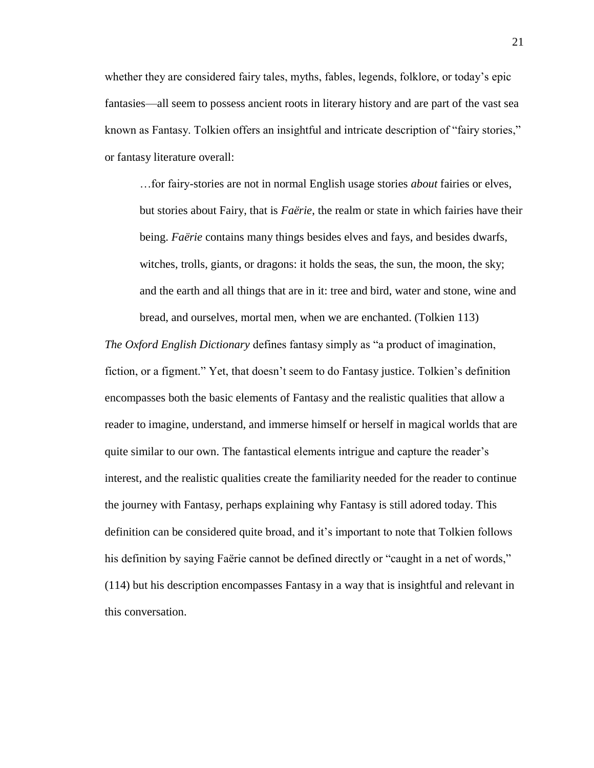whether they are considered fairy tales, myths, fables, legends, folklore, or today's epic fantasies—all seem to possess ancient roots in literary history and are part of the vast sea known as Fantasy. Tolkien offers an insightful and intricate description of "fairy stories," or fantasy literature overall:

> …for fairy-stories are not in normal English usage stories *about* fairies or elves, but stories about Fairy, that is *Faërie*, the realm or state in which fairies have their being. *Faërie* contains many things besides elves and fays, and besides dwarfs, witches, trolls, giants, or dragons: it holds the seas, the sun, the moon, the sky; and the earth and all things that are in it: tree and bird, water and stone, wine and bread, and ourselves, mortal men, when we are enchanted. (Tolkien 113)

*The Oxford English Dictionary* defines fantasy simply as "a product of imagination, fiction, or a figment." Yet, that doesn't seem to do Fantasy justice. Tolkien's definition encompasses both the basic elements of Fantasy and the realistic qualities that allow a reader to imagine, understand, and immerse himself or herself in magical worlds that are quite similar to our own. The fantastical elements intrigue and capture the reader's interest, and the realistic qualities create the familiarity needed for the reader to continue the journey with Fantasy, perhaps explaining why Fantasy is still adored today. This definition can be considered quite broad, and it's important to note that Tolkien follows his definition by saying Faërie cannot be defined directly or "caught in a net of words," (114) but his description encompasses Fantasy in a way that is insightful and relevant in this conversation.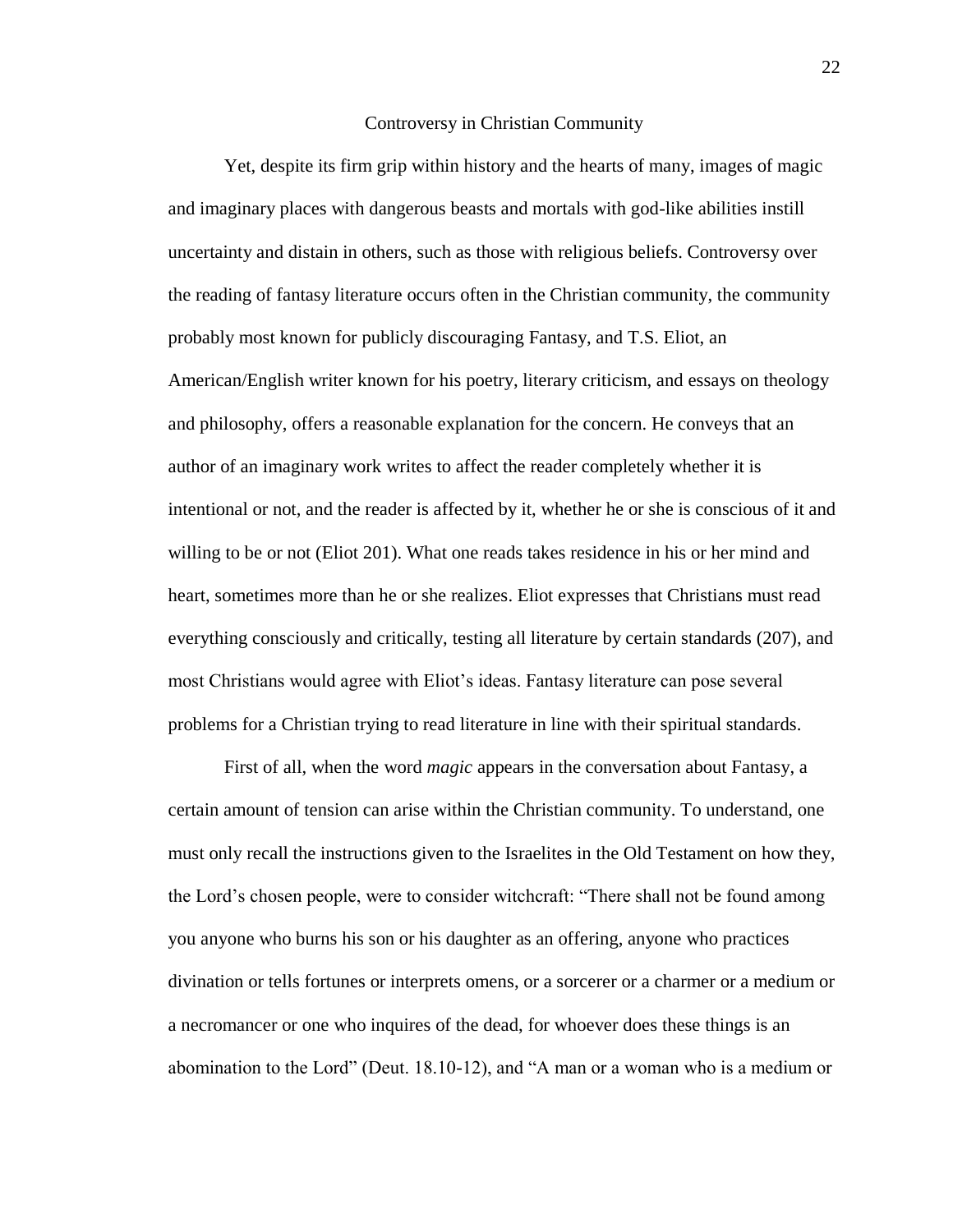## Controversy in Christian Community

Yet, despite its firm grip within history and the hearts of many, images of magic and imaginary places with dangerous beasts and mortals with god-like abilities instill uncertainty and distain in others, such as those with religious beliefs. Controversy over the reading of fantasy literature occurs often in the Christian community, the community probably most known for publicly discouraging Fantasy, and T.S. Eliot, an American/English writer known for his poetry, literary criticism, and essays on theology and philosophy, offers a reasonable explanation for the concern. He conveys that an author of an imaginary work writes to affect the reader completely whether it is intentional or not, and the reader is affected by it, whether he or she is conscious of it and willing to be or not (Eliot 201). What one reads takes residence in his or her mind and heart, sometimes more than he or she realizes. Eliot expresses that Christians must read everything consciously and critically, testing all literature by certain standards (207), and most Christians would agree with Eliot's ideas. Fantasy literature can pose several problems for a Christian trying to read literature in line with their spiritual standards.

First of all, when the word *magic* appears in the conversation about Fantasy, a certain amount of tension can arise within the Christian community. To understand, one must only recall the instructions given to the Israelites in the Old Testament on how they, the Lord's chosen people, were to consider witchcraft: "There shall not be found among you anyone who burns his son or his daughter as an offering, anyone who practices divination or tells fortunes or interprets omens, or a sorcerer or a charmer or a medium or a necromancer or one who inquires of the dead, for whoever does these things is an abomination to the Lord" (Deut. 18.10-12), and "A man or a woman who is a medium or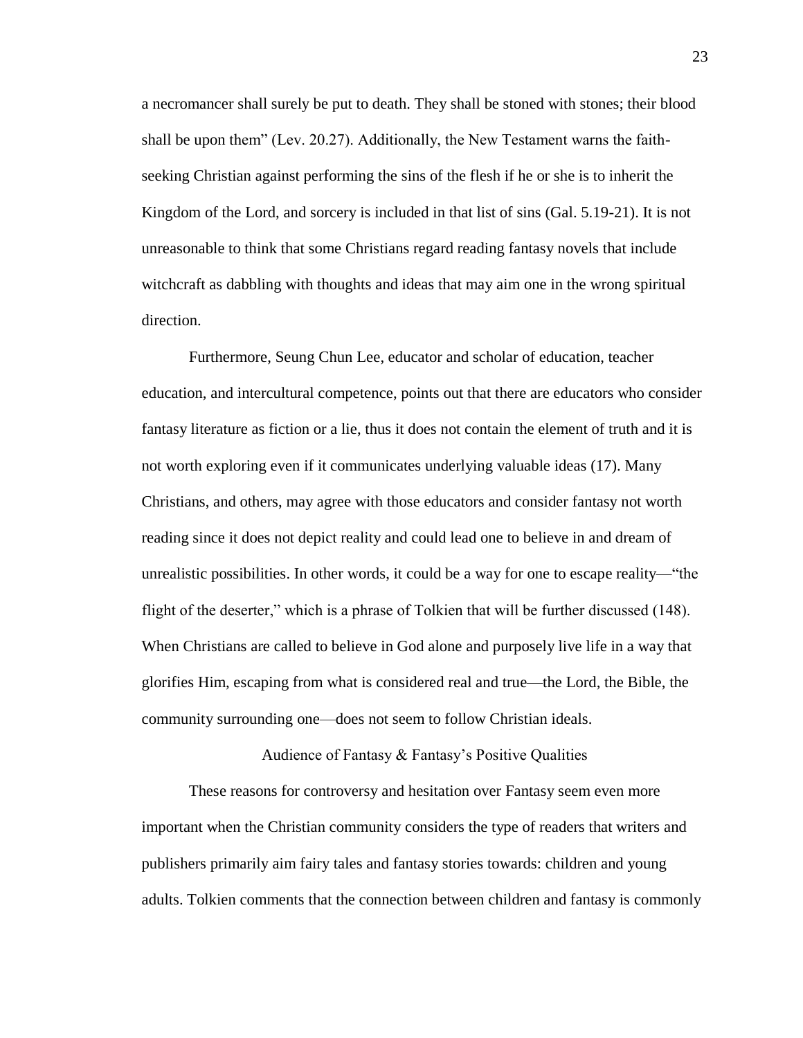a necromancer shall surely be put to death. They shall be stoned with stones; their blood shall be upon them" (Lev. 20.27). Additionally, the New Testament warns the faith-seeking Christian against performing the sins of the flesh if he or she is to inherit the Kingdom of the Lord, and sorcery is included in that list of sins (Gal. 5.19-21). It is not unreasonable to think that some Christians regard reading fantasy novels that include witchcraft as dabbling with thoughts and ideas that may aim one in the wrong spiritual direction.

Furthermore, Seung Chun Lee, educator and scholar of education, teacher education, and intercultural competence, points out that there are educators who consider fantasy literature as fiction or a lie, thus it does not contain the element of truth and it is not worth exploring even if it communicates underlying valuable ideas (17). Many Christians, and others, may agree with those educators and consider fantasy not worth reading since it does not depict reality and could lead one to believe in and dream of unrealistic possibilities. In other words, it could be a way for one to escape reality—"the flight of the deserter," which is a phrase of Tolkien that will be further discussed (148). When Christians are called to believe in God alone and purposely live life in a way that glorifies Him, escaping from what is considered real and true—the Lord, the Bible, the community surrounding one—does not seem to follow Christian ideals.

## Audience of Fantasy & Fantasy's Positive Qualities

These reasons for controversy and hesitation over Fantasy seem even more important when the Christian community considers the type of readers that writers and publishers primarily aim fairy tales and fantasy stories towards: children and young adults. Tolkien comments that the connection between children and fantasy is commonly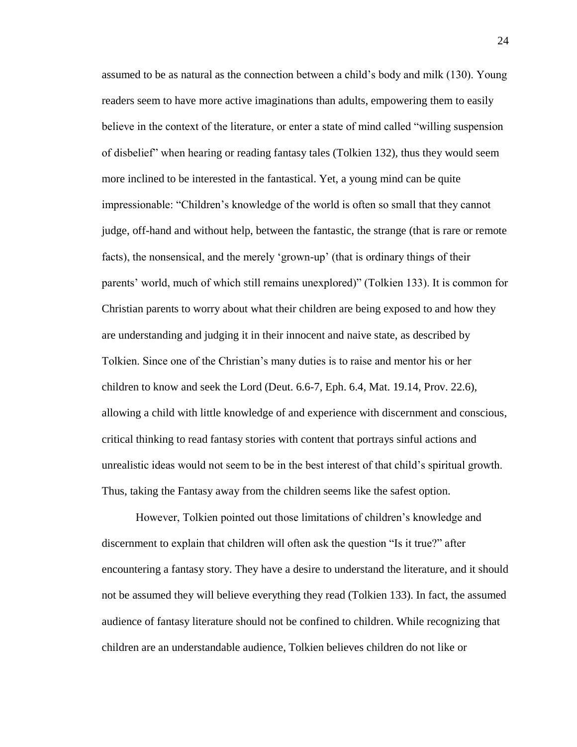assumed to be as natural as the connection between a child's body and milk (130). Young readers seem to have more active imaginations than adults, empowering them to easily believe in the context of the literature, or enter a state of mind called "willing suspension of disbelief" when hearing or reading fantasy tales (Tolkien 132), thus they would seem more inclined to be interested in the fantastical. Yet, a young mind can be quite impressionable: "Children's knowledge of the world is often so small that they cannot judge, off-hand and without help, between the fantastic, the strange (that is rare or remote facts), the nonsensical, and the merely 'grown-up' (that is ordinary things of their parents' world, much of which still remains unexplored)" (Tolkien 133). It is common for Christian parents to worry about what their children are being exposed to and how they are understanding and judging it in their innocent and naive state, as described by Tolkien. Since one of the Christian's many duties is to raise and mentor his or her children to know and seek the Lord (Deut. 6.6-7, Eph. 6.4, Mat. 19.14, Prov. 22.6), allowing a child with little knowledge of and experience with discernment and conscious, critical thinking to read fantasy stories with content that portrays sinful actions and unrealistic ideas would not seem to be in the best interest of that child's spiritual growth. Thus, taking the Fantasy away from the children seems like the safest option.

However, Tolkien pointed out those limitations of children's knowledge and discernment to explain that children will often ask the question "Is it true?" after encountering a fantasy story. They have a desire to understand the literature, and it should not be assumed they will believe everything they read (Tolkien 133). In fact, the assumed audience of fantasy literature should not be confined to children. While recognizing that children are an understandable audience, Tolkien believes children do not like or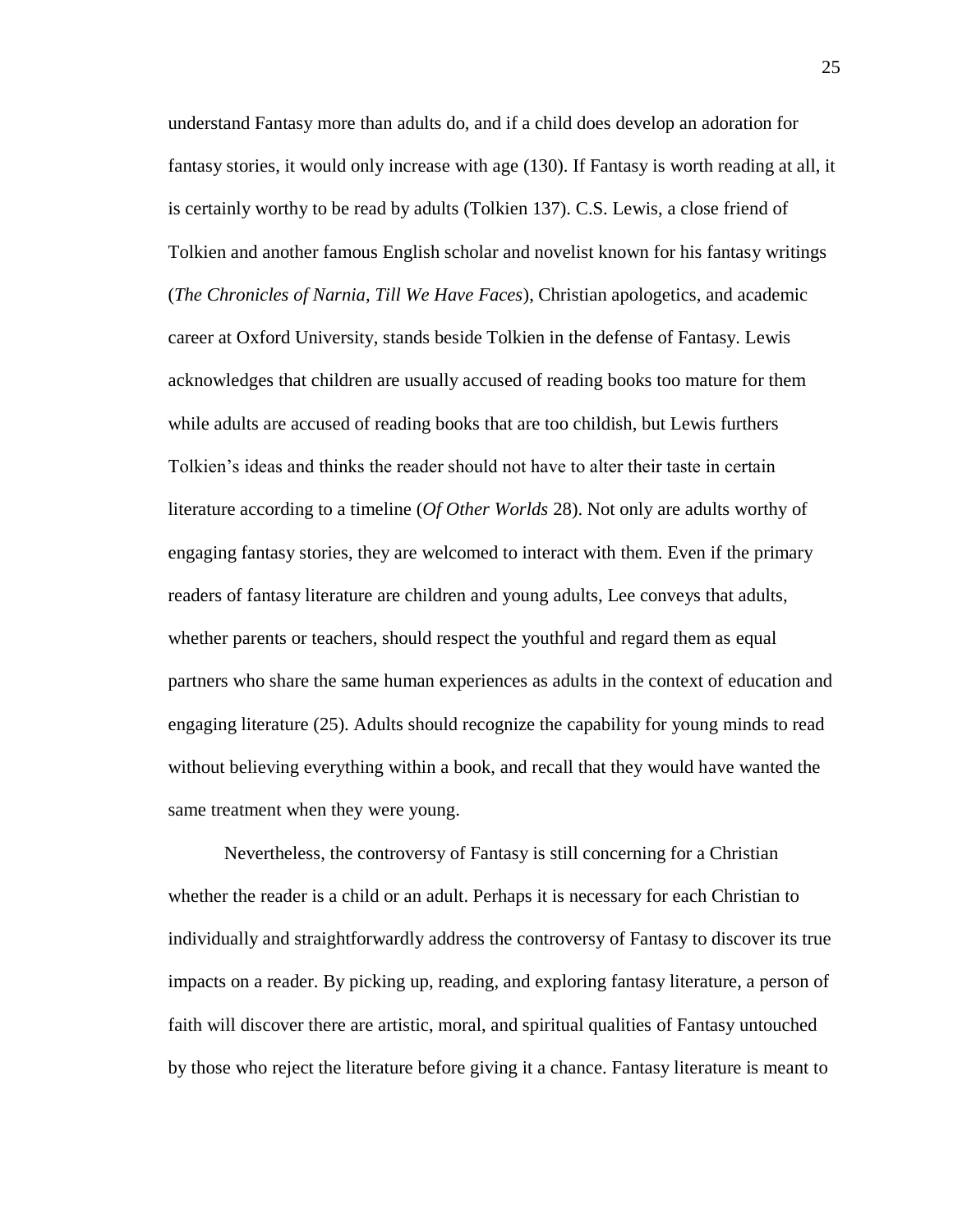understand Fantasy more than adults do, and if a child does develop an adoration for fantasy stories, it would only increase with age (130). If Fantasy is worth reading at all, it is certainly worthy to be read by adults (Tolkien 137). C.S. Lewis, a close friend of Tolkien and another famous English scholar and novelist known for his fantasy writings (*The Chronicles of Narnia*, *Till We Have Faces*), Christian apologetics, and academic career at Oxford University, stands beside Tolkien in the defense of Fantasy. Lewis acknowledges that children are usually accused of reading books too mature for them while adults are accused of reading books that are too childish, but Lewis furthers Tolkien's ideas and thinks the reader should not have to alter their taste in certain literature according to a timeline (*Of Other Worlds* 28). Not only are adults worthy of engaging fantasy stories, they are welcomed to interact with them. Even if the primary readers of fantasy literature are children and young adults, Lee conveys that adults, whether parents or teachers, should respect the youthful and regard them as equal partners who share the same human experiences as adults in the context of education and engaging literature (25). Adults should recognize the capability for young minds to read without believing everything within a book, and recall that they would have wanted the same treatment when they were young.

Nevertheless, the controversy of Fantasy is still concerning for a Christian whether the reader is a child or an adult. Perhaps it is necessary for each Christian to individually and straightforwardly address the controversy of Fantasy to discover its true impacts on a reader. By picking up, reading, and exploring fantasy literature, a person of faith will discover there are artistic, moral, and spiritual qualities of Fantasy untouched by those who reject the literature before giving it a chance. Fantasy literature is meant to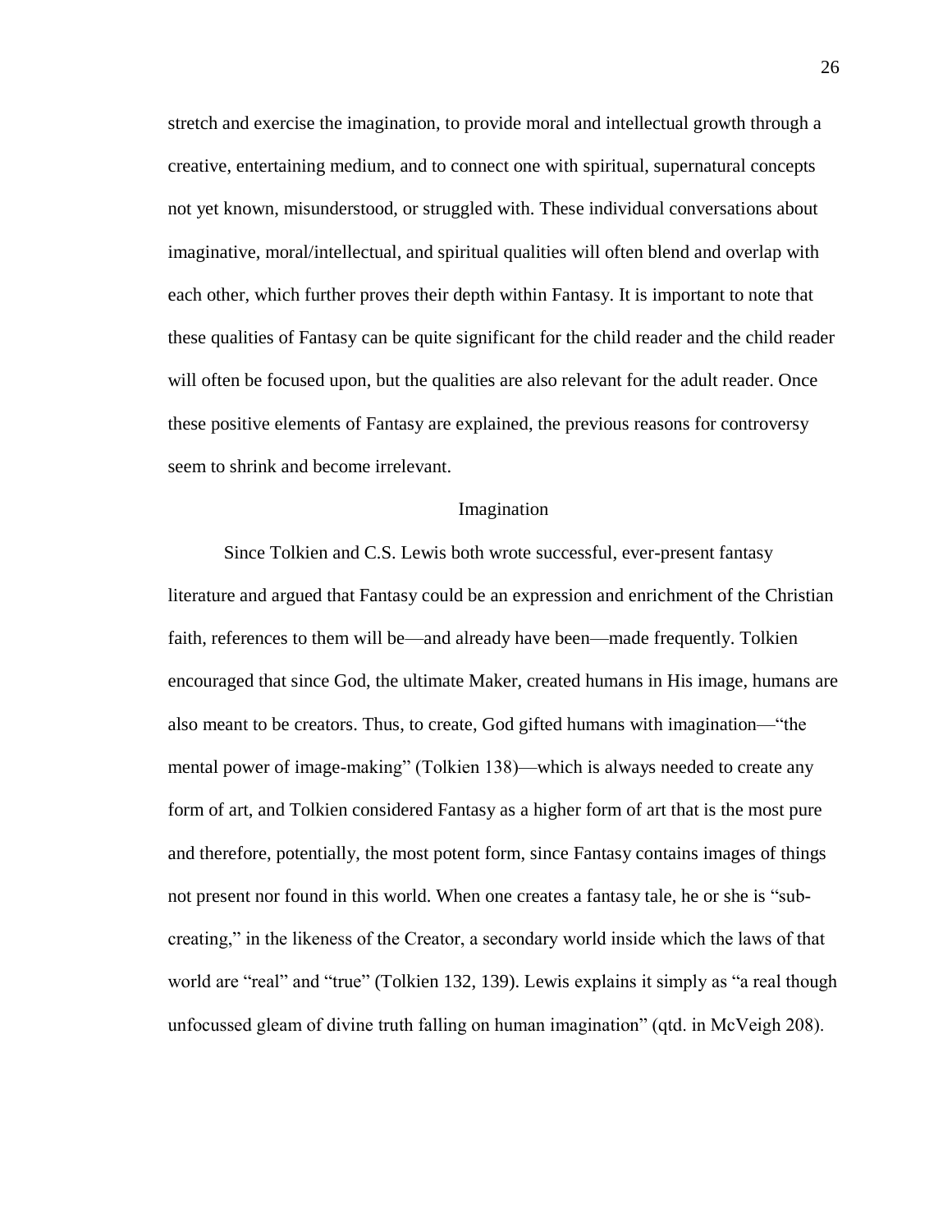stretch and exercise the imagination, to provide moral and intellectual growth through a creative, entertaining medium, and to connect one with spiritual, supernatural concepts not yet known, misunderstood, or struggled with. These individual conversations about imaginative, moral/intellectual, and spiritual qualities will often blend and overlap with each other, which further proves their depth within Fantasy. It is important to note that these qualities of Fantasy can be quite significant for the child reader and the child reader will often be focused upon, but the qualities are also relevant for the adult reader. Once these positive elements of Fantasy are explained, the previous reasons for controversy seem to shrink and become irrelevant.

## Imagination

Since Tolkien and C.S. Lewis both wrote successful, ever-present fantasy literature and argued that Fantasy could be an expression and enrichment of the Christian faith, references to them will be—and already have been—made frequently. Tolkien encouraged that since God, the ultimate Maker, created humans in His image, humans are also meant to be creators. Thus, to create, God gifted humans with imagination—"the mental power of image-making" (Tolkien 138)—which is always needed to create any form of art, and Tolkien considered Fantasy as a higher form of art that is the most pure and therefore, potentially, the most potent form, since Fantasy contains images of things not present nor found in this world. When one creates a fantasy tale, he or she is "sub-creating," in the likeness of the Creator, a secondary world inside which the laws of that world are "real" and "true" (Tolkien 132, 139). Lewis explains it simply as "a real though unfocussed gleam of divine truth falling on human imagination" (qtd. in McVeigh 208).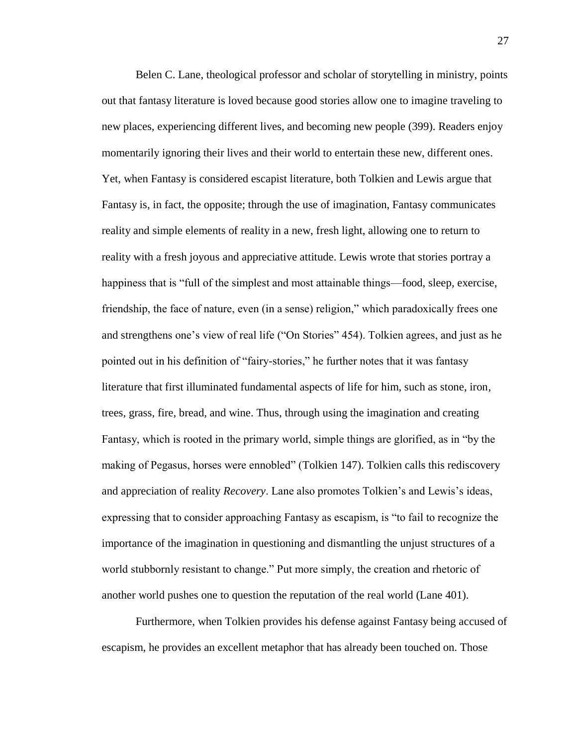Belen C. Lane, theological professor and scholar of storytelling in ministry, points out that fantasy literature is loved because good stories allow one to imagine traveling to new places, experiencing different lives, and becoming new people (399). Readers enjoy momentarily ignoring their lives and their world to entertain these new, different ones. Yet, when Fantasy is considered escapist literature, both Tolkien and Lewis argue that Fantasy is, in fact, the opposite; through the use of imagination, Fantasy communicates reality and simple elements of reality in a new, fresh light, allowing one to return to reality with a fresh joyous and appreciative attitude. Lewis wrote that stories portray a happiness that is "full of the simplest and most attainable things—food, sleep, exercise, friendship, the face of nature, even (in a sense) religion," which paradoxically frees one and strengthens one's view of real life ("On Stories" 454). Tolkien agrees, and just as he pointed out in his definition of "fairy-stories," he further notes that it was fantasy literature that first illuminated fundamental aspects of life for him, such as stone, iron, trees, grass, fire, bread, and wine. Thus, through using the imagination and creating Fantasy, which is rooted in the primary world, simple things are glorified, as in "by the making of Pegasus, horses were ennobled" (Tolkien 147). Tolkien calls this rediscovery and appreciation of reality *Recovery*. Lane also promotes Tolkien's and Lewis's ideas, expressing that to consider approaching Fantasy as escapism, is "to fail to recognize the importance of the imagination in questioning and dismantling the unjust structures of a world stubbornly resistant to change." Put more simply, the creation and rhetoric of another world pushes one to question the reputation of the real world (Lane 401).

Furthermore, when Tolkien provides his defense against Fantasy being accused of escapism, he provides an excellent metaphor that has already been touched on. Those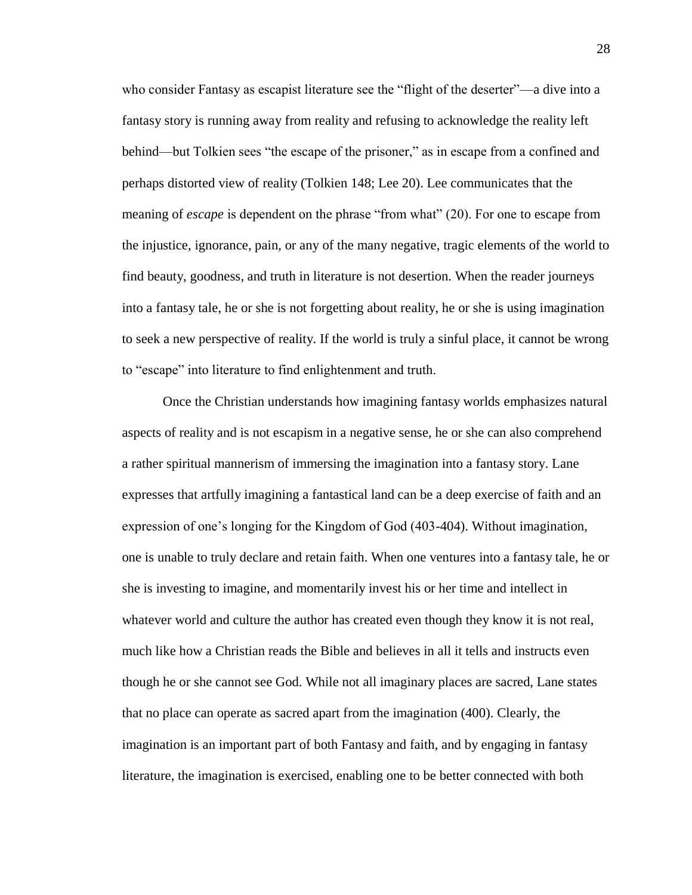who consider Fantasy as escapist literature see the "flight of the deserter"—a dive into a fantasy story is running away from reality and refusing to acknowledge the reality left behind—but Tolkien sees "the escape of the prisoner," as in escape from a confined and perhaps distorted view of reality (Tolkien 148; Lee 20). Lee communicates that the meaning of *escape* is dependent on the phrase "from what" (20). For one to escape from the injustice, ignorance, pain, or any of the many negative, tragic elements of the world to find beauty, goodness, and truth in literature is not desertion. When the reader journeys into a fantasy tale, he or she is not forgetting about reality, he or she is using imagination to seek a new perspective of reality. If the world is truly a sinful place, it cannot be wrong to "escape" into literature to find enlightenment and truth.

Once the Christian understands how imagining fantasy worlds emphasizes natural aspects of reality and is not escapism in a negative sense, he or she can also comprehend a rather spiritual mannerism of immersing the imagination into a fantasy story. Lane expresses that artfully imagining a fantastical land can be a deep exercise of faith and an expression of one's longing for the Kingdom of God (403-404). Without imagination, one is unable to truly declare and retain faith. When one ventures into a fantasy tale, he or she is investing to imagine, and momentarily invest his or her time and intellect in whatever world and culture the author has created even though they know it is not real, much like how a Christian reads the Bible and believes in all it tells and instructs even though he or she cannot see God. While not all imaginary places are sacred, Lane states that no place can operate as sacred apart from the imagination (400). Clearly, the imagination is an important part of both Fantasy and faith, and by engaging in fantasy literature, the imagination is exercised, enabling one to be better connected with both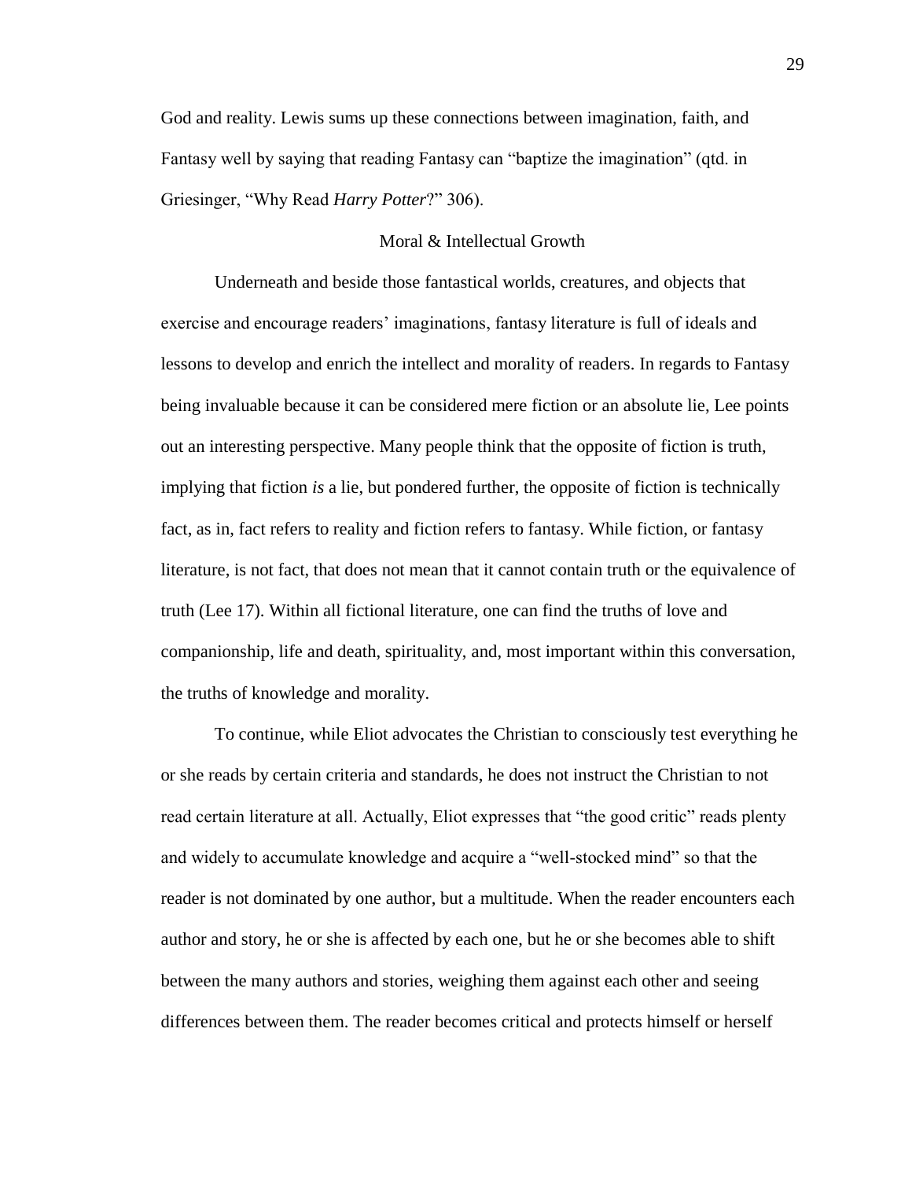God and reality. Lewis sums up these connections between imagination, faith, and Fantasy well by saying that reading Fantasy can "baptize the imagination" (qtd. in Griesinger, "Why Read *Harry Potter*?" 306).

## Moral & Intellectual Growth

Underneath and beside those fantastical worlds, creatures, and objects that exercise and encourage readers' imaginations, fantasy literature is full of ideals and lessons to develop and enrich the intellect and morality of readers. In regards to Fantasy being invaluable because it can be considered mere fiction or an absolute lie, Lee points out an interesting perspective. Many people think that the opposite of fiction is truth, implying that fiction *is* a lie, but pondered further, the opposite of fiction is technically fact, as in, fact refers to reality and fiction refers to fantasy. While fiction, or fantasy literature, is not fact, that does not mean that it cannot contain truth or the equivalence of truth (Lee 17). Within all fictional literature, one can find the truths of love and companionship, life and death, spirituality, and, most important within this conversation, the truths of knowledge and morality.

To continue, while Eliot advocates the Christian to consciously test everything he or she reads by certain criteria and standards, he does not instruct the Christian to not read certain literature at all. Actually, Eliot expresses that "the good critic" reads plenty and widely to accumulate knowledge and acquire a "well-stocked mind" so that the reader is not dominated by one author, but a multitude. When the reader encounters each author and story, he or she is affected by each one, but he or she becomes able to shift between the many authors and stories, weighing them against each other and seeing differences between them. The reader becomes critical and protects himself or herself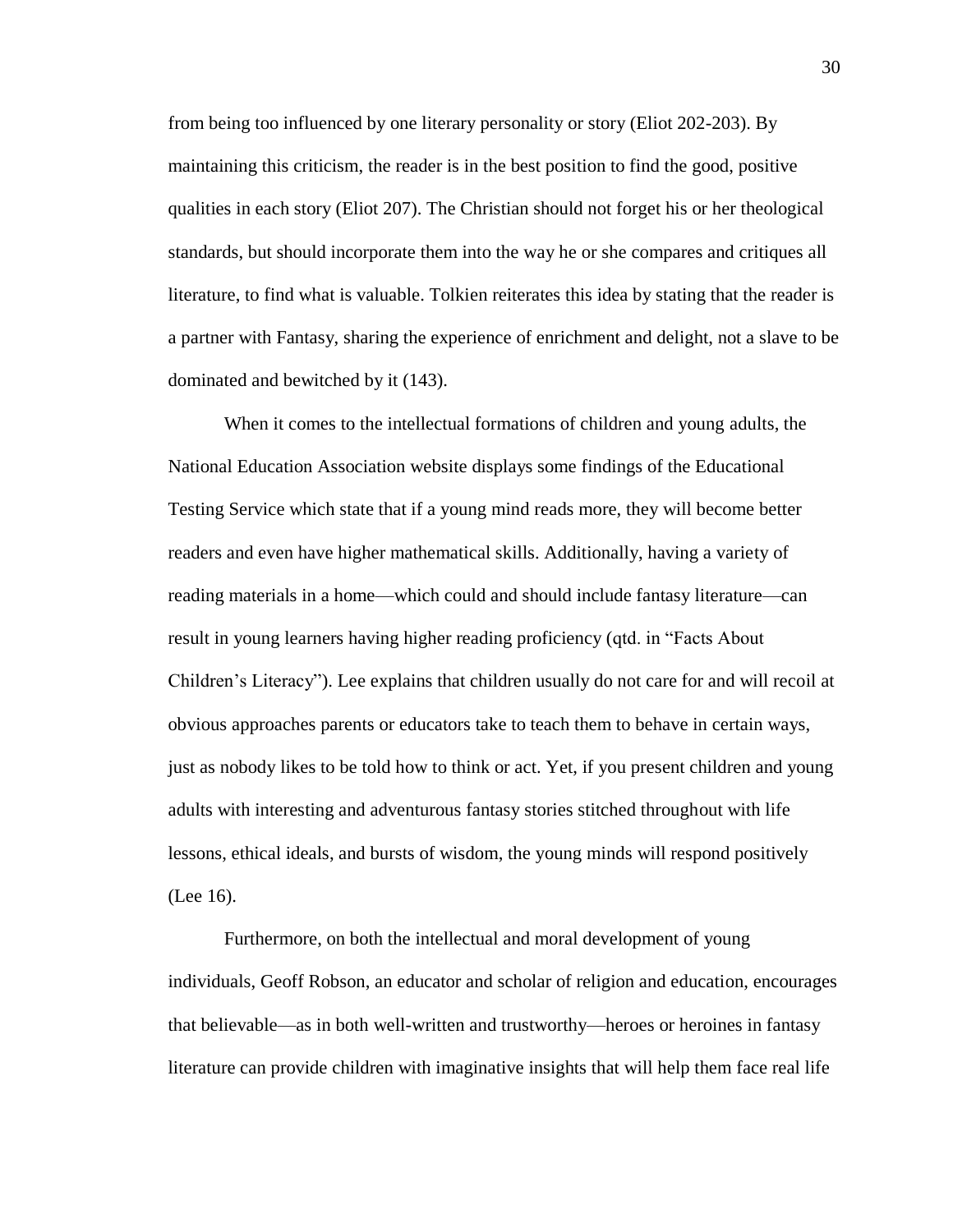from being too influenced by one literary personality or story (Eliot 202-203). By maintaining this criticism, the reader is in the best position to find the good, positive qualities in each story (Eliot 207). The Christian should not forget his or her theological standards, but should incorporate them into the way he or she compares and critiques all literature, to find what is valuable. Tolkien reiterates this idea by stating that the reader is a partner with Fantasy, sharing the experience of enrichment and delight, not a slave to be dominated and bewitched by it (143).

When it comes to the intellectual formations of children and young adults, the National Education Association website displays some findings of the Educational Testing Service which state that if a young mind reads more, they will become better readers and even have higher mathematical skills. Additionally, having a variety of reading materials in a home—which could and should include fantasy literature—can result in young learners having higher reading proficiency (qtd. in "Facts About Children's Literacy"). Lee explains that children usually do not care for and will recoil at obvious approaches parents or educators take to teach them to behave in certain ways, just as nobody likes to be told how to think or act. Yet, if you present children and young adults with interesting and adventurous fantasy stories stitched throughout with life lessons, ethical ideals, and bursts of wisdom, the young minds will respond positively (Lee 16).

Furthermore, on both the intellectual and moral development of young individuals, Geoff Robson, an educator and scholar of religion and education, encourages that believable—as in both well-written and trustworthy—heroes or heroines in fantasy literature can provide children with imaginative insights that will help them face real life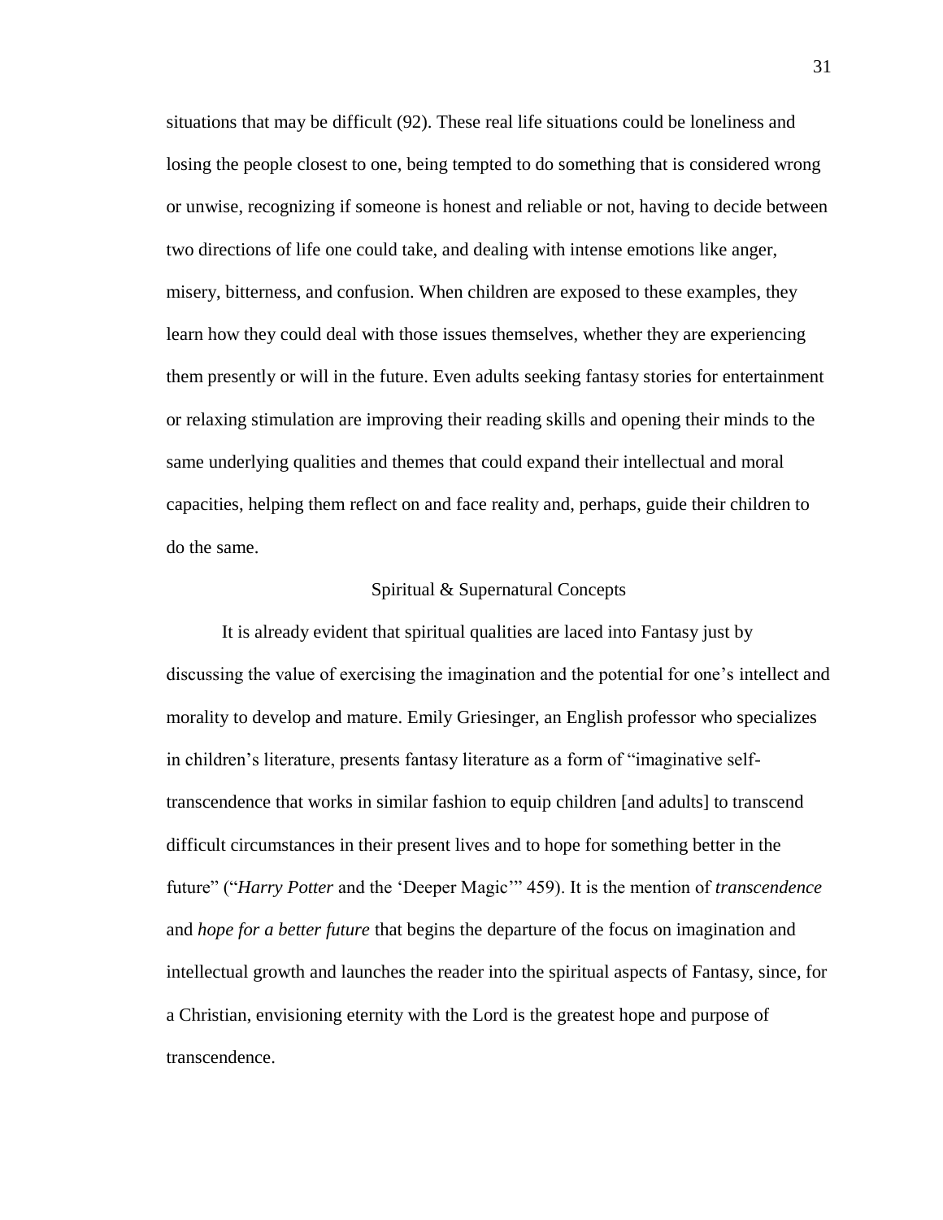situations that may be difficult (92). These real life situations could be loneliness and losing the people closest to one, being tempted to do something that is considered wrong or unwise, recognizing if someone is honest and reliable or not, having to decide between two directions of life one could take, and dealing with intense emotions like anger, misery, bitterness, and confusion. When children are exposed to these examples, they learn how they could deal with those issues themselves, whether they are experiencing them presently or will in the future. Even adults seeking fantasy stories for entertainment or relaxing stimulation are improving their reading skills and opening their minds to the same underlying qualities and themes that could expand their intellectual and moral capacities, helping them reflect on and face reality and, perhaps, guide their children to do the same.

## Spiritual & Supernatural Concepts

It is already evident that spiritual qualities are laced into Fantasy just by discussing the value of exercising the imagination and the potential for one's intellect and morality to develop and mature. Emily Griesinger, an English professor who specializes in children's literature, presents fantasy literature as a form of "imaginative self-transcendence that works in similar fashion to equip children [and adults] to transcend difficult circumstances in their present lives and to hope for something better in the future" ("*Harry Potter* and the 'Deeper Magic'" 459). It is the mention of *transcendence* and *hope for a better future* that begins the departure of the focus on imagination and intellectual growth and launches the reader into the spiritual aspects of Fantasy, since, for a Christian, envisioning eternity with the Lord is the greatest hope and purpose of transcendence.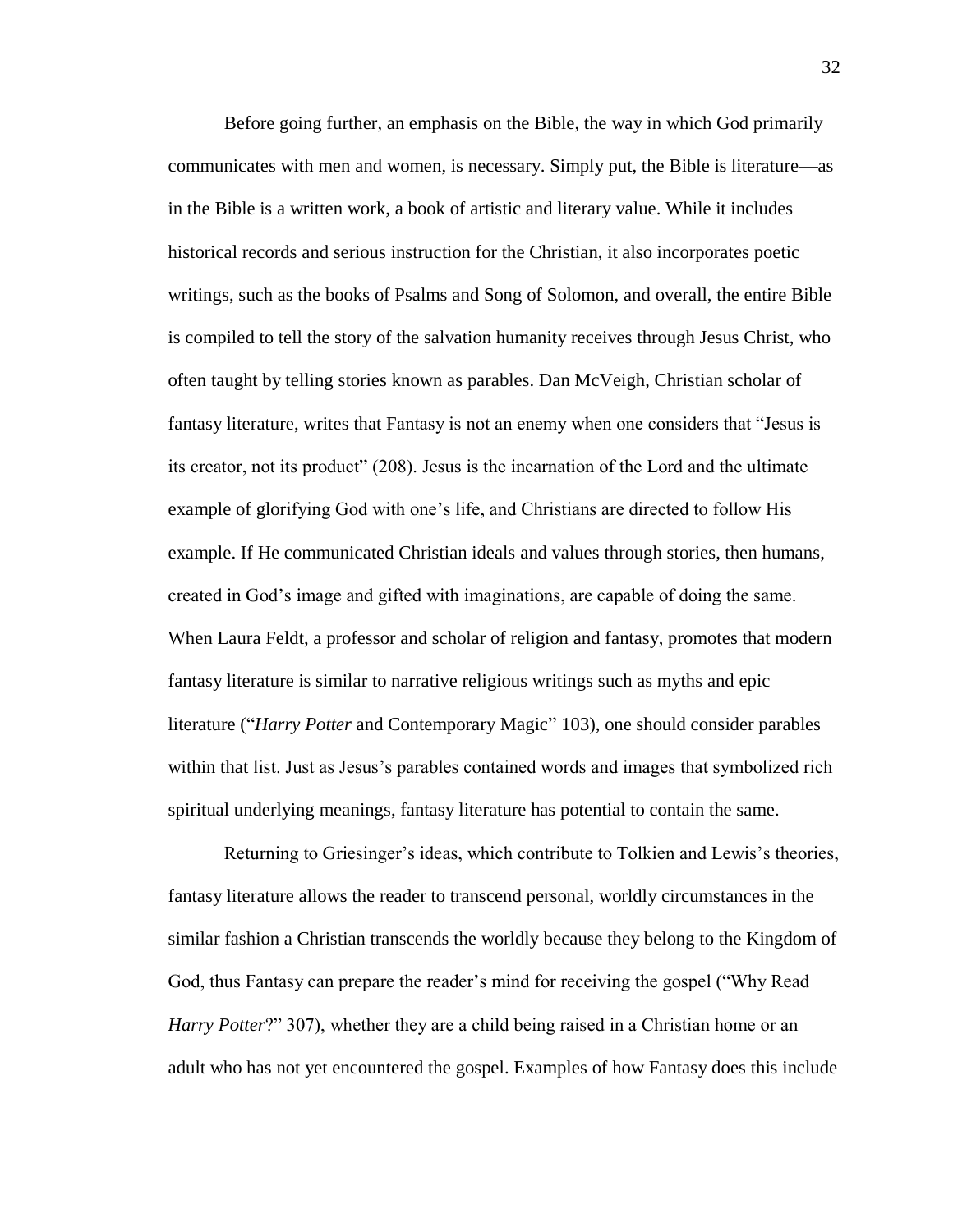Before going further, an emphasis on the Bible, the way in which God primarily communicates with men and women, is necessary. Simply put, the Bible is literature—as in the Bible is a written work, a book of artistic and literary value. While it includes historical records and serious instruction for the Christian, it also incorporates poetic writings, such as the books of Psalms and Song of Solomon, and overall, the entire Bible is compiled to tell the story of the salvation humanity receives through Jesus Christ, who often taught by telling stories known as parables. Dan McVeigh, Christian scholar of fantasy literature, writes that Fantasy is not an enemy when one considers that "Jesus is its creator, not its product" (208). Jesus is the incarnation of the Lord and the ultimate example of glorifying God with one's life, and Christians are directed to follow His example. If He communicated Christian ideals and values through stories, then humans, created in God's image and gifted with imaginations, are capable of doing the same. When Laura Feldt, a professor and scholar of religion and fantasy, promotes that modern fantasy literature is similar to narrative religious writings such as myths and epic literature ("*Harry Potter* and Contemporary Magic" 103), one should consider parables within that list. Just as Jesus's parables contained words and images that symbolized rich spiritual underlying meanings, fantasy literature has potential to contain the same.

Returning to Griesinger's ideas, which contribute to Tolkien and Lewis's theories, fantasy literature allows the reader to transcend personal, worldly circumstances in the similar fashion a Christian transcends the worldly because they belong to the Kingdom of God, thus Fantasy can prepare the reader's mind for receiving the gospel ("Why Read *Harry Potter*?" 307), whether they are a child being raised in a Christian home or an adult who has not yet encountered the gospel. Examples of how Fantasy does this include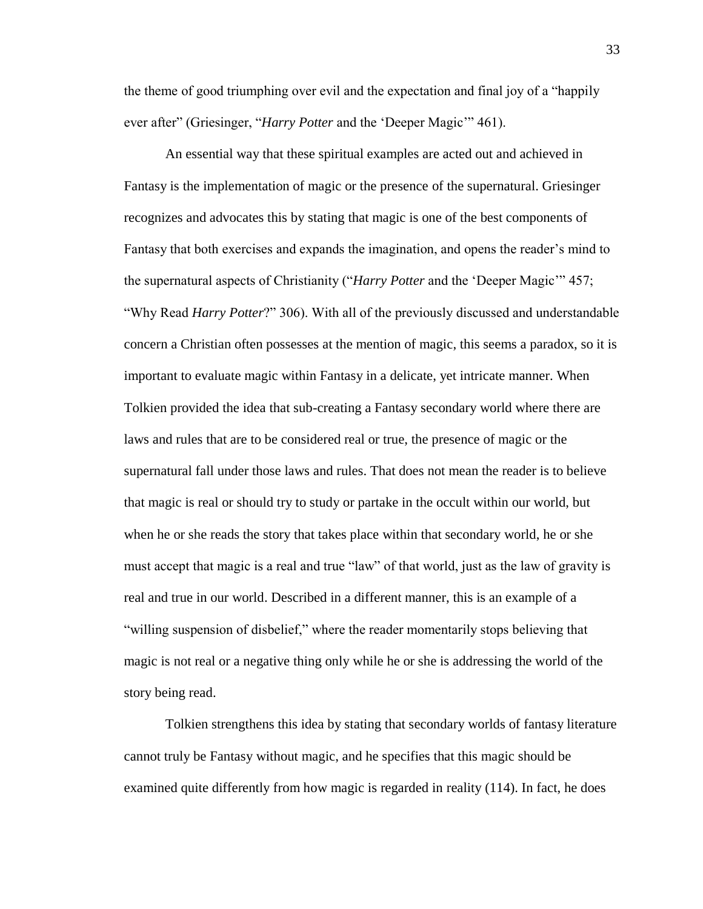the theme of good triumphing over evil and the expectation and final joy of a "happily ever after" (Griesinger, "*Harry Potter* and the 'Deeper Magic'" 461).

An essential way that these spiritual examples are acted out and achieved in Fantasy is the implementation of magic or the presence of the supernatural. Griesinger recognizes and advocates this by stating that magic is one of the best components of Fantasy that both exercises and expands the imagination, and opens the reader's mind to the supernatural aspects of Christianity ("*Harry Potter* and the 'Deeper Magic'" 457; "Why Read *Harry Potter*?" 306). With all of the previously discussed and understandable concern a Christian often possesses at the mention of magic, this seems a paradox, so it is important to evaluate magic within Fantasy in a delicate, yet intricate manner. When Tolkien provided the idea that sub-creating a Fantasy secondary world where there are laws and rules that are to be considered real or true, the presence of magic or the supernatural fall under those laws and rules. That does not mean the reader is to believe that magic is real or should try to study or partake in the occult within our world, but when he or she reads the story that takes place within that secondary world, he or she must accept that magic is a real and true "law" of that world, just as the law of gravity is real and true in our world. Described in a different manner, this is an example of a "willing suspension of disbelief," where the reader momentarily stops believing that magic is not real or a negative thing only while he or she is addressing the world of the story being read.

Tolkien strengthens this idea by stating that secondary worlds of fantasy literature cannot truly be Fantasy without magic, and he specifies that this magic should be examined quite differently from how magic is regarded in reality (114). In fact, he does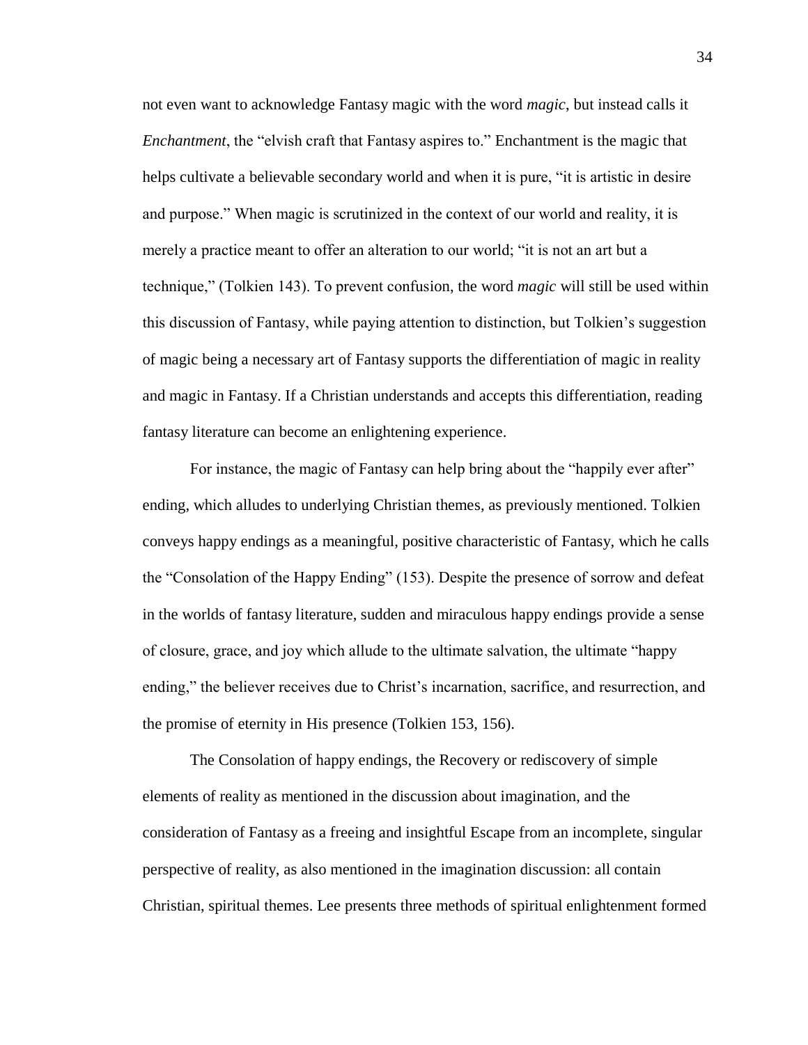not even want to acknowledge Fantasy magic with the word *magic*, but instead calls it *Enchantment*, the "elvish craft that Fantasy aspires to." Enchantment is the magic that helps cultivate a believable secondary world and when it is pure, "it is artistic in desire and purpose." When magic is scrutinized in the context of our world and reality, it is merely a practice meant to offer an alteration to our world; "it is not an art but a technique," (Tolkien 143). To prevent confusion, the word *magic* will still be used within this discussion of Fantasy, while paying attention to distinction, but Tolkien's suggestion of magic being a necessary art of Fantasy supports the differentiation of magic in reality and magic in Fantasy. If a Christian understands and accepts this differentiation, reading fantasy literature can become an enlightening experience.

For instance, the magic of Fantasy can help bring about the "happily ever after" ending, which alludes to underlying Christian themes, as previously mentioned. Tolkien conveys happy endings as a meaningful, positive characteristic of Fantasy, which he calls the "Consolation of the Happy Ending" (153). Despite the presence of sorrow and defeat in the worlds of fantasy literature, sudden and miraculous happy endings provide a sense of closure, grace, and joy which allude to the ultimate salvation, the ultimate "happy ending," the believer receives due to Christ's incarnation, sacrifice, and resurrection, and the promise of eternity in His presence (Tolkien 153, 156).

The Consolation of happy endings, the Recovery or rediscovery of simple elements of reality as mentioned in the discussion about imagination, and the consideration of Fantasy as a freeing and insightful Escape from an incomplete, singular perspective of reality, as also mentioned in the imagination discussion: all contain Christian, spiritual themes. Lee presents three methods of spiritual enlightenment formed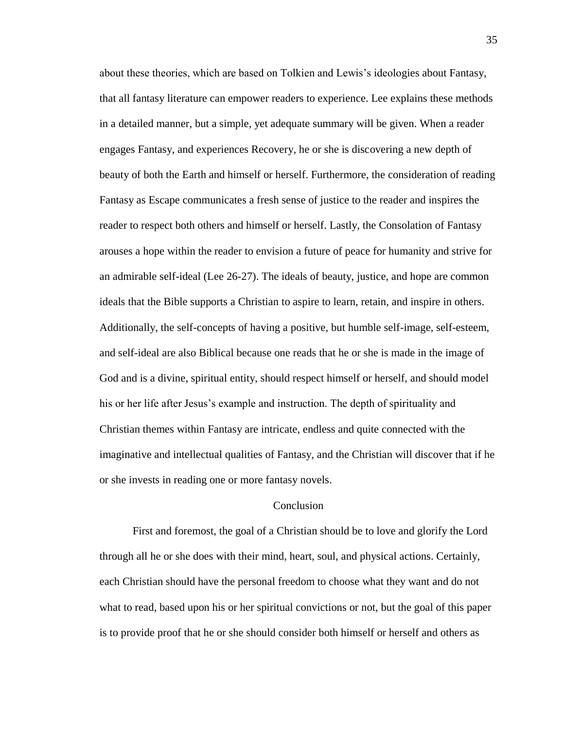about these theories, which are based on Tolkien and Lewis's ideologies about Fantasy, that all fantasy literature can empower readers to experience. Lee explains these methods in a detailed manner, but a simple, yet adequate summary will be given. When a reader engages Fantasy, and experiences Recovery, he or she is discovering a new depth of beauty of both the Earth and himself or herself. Furthermore, the consideration of reading Fantasy as Escape communicates a fresh sense of justice to the reader and inspires the reader to respect both others and himself or herself. Lastly, the Consolation of Fantasy arouses a hope within the reader to envision a future of peace for humanity and strive for an admirable self-ideal (Lee 26-27). The ideals of beauty, justice, and hope are common ideals that the Bible supports a Christian to aspire to learn, retain, and inspire in others. Additionally, the self-concepts of having a positive, but humble self-image, self-esteem, and self-ideal are also Biblical because one reads that he or she is made in the image of God and is a divine, spiritual entity, should respect himself or herself, and should model his or her life after Jesus's example and instruction. The depth of spirituality and Christian themes within Fantasy are intricate, endless and quite connected with the imaginative and intellectual qualities of Fantasy, and the Christian will discover that if he or she invests in reading one or more fantasy novels.

## Conclusion

First and foremost, the goal of a Christian should be to love and glorify the Lord through all he or she does with their mind, heart, soul, and physical actions. Certainly, each Christian should have the personal freedom to choose what they want and do not what to read, based upon his or her spiritual convictions or not, but the goal of this paper is to provide proof that he or she should consider both himself or herself and others as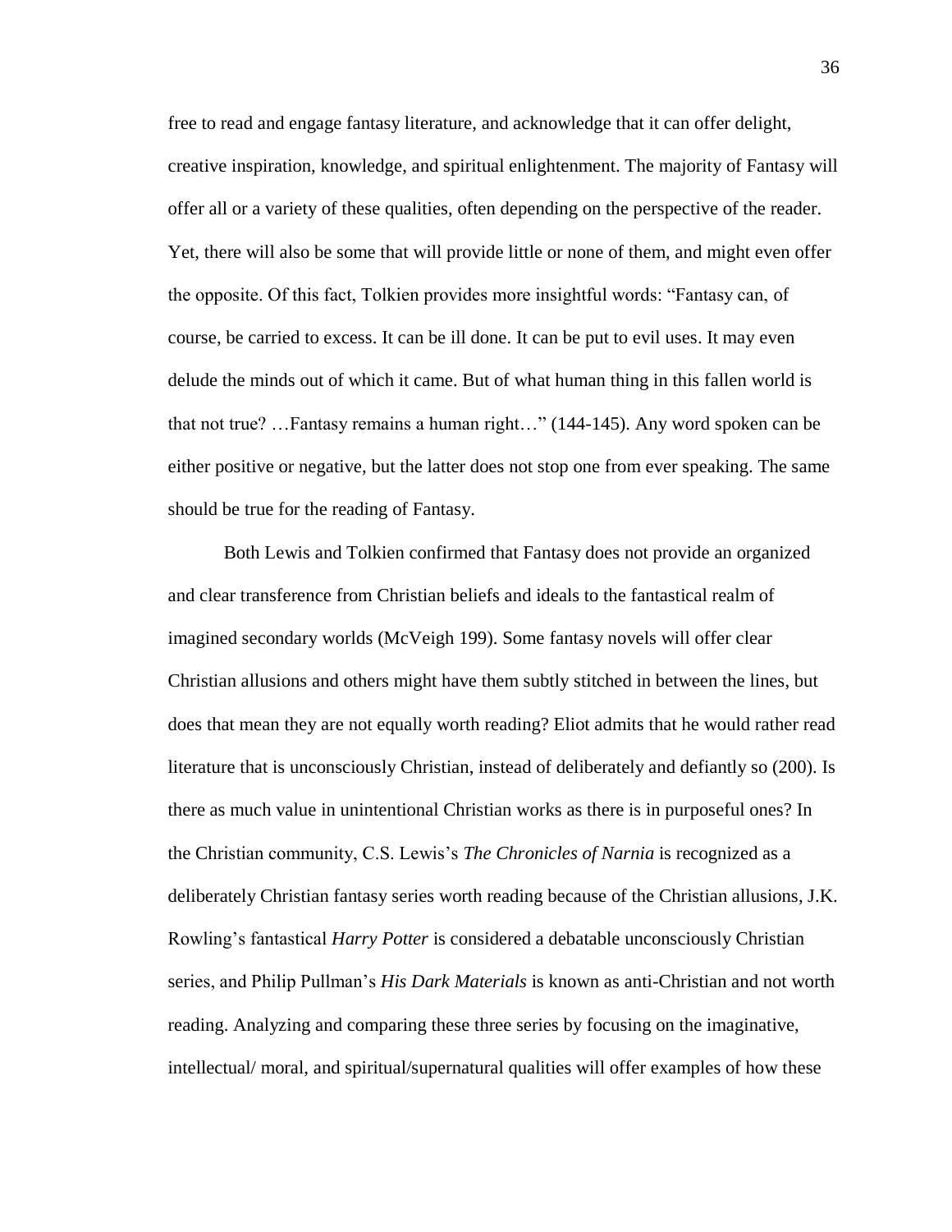free to read and engage fantasy literature, and acknowledge that it can offer delight, creative inspiration, knowledge, and spiritual enlightenment. The majority of Fantasy will offer all or a variety of these qualities, often depending on the perspective of the reader. Yet, there will also be some that will provide little or none of them, and might even offer the opposite. Of this fact, Tolkien provides more insightful words: "Fantasy can, of course, be carried to excess. It can be ill done. It can be put to evil uses. It may even delude the minds out of which it came. But of what human thing in this fallen world is that not true? …Fantasy remains a human right…" (144-145). Any word spoken can be either positive or negative, but the latter does not stop one from ever speaking. The same should be true for the reading of Fantasy.

Both Lewis and Tolkien confirmed that Fantasy does not provide an organized and clear transference from Christian beliefs and ideals to the fantastical realm of imagined secondary worlds (McVeigh 199). Some fantasy novels will offer clear Christian allusions and others might have them subtly stitched in between the lines, but does that mean they are not equally worth reading? Eliot admits that he would rather read literature that is unconsciously Christian, instead of deliberately and defiantly so (200). Is there as much value in unintentional Christian works as there is in purposeful ones? In the Christian community, C.S. Lewis's *The Chronicles of Narnia* is recognized as a deliberately Christian fantasy series worth reading because of the Christian allusions, J.K. Rowling's fantastical *Harry Potter* is considered a debatable unconsciously Christian series, and Philip Pullman's *His Dark Materials* is known as anti-Christian and not worth reading. Analyzing and comparing these three series by focusing on the imaginative, intellectual/ moral, and spiritual/supernatural qualities will offer examples of how these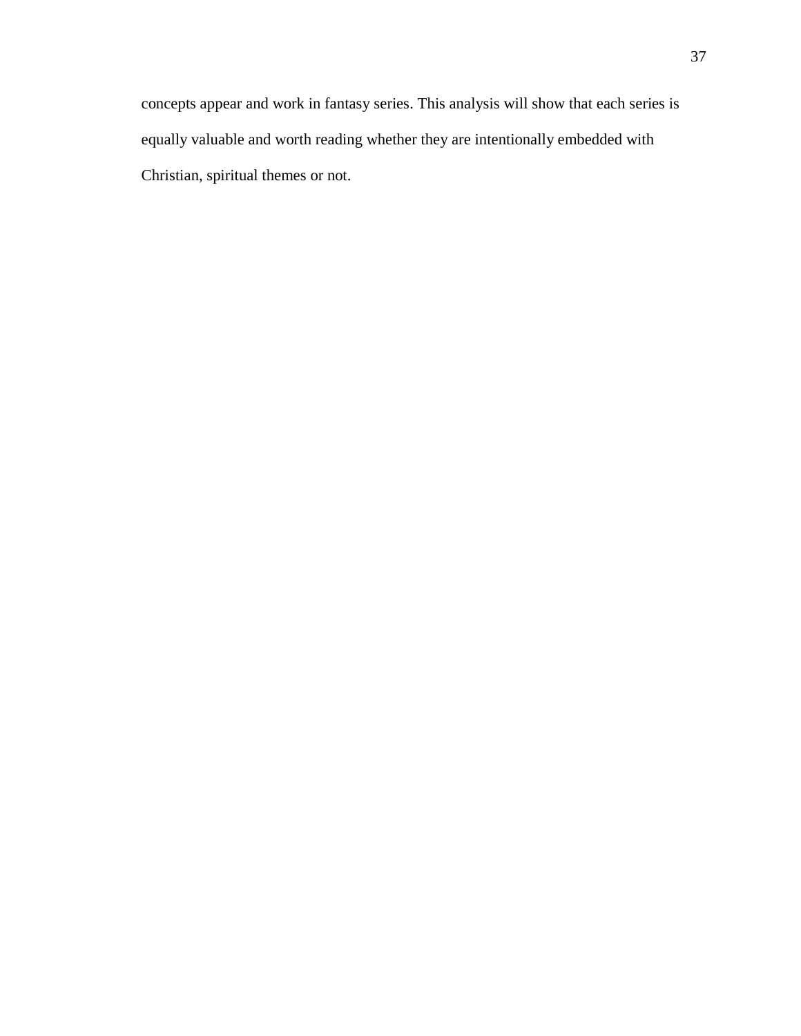concepts appear and work in fantasy series. This analysis will show that each series is equally valuable and worth reading whether they are intentionally embedded with Christian, spiritual themes or not.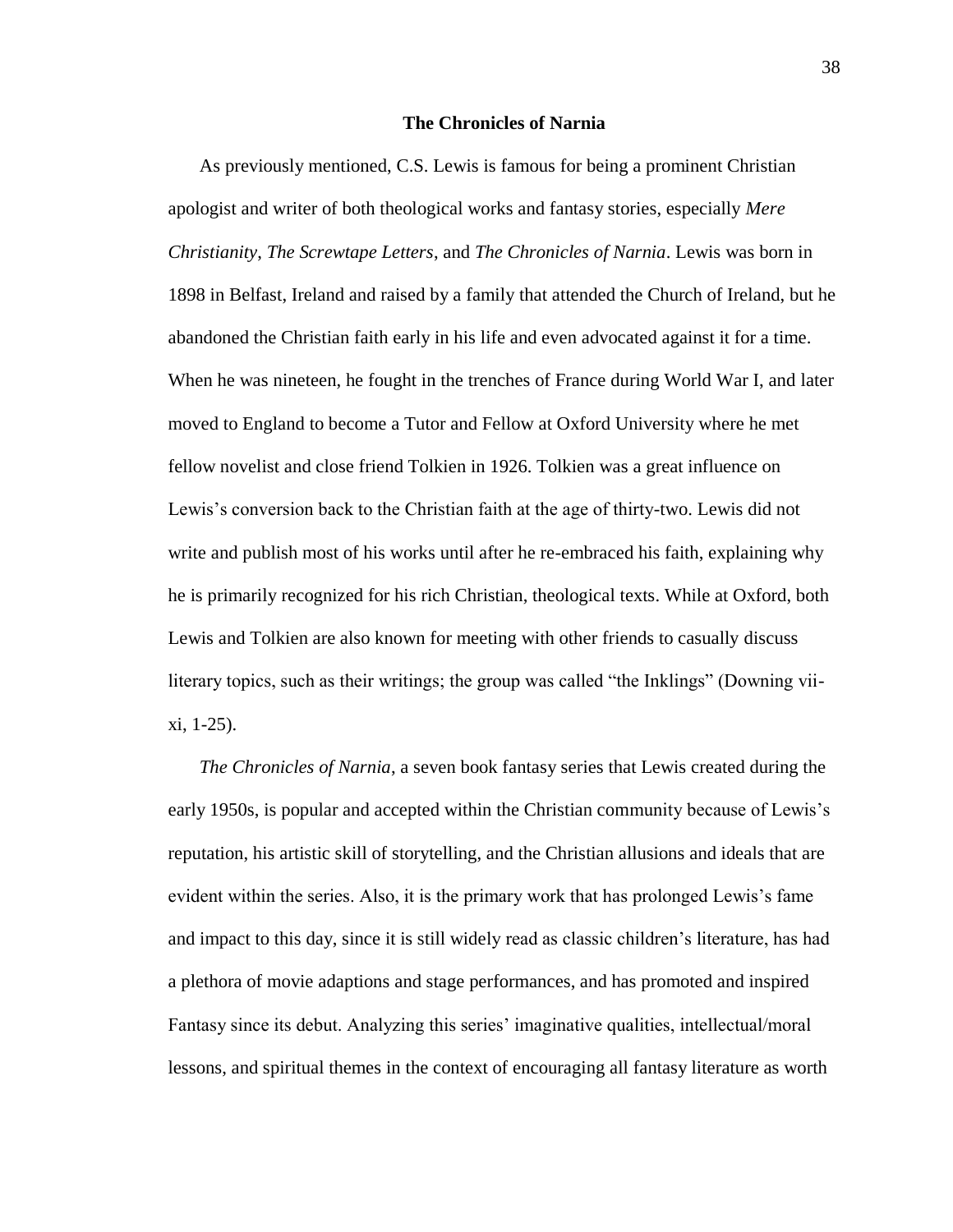## The Chronicles of Narnia

As previously mentioned, C.S. Lewis is famous for being a prominent Christian apologist and writer of both theological works and fantasy stories, especially *Mere Christianity*, *The Screwtape Letters*, and *The Chronicles of Narnia*. Lewis was born in 1898 in Belfast, Ireland and raised by a family that attended the Church of Ireland, but he abandoned the Christian faith early in his life and even advocated against it for a time. When he was nineteen, he fought in the trenches of France during World War I, and later moved to England to become a Tutor and Fellow at Oxford University where he met fellow novelist and close friend Tolkien in 1926. Tolkien was a great influence on Lewis's conversion back to the Christian faith at the age of thirty-two. Lewis did not write and publish most of his works until after he re-embraced his faith, explaining why he is primarily recognized for his rich Christian, theological texts. While at Oxford, both Lewis and Tolkien are also known for meeting with other friends to casually discuss literary topics, such as their writings; the group was called "the Inklings" (Downing vii-xi, 1-25).

*The Chronicles of Narnia*, a seven book fantasy series that Lewis created during the early 1950s, is popular and accepted within the Christian community because of Lewis's reputation, his artistic skill of storytelling, and the Christian allusions and ideals that are evident within the series. Also, it is the primary work that has prolonged Lewis's fame and impact to this day, since it is still widely read as classic children's literature, has had a plethora of movie adaptions and stage performances, and has promoted and inspired Fantasy since its debut. Analyzing this series' imaginative qualities, intellectual/moral lessons, and spiritual themes in the context of encouraging all fantasy literature as worth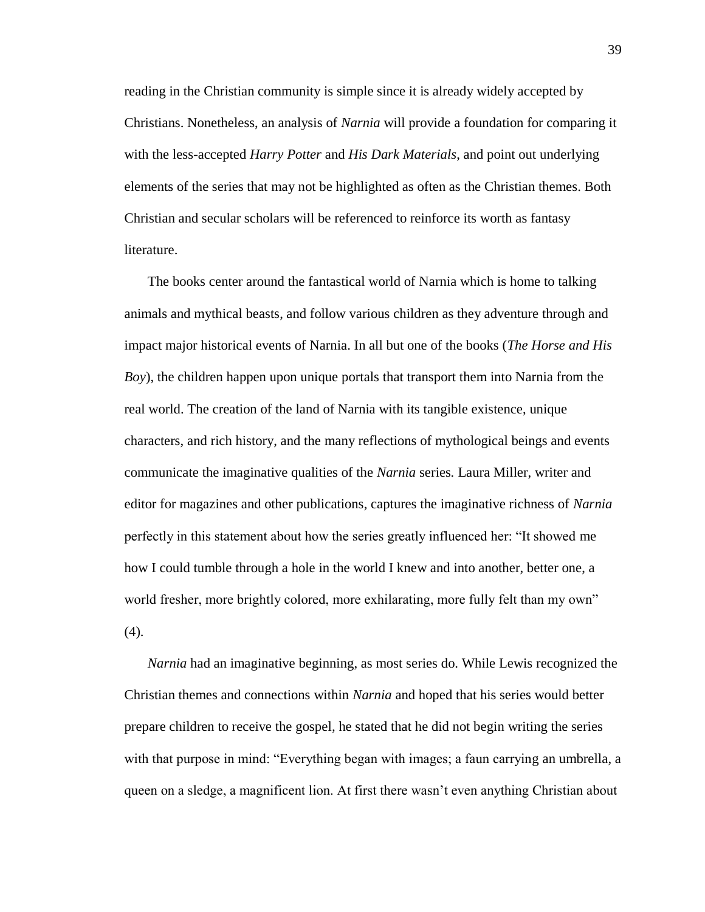reading in the Christian community is simple since it is already widely accepted by Christians. Nonetheless, an analysis of *Narnia* will provide a foundation for comparing it with the less-accepted *Harry Potter* and *His Dark Materials*, and point out underlying elements of the series that may not be highlighted as often as the Christian themes. Both Christian and secular scholars will be referenced to reinforce its worth as fantasy literature.

The books center around the fantastical world of Narnia which is home to talking animals and mythical beasts, and follow various children as they adventure through and impact major historical events of Narnia. In all but one of the books (*The Horse and His Boy*), the children happen upon unique portals that transport them into Narnia from the real world. The creation of the land of Narnia with its tangible existence, unique characters, and rich history, and the many reflections of mythological beings and events communicate the imaginative qualities of the *Narnia* series. Laura Miller, writer and editor for magazines and other publications, captures the imaginative richness of *Narnia* perfectly in this statement about how the series greatly influenced her: "It showed me how I could tumble through a hole in the world I knew and into another, better one, a world fresher, more brightly colored, more exhilarating, more fully felt than my own" (4).

*Narnia* had an imaginative beginning, as most series do. While Lewis recognized the Christian themes and connections within *Narnia* and hoped that his series would better prepare children to receive the gospel, he stated that he did not begin writing the series with that purpose in mind: "Everything began with images; a faun carrying an umbrella, a queen on a sledge, a magnificent lion. At first there wasn't even anything Christian about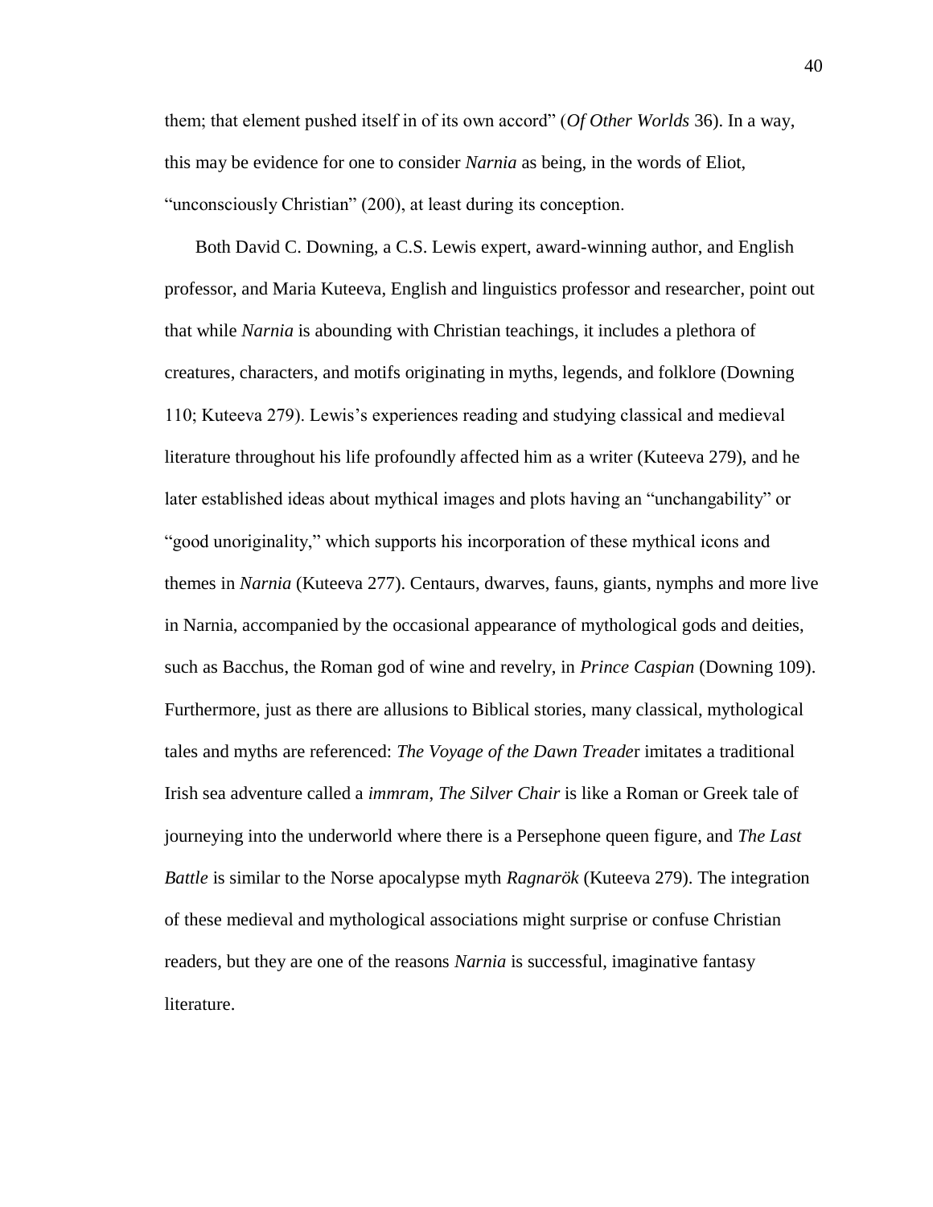them; that element pushed itself in of its own accord" (*Of Other Worlds* 36). In a way, this may be evidence for one to consider *Narnia* as being, in the words of Eliot, "unconsciously Christian" (200), at least during its conception.

Both David C. Downing, a C.S. Lewis expert, award-winning author, and English professor, and Maria Kuteeva, English and linguistics professor and researcher, point out that while *Narnia* is abounding with Christian teachings, it includes a plethora of creatures, characters, and motifs originating in myths, legends, and folklore (Downing 110; Kuteeva 279). Lewis's experiences reading and studying classical and medieval literature throughout his life profoundly affected him as a writer (Kuteeva 279), and he later established ideas about mythical images and plots having an "unchangability" or "good unoriginality," which supports his incorporation of these mythical icons and themes in *Narnia* (Kuteeva 277). Centaurs, dwarves, fauns, giants, nymphs and more live in Narnia, accompanied by the occasional appearance of mythological gods and deities, such as Bacchus, the Roman god of wine and revelry, in *Prince Caspian* (Downing 109). Furthermore, just as there are allusions to Biblical stories, many classical, mythological tales and myths are referenced: *The Voyage of the Dawn Treade*r imitates a traditional Irish sea adventure called a *immram*, *The Silver Chair* is like a Roman or Greek tale of journeying into the underworld where there is a Persephone queen figure, and *The Last Battle* is similar to the Norse apocalypse myth *Ragnarök* (Kuteeva 279). The integration of these medieval and mythological associations might surprise or confuse Christian readers, but they are one of the reasons *Narnia* is successful, imaginative fantasy literature.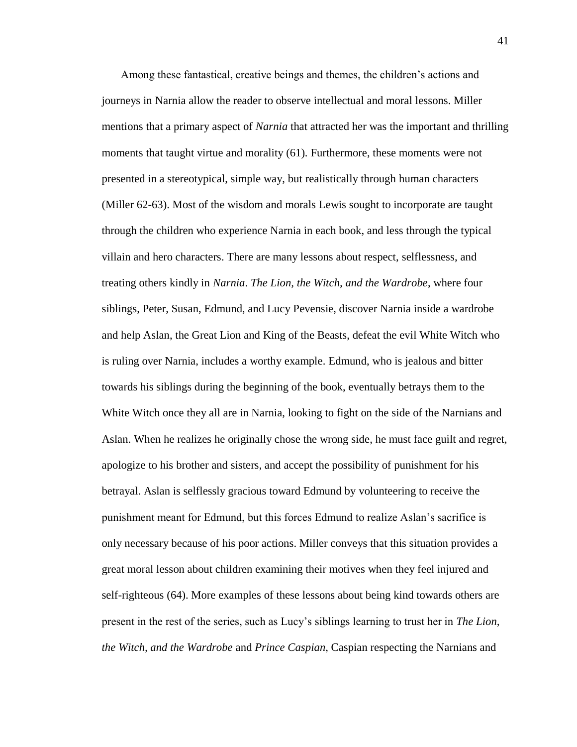Among these fantastical, creative beings and themes, the children's actions and journeys in Narnia allow the reader to observe intellectual and moral lessons. Miller mentions that a primary aspect of *Narnia* that attracted her was the important and thrilling moments that taught virtue and morality (61). Furthermore, these moments were not presented in a stereotypical, simple way, but realistically through human characters (Miller 62-63). Most of the wisdom and morals Lewis sought to incorporate are taught through the children who experience Narnia in each book, and less through the typical villain and hero characters. There are many lessons about respect, selflessness, and treating others kindly in *Narnia*. *The Lion, the Witch, and the Wardrobe*, where four siblings, Peter, Susan, Edmund, and Lucy Pevensie, discover Narnia inside a wardrobe and help Aslan, the Great Lion and King of the Beasts, defeat the evil White Witch who is ruling over Narnia, includes a worthy example. Edmund, who is jealous and bitter towards his siblings during the beginning of the book, eventually betrays them to the White Witch once they all are in Narnia, looking to fight on the side of the Narnians and Aslan. When he realizes he originally chose the wrong side, he must face guilt and regret, apologize to his brother and sisters, and accept the possibility of punishment for his betrayal. Aslan is selflessly gracious toward Edmund by volunteering to receive the punishment meant for Edmund, but this forces Edmund to realize Aslan's sacrifice is only necessary because of his poor actions. Miller conveys that this situation provides a great moral lesson about children examining their motives when they feel injured and self-righteous (64). More examples of these lessons about being kind towards others are present in the rest of the series, such as Lucy's siblings learning to trust her in *The Lion, the Witch, and the Wardrobe* and *Prince Caspian*, Caspian respecting the Narnians and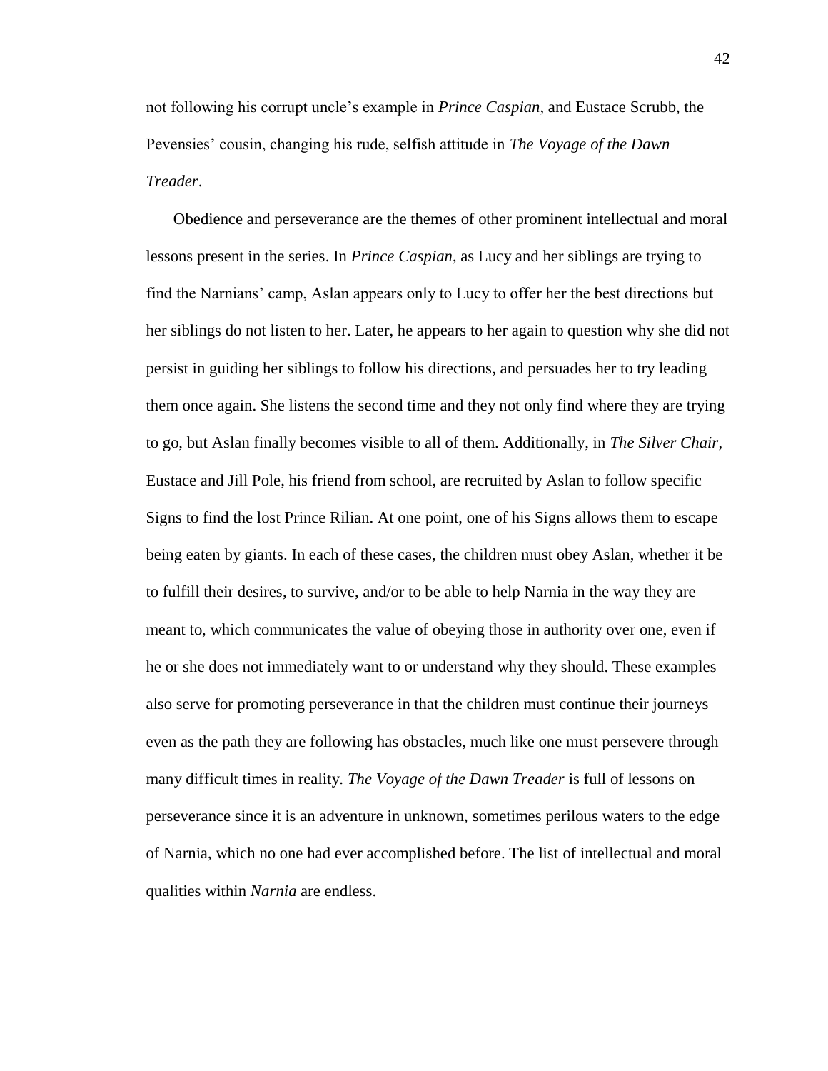not following his corrupt uncle's example in *Prince Caspian*, and Eustace Scrubb, the Pevensies' cousin, changing his rude, selfish attitude in *The Voyage of the Dawn Treader*.

Obedience and perseverance are the themes of other prominent intellectual and moral lessons present in the series. In *Prince Caspian*, as Lucy and her siblings are trying to find the Narnians' camp, Aslan appears only to Lucy to offer her the best directions but her siblings do not listen to her. Later, he appears to her again to question why she did not persist in guiding her siblings to follow his directions, and persuades her to try leading them once again. She listens the second time and they not only find where they are trying to go, but Aslan finally becomes visible to all of them. Additionally, in *The Silver Chair*, Eustace and Jill Pole, his friend from school, are recruited by Aslan to follow specific Signs to find the lost Prince Rilian. At one point, one of his Signs allows them to escape being eaten by giants. In each of these cases, the children must obey Aslan, whether it be to fulfill their desires, to survive, and/or to be able to help Narnia in the way they are meant to, which communicates the value of obeying those in authority over one, even if he or she does not immediately want to or understand why they should. These examples also serve for promoting perseverance in that the children must continue their journeys even as the path they are following has obstacles, much like one must persevere through many difficult times in reality. *The Voyage of the Dawn Treader* is full of lessons on perseverance since it is an adventure in unknown, sometimes perilous waters to the edge of Narnia, which no one had ever accomplished before. The list of intellectual and moral qualities within *Narnia* are endless.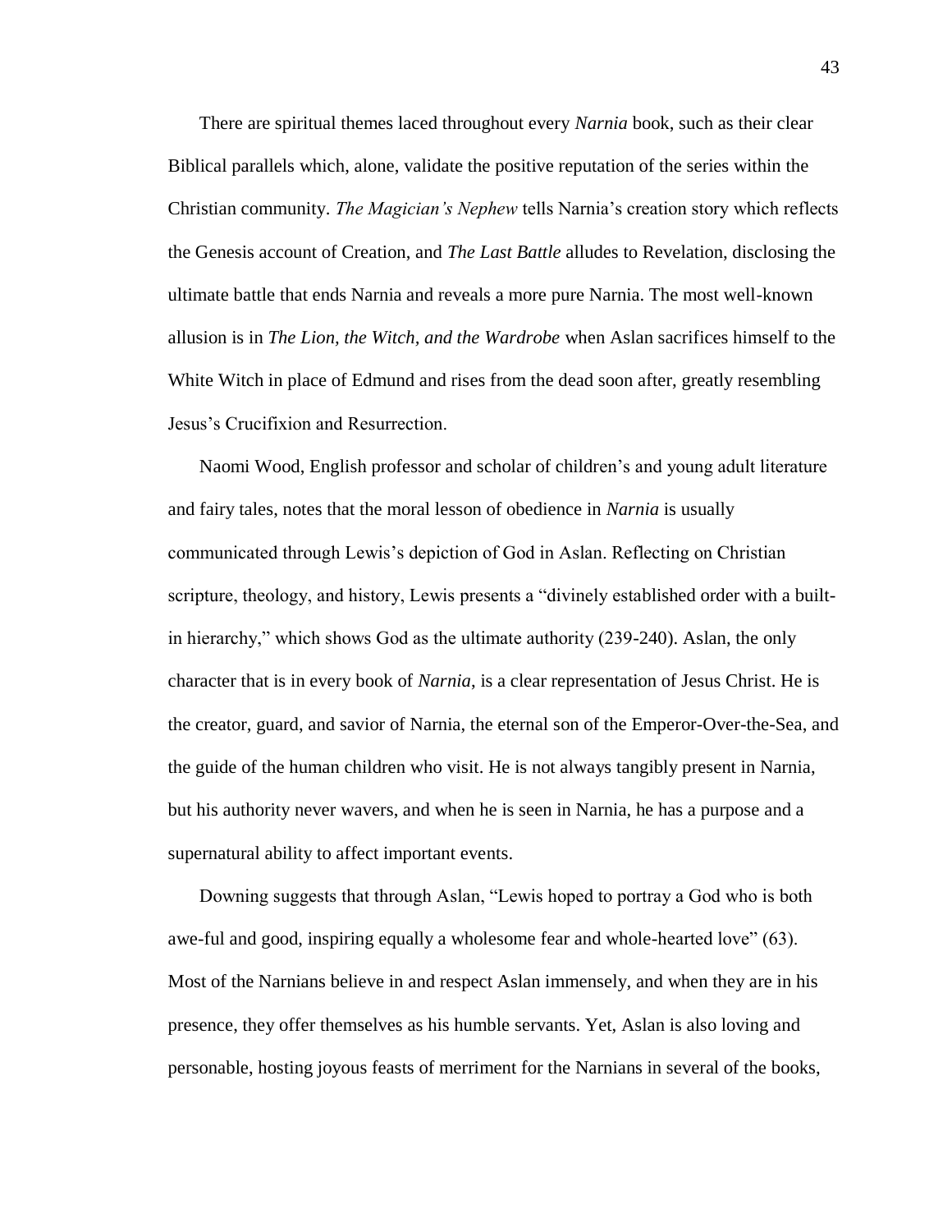There are spiritual themes laced throughout every *Narnia* book, such as their clear Biblical parallels which, alone, validate the positive reputation of the series within the Christian community. *The Magician's Nephew* tells Narnia's creation story which reflects the Genesis account of Creation, and *The Last Battle* alludes to Revelation, disclosing the ultimate battle that ends Narnia and reveals a more pure Narnia. The most well-known allusion is in *The Lion, the Witch, and the Wardrobe* when Aslan sacrifices himself to the White Witch in place of Edmund and rises from the dead soon after, greatly resembling Jesus's Crucifixion and Resurrection.

Naomi Wood, English professor and scholar of children's and young adult literature and fairy tales, notes that the moral lesson of obedience in *Narnia* is usually communicated through Lewis's depiction of God in Aslan. Reflecting on Christian scripture, theology, and history, Lewis presents a "divinely established order with a built-in hierarchy," which shows God as the ultimate authority (239-240). Aslan, the only character that is in every book of *Narnia*, is a clear representation of Jesus Christ. He is the creator, guard, and savior of Narnia, the eternal son of the Emperor-Over-the-Sea, and the guide of the human children who visit. He is not always tangibly present in Narnia, but his authority never wavers, and when he is seen in Narnia, he has a purpose and a supernatural ability to affect important events.

Downing suggests that through Aslan, "Lewis hoped to portray a God who is both awe-ful and good, inspiring equally a wholesome fear and whole-hearted love" (63). Most of the Narnians believe in and respect Aslan immensely, and when they are in his presence, they offer themselves as his humble servants. Yet, Aslan is also loving and personable, hosting joyous feasts of merriment for the Narnians in several of the books,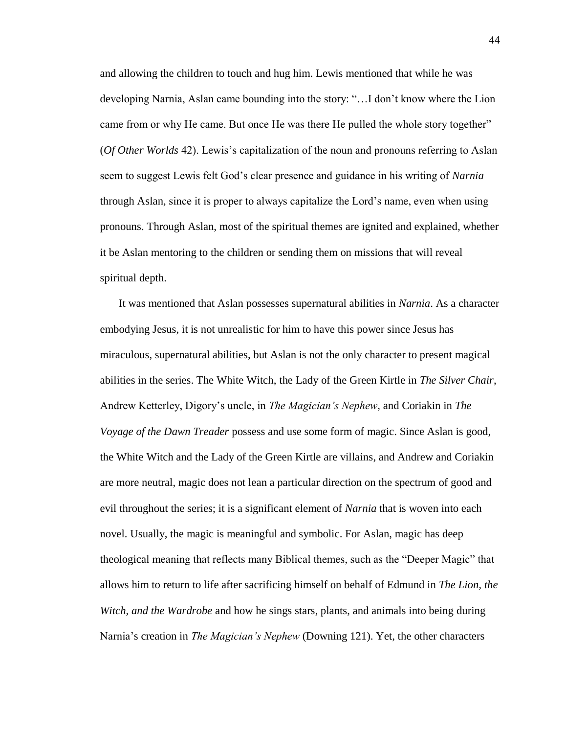and allowing the children to touch and hug him. Lewis mentioned that while he was developing Narnia, Aslan came bounding into the story: "…I don't know where the Lion came from or why He came. But once He was there He pulled the whole story together" (*Of Other Worlds* 42). Lewis's capitalization of the noun and pronouns referring to Aslan seem to suggest Lewis felt God's clear presence and guidance in his writing of *Narnia* through Aslan, since it is proper to always capitalize the Lord's name, even when using pronouns. Through Aslan, most of the spiritual themes are ignited and explained, whether it be Aslan mentoring to the children or sending them on missions that will reveal spiritual depth.

It was mentioned that Aslan possesses supernatural abilities in *Narnia*. As a character embodying Jesus, it is not unrealistic for him to have this power since Jesus has miraculous, supernatural abilities, but Aslan is not the only character to present magical abilities in the series. The White Witch, the Lady of the Green Kirtle in *The Silver Chair*, Andrew Ketterley, Digory's uncle, in *The Magician's Nephew*, and Coriakin in *The Voyage of the Dawn Treader* possess and use some form of magic. Since Aslan is good, the White Witch and the Lady of the Green Kirtle are villains, and Andrew and Coriakin are more neutral, magic does not lean a particular direction on the spectrum of good and evil throughout the series; it is a significant element of *Narnia* that is woven into each novel. Usually, the magic is meaningful and symbolic. For Aslan, magic has deep theological meaning that reflects many Biblical themes, such as the "Deeper Magic" that allows him to return to life after sacrificing himself on behalf of Edmund in *The Lion, the Witch, and the Wardrobe* and how he sings stars, plants, and animals into being during Narnia's creation in *The Magician's Nephew* (Downing 121). Yet, the other characters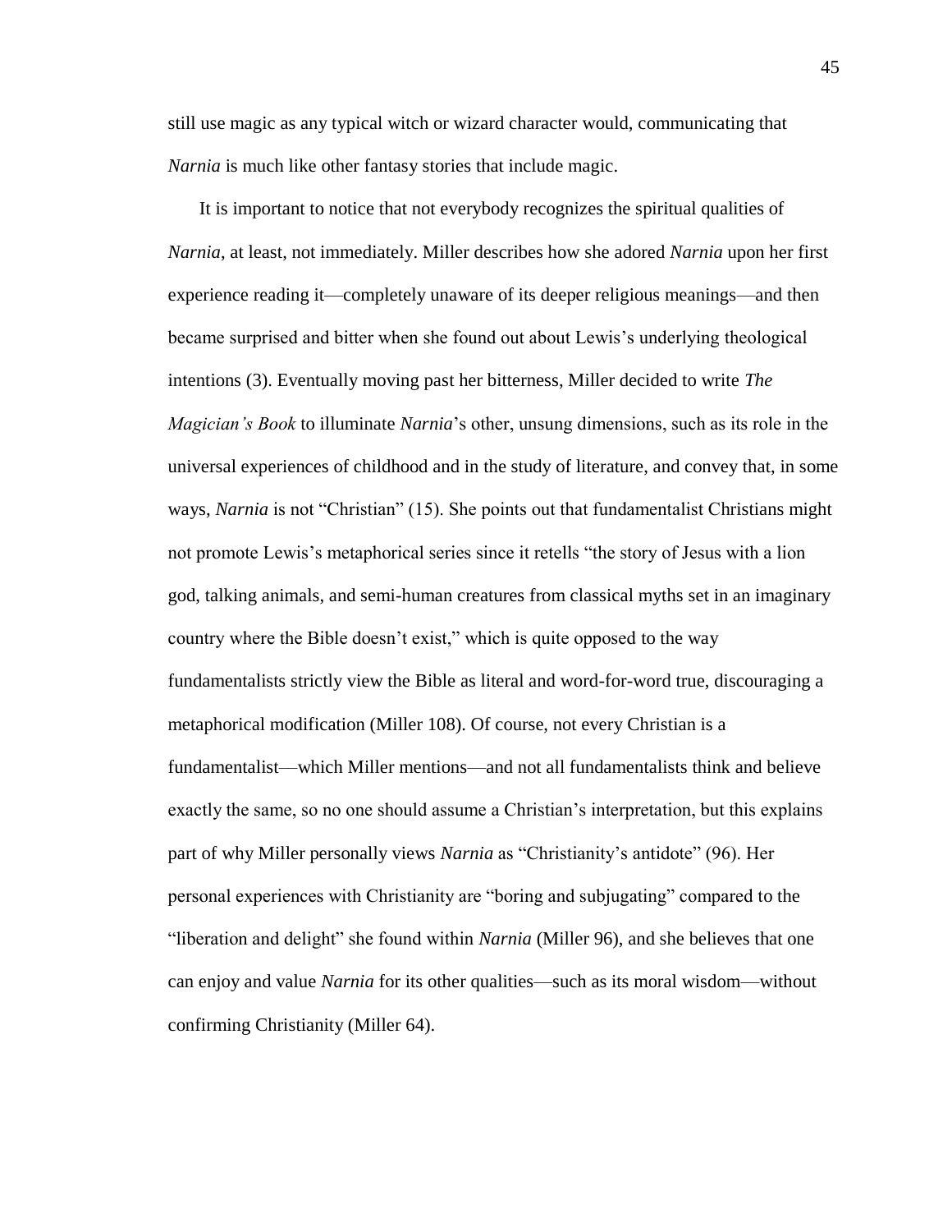still use magic as any typical witch or wizard character would, communicating that *Narnia* is much like other fantasy stories that include magic.

It is important to notice that not everybody recognizes the spiritual qualities of *Narnia*, at least, not immediately. Miller describes how she adored *Narnia* upon her first experience reading it—completely unaware of its deeper religious meanings—and then became surprised and bitter when she found out about Lewis's underlying theological intentions (3). Eventually moving past her bitterness, Miller decided to write *The Magician's Book* to illuminate *Narnia*'s other, unsung dimensions, such as its role in the universal experiences of childhood and in the study of literature, and convey that, in some ways, *Narnia* is not "Christian" (15). She points out that fundamentalist Christians might not promote Lewis's metaphorical series since it retells "the story of Jesus with a lion god, talking animals, and semi-human creatures from classical myths set in an imaginary country where the Bible doesn't exist," which is quite opposed to the way fundamentalists strictly view the Bible as literal and word-for-word true, discouraging a metaphorical modification (Miller 108). Of course, not every Christian is a fundamentalist—which Miller mentions—and not all fundamentalists think and believe exactly the same, so no one should assume a Christian's interpretation, but this explains part of why Miller personally views *Narnia* as "Christianity's antidote" (96). Her personal experiences with Christianity are "boring and subjugating" compared to the "liberation and delight" she found within *Narnia* (Miller 96), and she believes that one can enjoy and value *Narnia* for its other qualities—such as its moral wisdom—without confirming Christianity (Miller 64).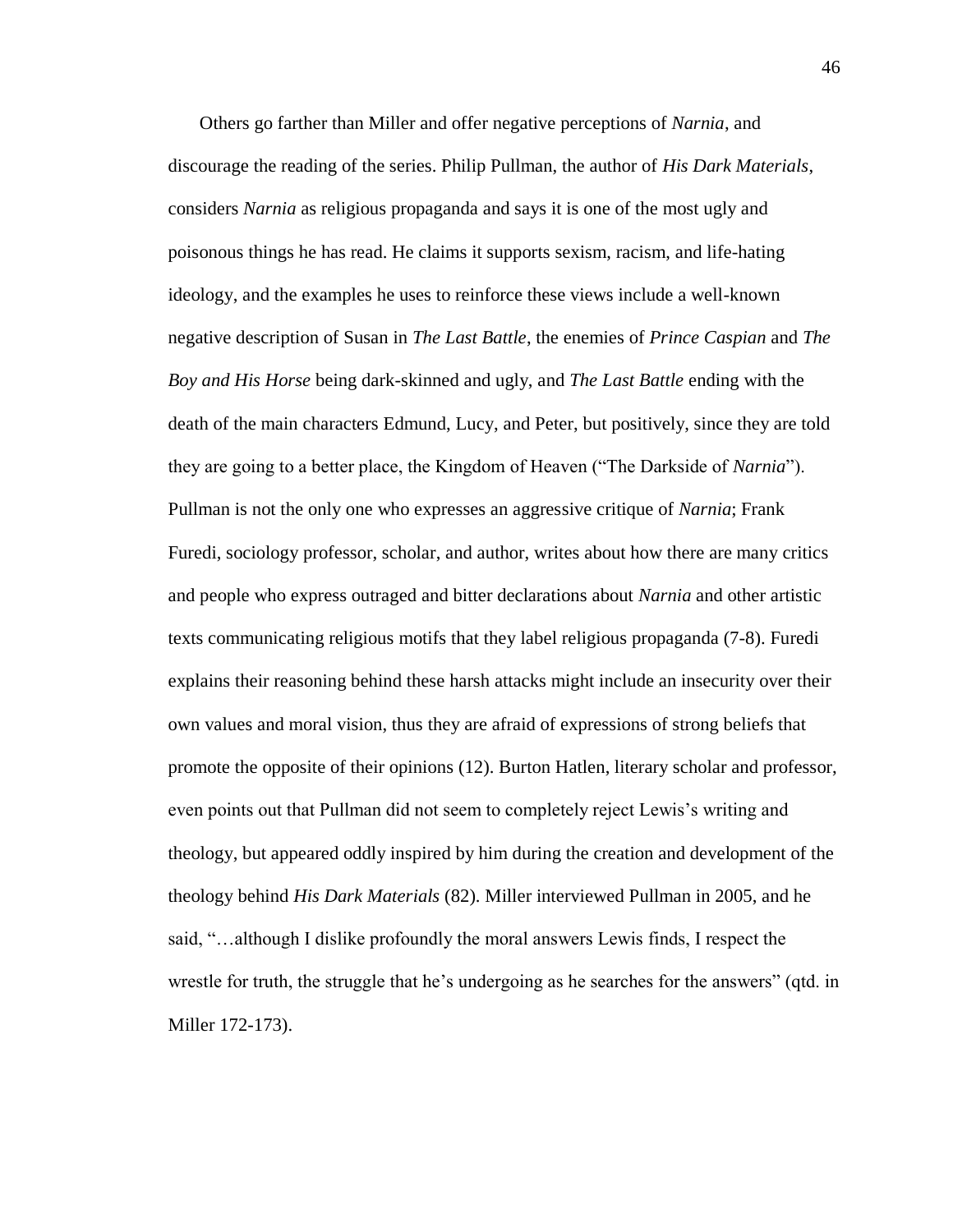Others go farther than Miller and offer negative perceptions of *Narnia*, and discourage the reading of the series. Philip Pullman, the author of *His Dark Materials*, considers *Narnia* as religious propaganda and says it is one of the most ugly and poisonous things he has read. He claims it supports sexism, racism, and life-hating ideology, and the examples he uses to reinforce these views include a well-known negative description of Susan in *The Last Battle*, the enemies of *Prince Caspian* and *The Boy and His Horse* being dark-skinned and ugly, and *The Last Battle* ending with the death of the main characters Edmund, Lucy, and Peter, but positively, since they are told they are going to a better place, the Kingdom of Heaven ("The Darkside of *Narnia*"). Pullman is not the only one who expresses an aggressive critique of *Narnia*; Frank Furedi, sociology professor, scholar, and author, writes about how there are many critics and people who express outraged and bitter declarations about *Narnia* and other artistic texts communicating religious motifs that they label religious propaganda (7-8). Furedi explains their reasoning behind these harsh attacks might include an insecurity over their own values and moral vision, thus they are afraid of expressions of strong beliefs that promote the opposite of their opinions (12). Burton Hatlen, literary scholar and professor, even points out that Pullman did not seem to completely reject Lewis's writing and theology, but appeared oddly inspired by him during the creation and development of the theology behind *His Dark Materials* (82). Miller interviewed Pullman in 2005, and he said, "…although I dislike profoundly the moral answers Lewis finds, I respect the wrestle for truth, the struggle that he's undergoing as he searches for the answers" (qtd. in Miller 172-173).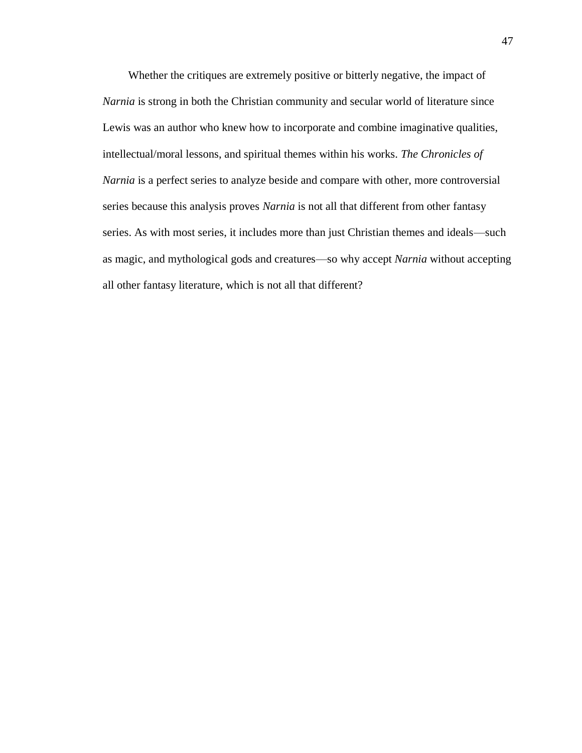Whether the critiques are extremely positive or bitterly negative, the impact of *Narnia* is strong in both the Christian community and secular world of literature since Lewis was an author who knew how to incorporate and combine imaginative qualities, intellectual/moral lessons, and spiritual themes within his works. *The Chronicles of Narnia* is a perfect series to analyze beside and compare with other, more controversial series because this analysis proves *Narnia* is not all that different from other fantasy series. As with most series, it includes more than just Christian themes and ideals—such as magic, and mythological gods and creatures—so why accept *Narnia* without accepting all other fantasy literature, which is not all that different?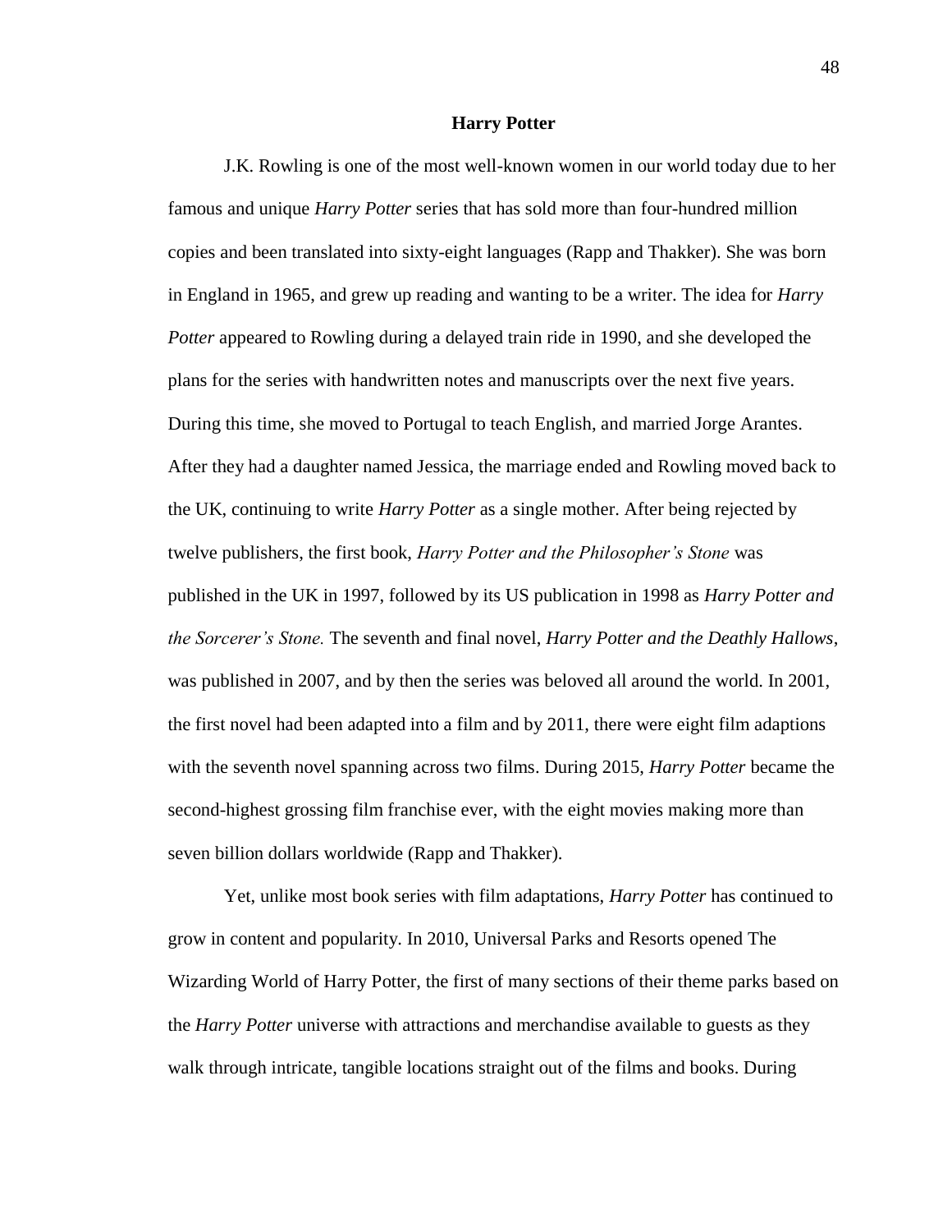## Harry Potter

J.K. Rowling is one of the most well-known women in our world today due to her famous and unique *Harry Potter* series that has sold more than four-hundred million copies and been translated into sixty-eight languages (Rapp and Thakker). She was born in England in 1965, and grew up reading and wanting to be a writer. The idea for *Harry Potter* appeared to Rowling during a delayed train ride in 1990, and she developed the plans for the series with handwritten notes and manuscripts over the next five years. During this time, she moved to Portugal to teach English, and married Jorge Arantes. After they had a daughter named Jessica, the marriage ended and Rowling moved back to the UK, continuing to write *Harry Potter* as a single mother. After being rejected by twelve publishers, the first book, *Harry Potter and the Philosopher's Stone* was published in the UK in 1997, followed by its US publication in 1998 as *Harry Potter and the Sorcerer's Stone.* The seventh and final novel, *Harry Potter and the Deathly Hallows*, was published in 2007, and by then the series was beloved all around the world. In 2001, the first novel had been adapted into a film and by 2011, there were eight film adaptions with the seventh novel spanning across two films. During 2015, *Harry Potter* became the second-highest grossing film franchise ever, with the eight movies making more than seven billion dollars worldwide (Rapp and Thakker).

Yet, unlike most book series with film adaptations, *Harry Potter* has continued to grow in content and popularity. In 2010, Universal Parks and Resorts opened The Wizarding World of Harry Potter, the first of many sections of their theme parks based on the *Harry Potter* universe with attractions and merchandise available to guests as they walk through intricate, tangible locations straight out of the films and books. During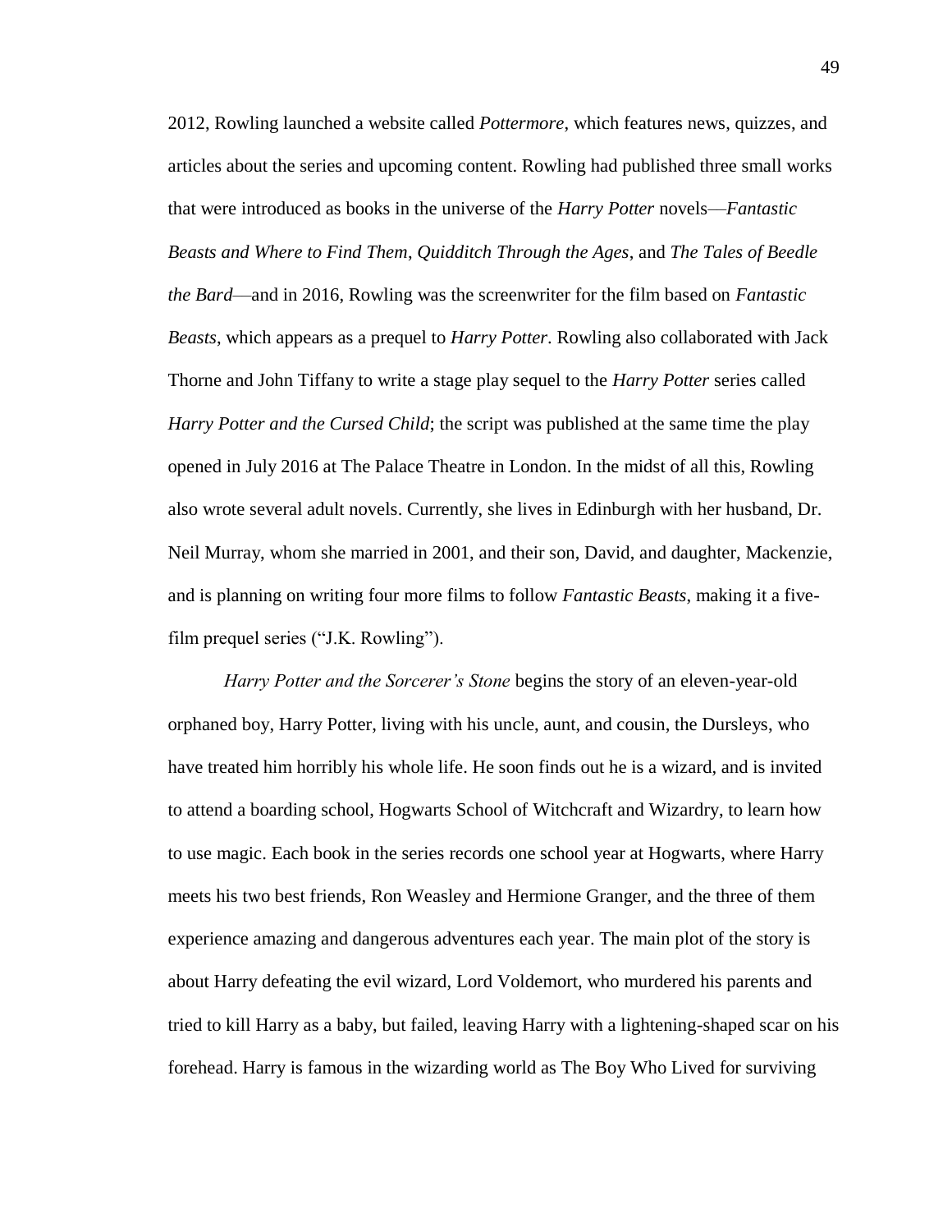2012, Rowling launched a website called *Pottermore*, which features news, quizzes, and articles about the series and upcoming content. Rowling had published three small works that were introduced as books in the universe of the *Harry Potter* novels—*Fantastic Beasts and Where to Find Them*, *Quidditch Through the Ages*, and *The Tales of Beedle the Bard*—and in 2016, Rowling was the screenwriter for the film based on *Fantastic Beasts*, which appears as a prequel to *Harry Potter*. Rowling also collaborated with Jack Thorne and John Tiffany to write a stage play sequel to the *Harry Potter* series called *Harry Potter and the Cursed Child*; the script was published at the same time the play opened in July 2016 at The Palace Theatre in London. In the midst of all this, Rowling also wrote several adult novels. Currently, she lives in Edinburgh with her husband, Dr. Neil Murray, whom she married in 2001, and their son, David, and daughter, Mackenzie, and is planning on writing four more films to follow *Fantastic Beasts*, making it a five-film prequel series ("J.K. Rowling").

*Harry Potter and the Sorcerer's Stone* begins the story of an eleven-year-old orphaned boy, Harry Potter, living with his uncle, aunt, and cousin, the Dursleys, who have treated him horribly his whole life. He soon finds out he is a wizard, and is invited to attend a boarding school, Hogwarts School of Witchcraft and Wizardry, to learn how to use magic. Each book in the series records one school year at Hogwarts, where Harry meets his two best friends, Ron Weasley and Hermione Granger, and the three of them experience amazing and dangerous adventures each year. The main plot of the story is about Harry defeating the evil wizard, Lord Voldemort, who murdered his parents and tried to kill Harry as a baby, but failed, leaving Harry with a lightening-shaped scar on his forehead. Harry is famous in the wizarding world as The Boy Who Lived for surviving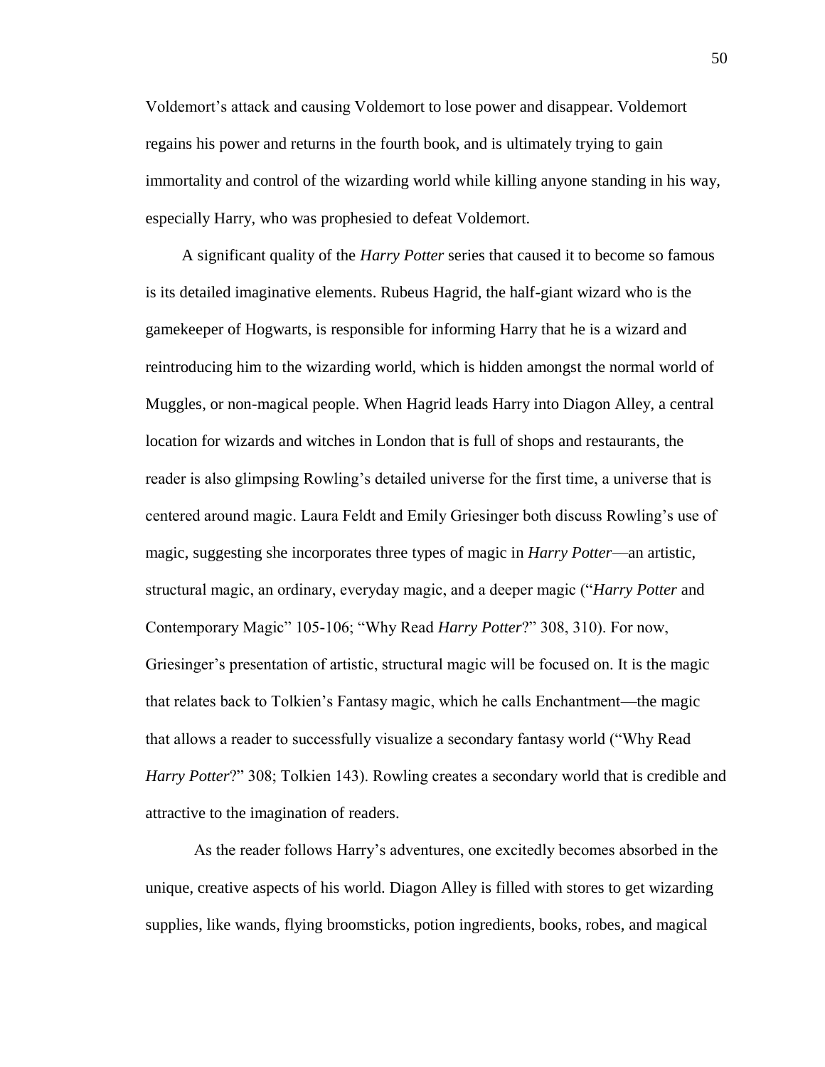Voldemort's attack and causing Voldemort to lose power and disappear. Voldemort regains his power and returns in the fourth book, and is ultimately trying to gain immortality and control of the wizarding world while killing anyone standing in his way, especially Harry, who was prophesied to defeat Voldemort.

A significant quality of the *Harry Potter* series that caused it to become so famous is its detailed imaginative elements. Rubeus Hagrid, the half-giant wizard who is the gamekeeper of Hogwarts, is responsible for informing Harry that he is a wizard and reintroducing him to the wizarding world, which is hidden amongst the normal world of Muggles, or non-magical people. When Hagrid leads Harry into Diagon Alley, a central location for wizards and witches in London that is full of shops and restaurants, the reader is also glimpsing Rowling's detailed universe for the first time, a universe that is centered around magic. Laura Feldt and Emily Griesinger both discuss Rowling's use of magic, suggesting she incorporates three types of magic in *Harry Potter*—an artistic, structural magic, an ordinary, everyday magic, and a deeper magic ("*Harry Potter* and Contemporary Magic" 105-106; "Why Read *Harry Potter*?" 308, 310). For now, Griesinger's presentation of artistic, structural magic will be focused on. It is the magic that relates back to Tolkien's Fantasy magic, which he calls Enchantment—the magic that allows a reader to successfully visualize a secondary fantasy world ("Why Read *Harry Potter*?" 308; Tolkien 143). Rowling creates a secondary world that is credible and attractive to the imagination of readers.

As the reader follows Harry's adventures, one excitedly becomes absorbed in the unique, creative aspects of his world. Diagon Alley is filled with stores to get wizarding supplies, like wands, flying broomsticks, potion ingredients, books, robes, and magical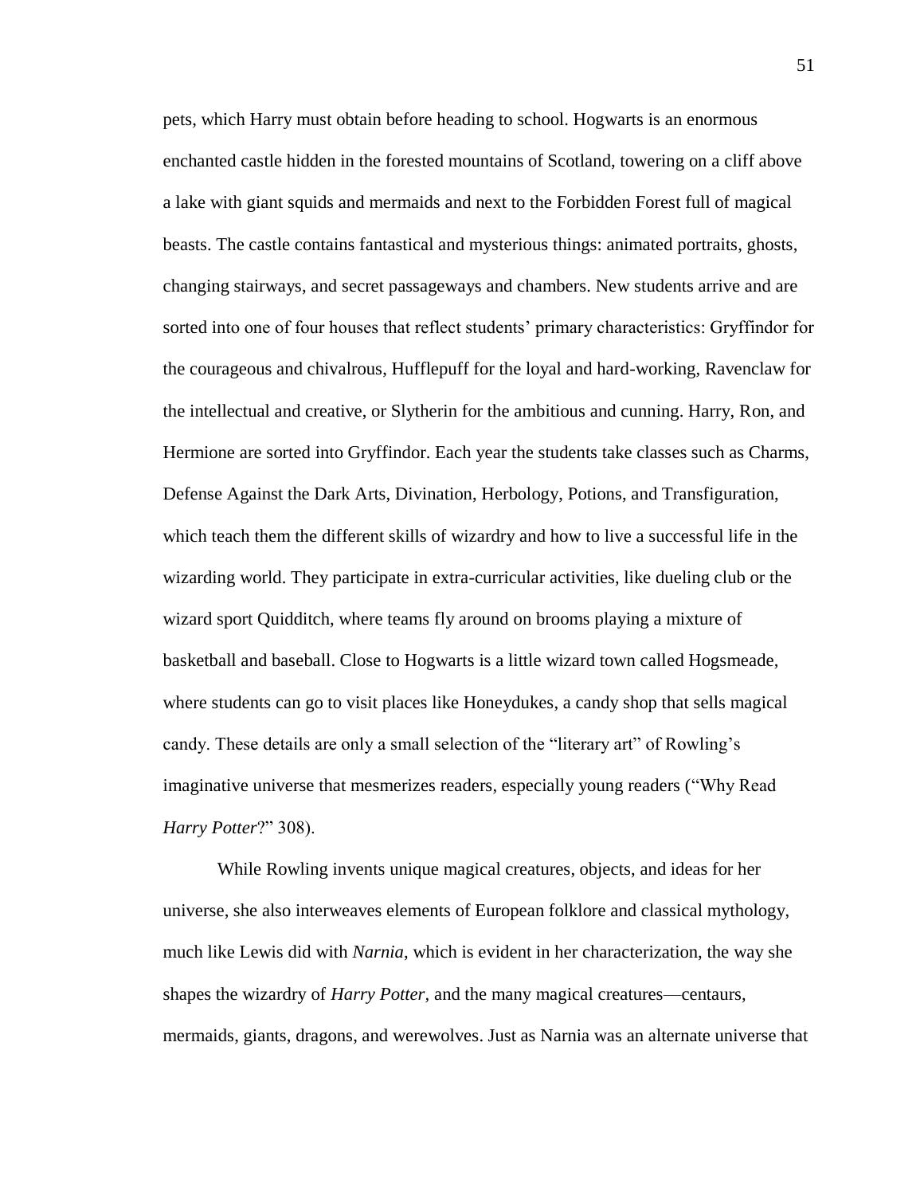pets, which Harry must obtain before heading to school. Hogwarts is an enormous enchanted castle hidden in the forested mountains of Scotland, towering on a cliff above a lake with giant squids and mermaids and next to the Forbidden Forest full of magical beasts. The castle contains fantastical and mysterious things: animated portraits, ghosts, changing stairways, and secret passageways and chambers. New students arrive and are sorted into one of four houses that reflect students' primary characteristics: Gryffindor for the courageous and chivalrous, Hufflepuff for the loyal and hard-working, Ravenclaw for the intellectual and creative, or Slytherin for the ambitious and cunning. Harry, Ron, and Hermione are sorted into Gryffindor. Each year the students take classes such as Charms, Defense Against the Dark Arts, Divination, Herbology, Potions, and Transfiguration, which teach them the different skills of wizardry and how to live a successful life in the wizarding world. They participate in extra-curricular activities, like dueling club or the wizard sport Quidditch, where teams fly around on brooms playing a mixture of basketball and baseball. Close to Hogwarts is a little wizard town called Hogsmeade, where students can go to visit places like Honeydukes, a candy shop that sells magical candy. These details are only a small selection of the "literary art" of Rowling's imaginative universe that mesmerizes readers, especially young readers ("Why Read *Harry Potter*?" 308).

While Rowling invents unique magical creatures, objects, and ideas for her universe, she also interweaves elements of European folklore and classical mythology, much like Lewis did with *Narnia*, which is evident in her characterization, the way she shapes the wizardry of *Harry Potter*, and the many magical creatures—centaurs, mermaids, giants, dragons, and werewolves. Just as Narnia was an alternate universe that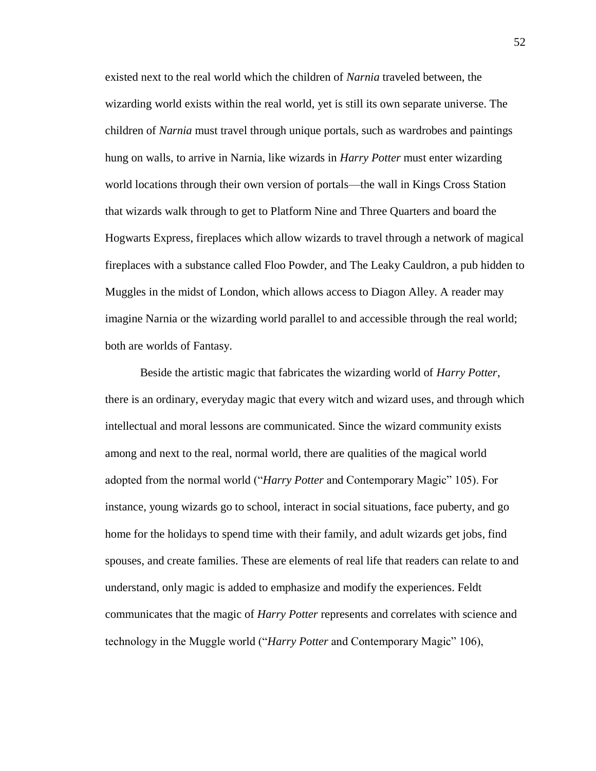existed next to the real world which the children of *Narnia* traveled between, the wizarding world exists within the real world, yet is still its own separate universe. The children of *Narnia* must travel through unique portals, such as wardrobes and paintings hung on walls, to arrive in Narnia, like wizards in *Harry Potter* must enter wizarding world locations through their own version of portals—the wall in Kings Cross Station that wizards walk through to get to Platform Nine and Three Quarters and board the Hogwarts Express, fireplaces which allow wizards to travel through a network of magical fireplaces with a substance called Floo Powder, and The Leaky Cauldron, a pub hidden to Muggles in the midst of London, which allows access to Diagon Alley. A reader may imagine Narnia or the wizarding world parallel to and accessible through the real world; both are worlds of Fantasy.

Beside the artistic magic that fabricates the wizarding world of *Harry Potter*, there is an ordinary, everyday magic that every witch and wizard uses, and through which intellectual and moral lessons are communicated. Since the wizard community exists among and next to the real, normal world, there are qualities of the magical world adopted from the normal world ("*Harry Potter* and Contemporary Magic" 105). For instance, young wizards go to school, interact in social situations, face puberty, and go home for the holidays to spend time with their family, and adult wizards get jobs, find spouses, and create families. These are elements of real life that readers can relate to and understand, only magic is added to emphasize and modify the experiences. Feldt communicates that the magic of *Harry Potter* represents and correlates with science and technology in the Muggle world ("*Harry Potter* and Contemporary Magic" 106),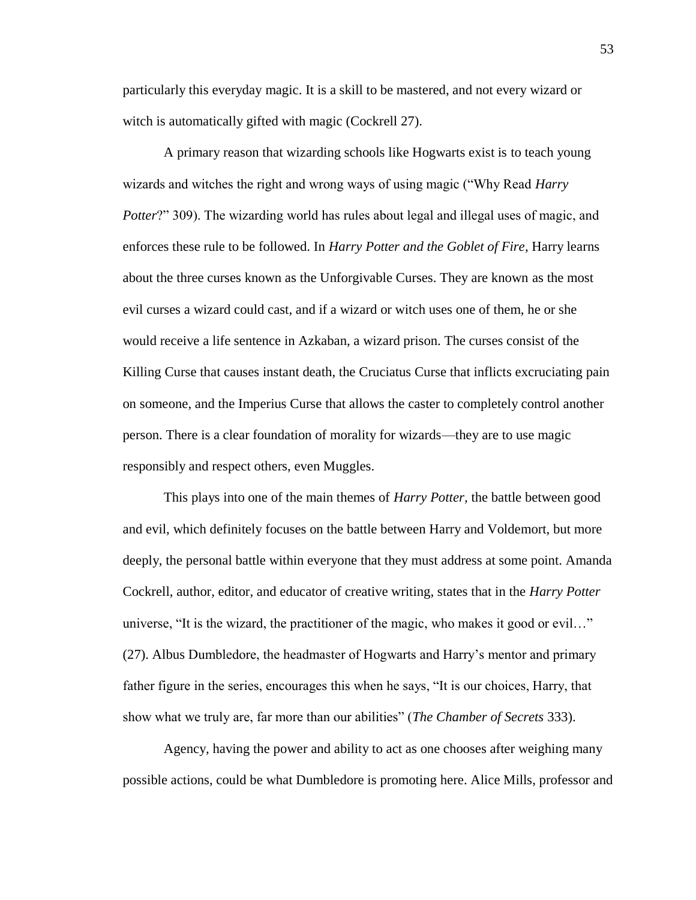particularly this everyday magic. It is a skill to be mastered, and not every wizard or witch is automatically gifted with magic (Cockrell 27).

A primary reason that wizarding schools like Hogwarts exist is to teach young wizards and witches the right and wrong ways of using magic ("Why Read *Harry Potter*?" 309). The wizarding world has rules about legal and illegal uses of magic, and enforces these rule to be followed. In *Harry Potter and the Goblet of Fire*, Harry learns about the three curses known as the Unforgivable Curses. They are known as the most evil curses a wizard could cast, and if a wizard or witch uses one of them, he or she would receive a life sentence in Azkaban, a wizard prison. The curses consist of the Killing Curse that causes instant death, the Cruciatus Curse that inflicts excruciating pain on someone, and the Imperius Curse that allows the caster to completely control another person. There is a clear foundation of morality for wizards—they are to use magic responsibly and respect others, even Muggles.

This plays into one of the main themes of *Harry Potter*, the battle between good and evil, which definitely focuses on the battle between Harry and Voldemort, but more deeply, the personal battle within everyone that they must address at some point. Amanda Cockrell, author, editor, and educator of creative writing, states that in the *Harry Potter* universe, "It is the wizard, the practitioner of the magic, who makes it good or evil…" (27). Albus Dumbledore, the headmaster of Hogwarts and Harry's mentor and primary father figure in the series, encourages this when he says, "It is our choices, Harry, that show what we truly are, far more than our abilities" (*The Chamber of Secrets* 333).

Agency, having the power and ability to act as one chooses after weighing many possible actions, could be what Dumbledore is promoting here. Alice Mills, professor and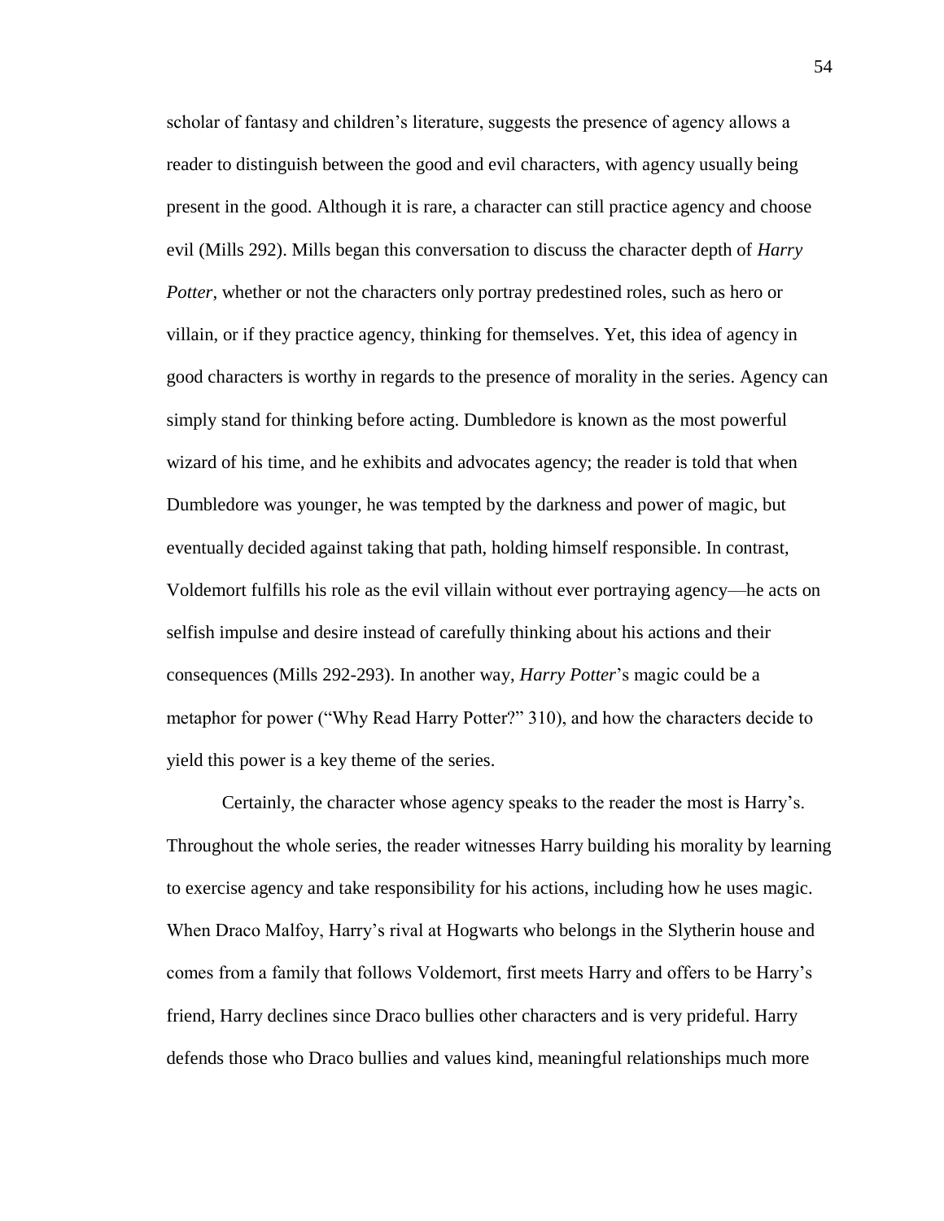scholar of fantasy and children's literature, suggests the presence of agency allows a reader to distinguish between the good and evil characters, with agency usually being present in the good. Although it is rare, a character can still practice agency and choose evil (Mills 292). Mills began this conversation to discuss the character depth of *Harry Potter*, whether or not the characters only portray predestined roles, such as hero or villain, or if they practice agency, thinking for themselves. Yet, this idea of agency in good characters is worthy in regards to the presence of morality in the series. Agency can simply stand for thinking before acting. Dumbledore is known as the most powerful wizard of his time, and he exhibits and advocates agency; the reader is told that when Dumbledore was younger, he was tempted by the darkness and power of magic, but eventually decided against taking that path, holding himself responsible. In contrast, Voldemort fulfills his role as the evil villain without ever portraying agency—he acts on selfish impulse and desire instead of carefully thinking about his actions and their consequences (Mills 292-293). In another way, *Harry Potter*'s magic could be a metaphor for power ("Why Read Harry Potter?" 310), and how the characters decide to yield this power is a key theme of the series.

Certainly, the character whose agency speaks to the reader the most is Harry's. Throughout the whole series, the reader witnesses Harry building his morality by learning to exercise agency and take responsibility for his actions, including how he uses magic. When Draco Malfoy, Harry's rival at Hogwarts who belongs in the Slytherin house and comes from a family that follows Voldemort, first meets Harry and offers to be Harry's friend, Harry declines since Draco bullies other characters and is very prideful. Harry defends those who Draco bullies and values kind, meaningful relationships much more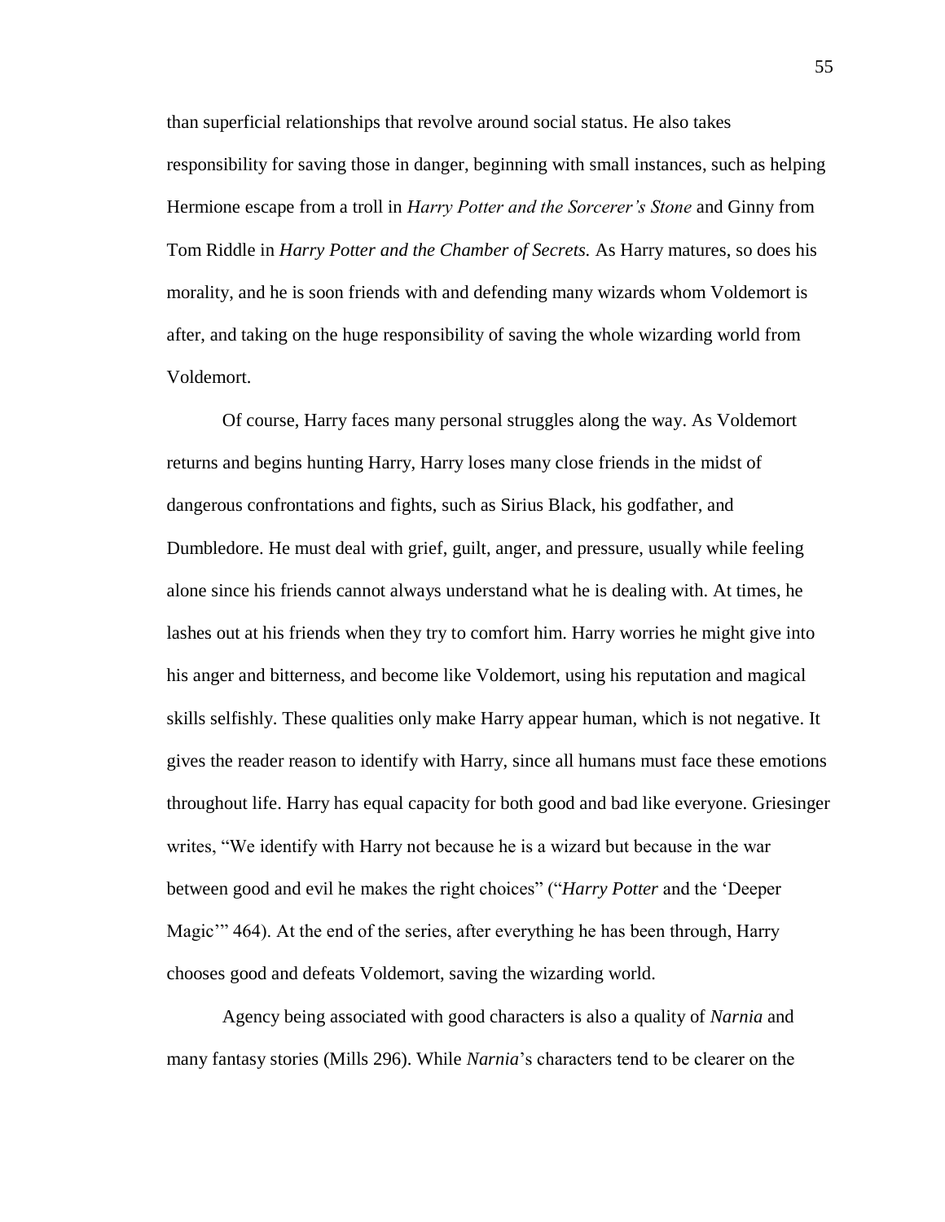than superficial relationships that revolve around social status. He also takes responsibility for saving those in danger, beginning with small instances, such as helping Hermione escape from a troll in *Harry Potter and the Sorcerer's Stone* and Ginny from Tom Riddle in *Harry Potter and the Chamber of Secrets.* As Harry matures, so does his morality, and he is soon friends with and defending many wizards whom Voldemort is after, and taking on the huge responsibility of saving the whole wizarding world from Voldemort.

Of course, Harry faces many personal struggles along the way. As Voldemort returns and begins hunting Harry, Harry loses many close friends in the midst of dangerous confrontations and fights, such as Sirius Black, his godfather, and Dumbledore. He must deal with grief, guilt, anger, and pressure, usually while feeling alone since his friends cannot always understand what he is dealing with. At times, he lashes out at his friends when they try to comfort him. Harry worries he might give into his anger and bitterness, and become like Voldemort, using his reputation and magical skills selfishly. These qualities only make Harry appear human, which is not negative. It gives the reader reason to identify with Harry, since all humans must face these emotions throughout life. Harry has equal capacity for both good and bad like everyone. Griesinger writes, "We identify with Harry not because he is a wizard but because in the war between good and evil he makes the right choices" ("*Harry Potter* and the 'Deeper Magic'" 464). At the end of the series, after everything he has been through, Harry chooses good and defeats Voldemort, saving the wizarding world.

Agency being associated with good characters is also a quality of *Narnia* and many fantasy stories (Mills 296). While *Narnia*'s characters tend to be clearer on the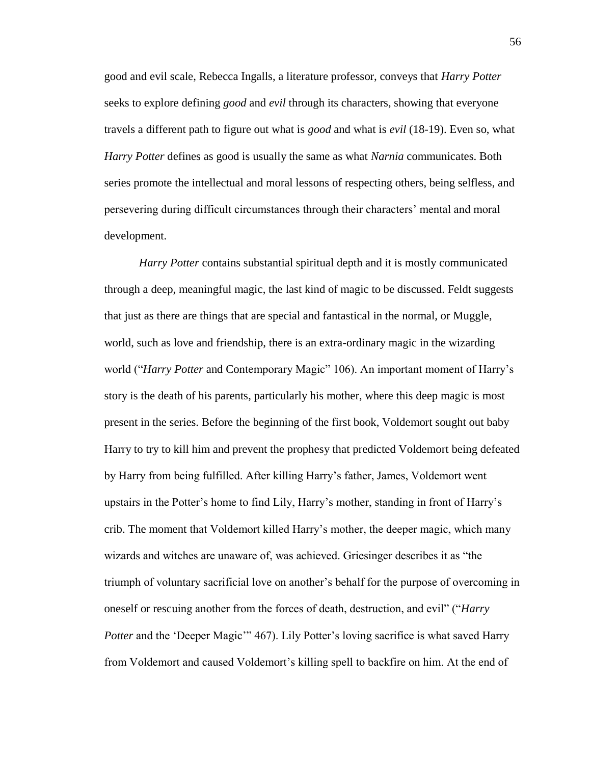good and evil scale, Rebecca Ingalls, a literature professor, conveys that *Harry Potter* seeks to explore defining *good* and *evil* through its characters, showing that everyone travels a different path to figure out what is *good* and what is *evil* (18-19). Even so, what *Harry Potter* defines as good is usually the same as what *Narnia* communicates. Both series promote the intellectual and moral lessons of respecting others, being selfless, and persevering during difficult circumstances through their characters' mental and moral development.

*Harry Potter* contains substantial spiritual depth and it is mostly communicated through a deep, meaningful magic, the last kind of magic to be discussed. Feldt suggests that just as there are things that are special and fantastical in the normal, or Muggle, world, such as love and friendship, there is an extra-ordinary magic in the wizarding world ("*Harry Potter* and Contemporary Magic" 106). An important moment of Harry's story is the death of his parents, particularly his mother, where this deep magic is most present in the series. Before the beginning of the first book, Voldemort sought out baby Harry to try to kill him and prevent the prophesy that predicted Voldemort being defeated by Harry from being fulfilled. After killing Harry's father, James, Voldemort went upstairs in the Potter's home to find Lily, Harry's mother, standing in front of Harry's crib. The moment that Voldemort killed Harry's mother, the deeper magic, which many wizards and witches are unaware of, was achieved. Griesinger describes it as "the triumph of voluntary sacrificial love on another's behalf for the purpose of overcoming in oneself or rescuing another from the forces of death, destruction, and evil" ("*Harry Potter* and the 'Deeper Magic'" 467). Lily Potter's loving sacrifice is what saved Harry from Voldemort and caused Voldemort's killing spell to backfire on him. At the end of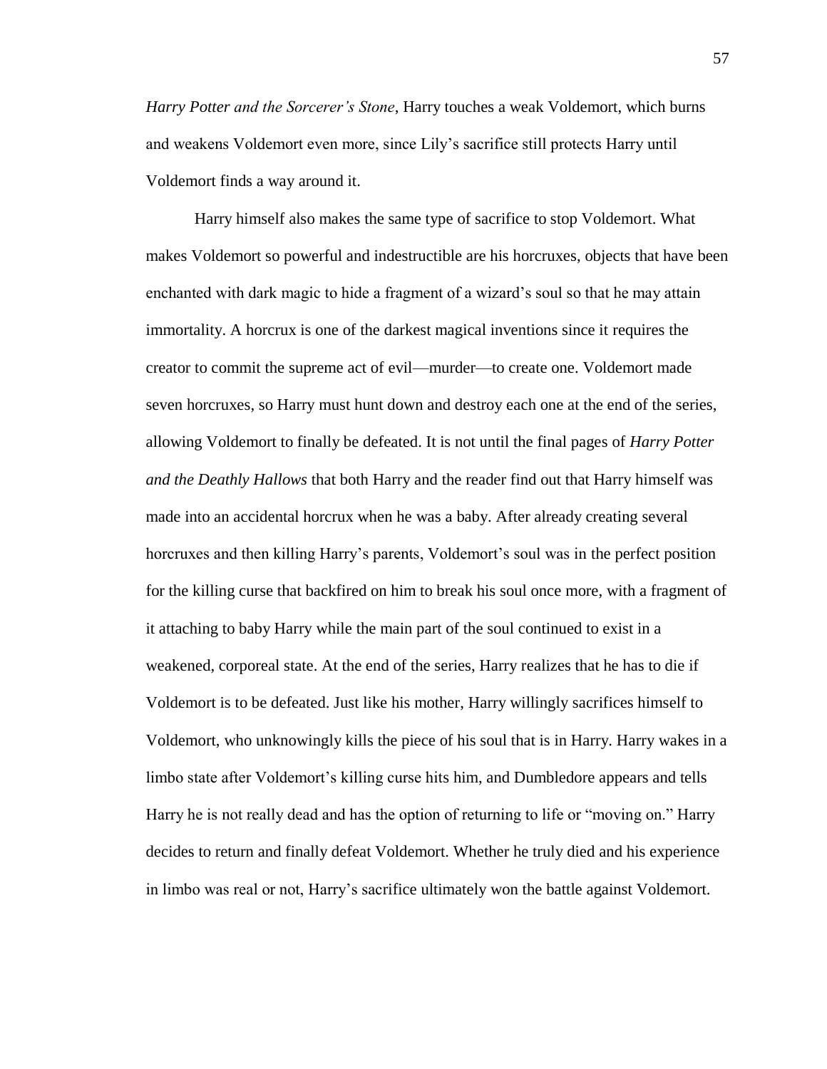*Harry Potter and the Sorcerer's Stone*, Harry touches a weak Voldemort, which burns and weakens Voldemort even more, since Lily's sacrifice still protects Harry until Voldemort finds a way around it.

Harry himself also makes the same type of sacrifice to stop Voldemort. What makes Voldemort so powerful and indestructible are his horcruxes, objects that have been enchanted with dark magic to hide a fragment of a wizard's soul so that he may attain immortality. A horcrux is one of the darkest magical inventions since it requires the creator to commit the supreme act of evil—murder—to create one. Voldemort made seven horcruxes, so Harry must hunt down and destroy each one at the end of the series, allowing Voldemort to finally be defeated. It is not until the final pages of *Harry Potter and the Deathly Hallows* that both Harry and the reader find out that Harry himself was made into an accidental horcrux when he was a baby. After already creating several horcruxes and then killing Harry's parents, Voldemort's soul was in the perfect position for the killing curse that backfired on him to break his soul once more, with a fragment of it attaching to baby Harry while the main part of the soul continued to exist in a weakened, corporeal state. At the end of the series, Harry realizes that he has to die if Voldemort is to be defeated. Just like his mother, Harry willingly sacrifices himself to Voldemort, who unknowingly kills the piece of his soul that is in Harry. Harry wakes in a limbo state after Voldemort's killing curse hits him, and Dumbledore appears and tells Harry he is not really dead and has the option of returning to life or "moving on." Harry decides to return and finally defeat Voldemort. Whether he truly died and his experience in limbo was real or not, Harry's sacrifice ultimately won the battle against Voldemort.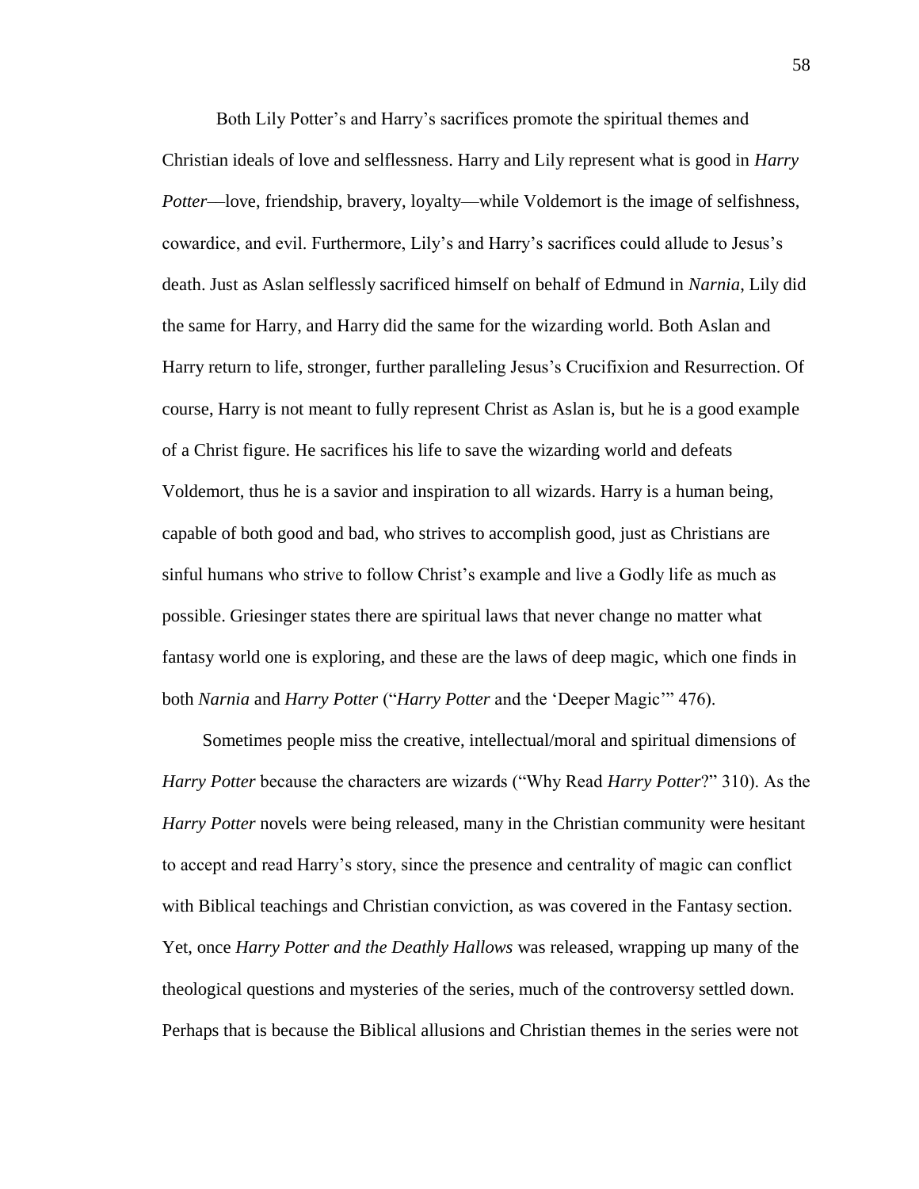Both Lily Potter's and Harry's sacrifices promote the spiritual themes and Christian ideals of love and selflessness. Harry and Lily represent what is good in *Harry Potter*—love, friendship, bravery, loyalty—while Voldemort is the image of selfishness, cowardice, and evil. Furthermore, Lily's and Harry's sacrifices could allude to Jesus's death. Just as Aslan selflessly sacrificed himself on behalf of Edmund in *Narnia*, Lily did the same for Harry, and Harry did the same for the wizarding world. Both Aslan and Harry return to life, stronger, further paralleling Jesus's Crucifixion and Resurrection. Of course, Harry is not meant to fully represent Christ as Aslan is, but he is a good example of a Christ figure. He sacrifices his life to save the wizarding world and defeats Voldemort, thus he is a savior and inspiration to all wizards. Harry is a human being, capable of both good and bad, who strives to accomplish good, just as Christians are sinful humans who strive to follow Christ's example and live a Godly life as much as possible. Griesinger states there are spiritual laws that never change no matter what fantasy world one is exploring, and these are the laws of deep magic, which one finds in both *Narnia* and *Harry Potter* ("*Harry Potter* and the 'Deeper Magic'" 476).

Sometimes people miss the creative, intellectual/moral and spiritual dimensions of *Harry Potter* because the characters are wizards ("Why Read *Harry Potter*?" 310). As the *Harry Potter* novels were being released, many in the Christian community were hesitant to accept and read Harry's story, since the presence and centrality of magic can conflict with Biblical teachings and Christian conviction, as was covered in the Fantasy section. Yet, once *Harry Potter and the Deathly Hallows* was released, wrapping up many of the theological questions and mysteries of the series, much of the controversy settled down. Perhaps that is because the Biblical allusions and Christian themes in the series were not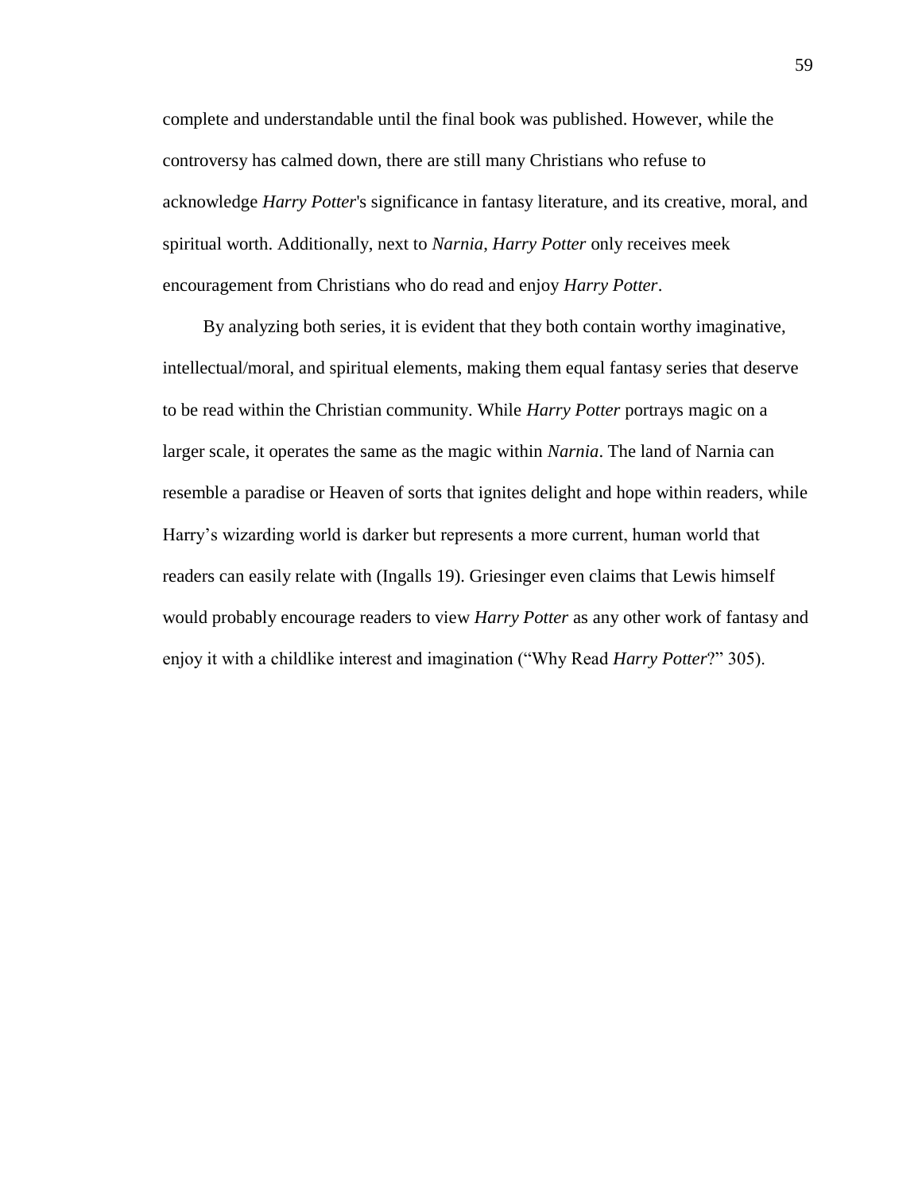complete and understandable until the final book was published. However, while the controversy has calmed down, there are still many Christians who refuse to acknowledge *Harry Potter*'s significance in fantasy literature, and its creative, moral, and spiritual worth. Additionally, next to *Narnia*, *Harry Potter* only receives meek encouragement from Christians who do read and enjoy *Harry Potter*.

By analyzing both series, it is evident that they both contain worthy imaginative, intellectual/moral, and spiritual elements, making them equal fantasy series that deserve to be read within the Christian community. While *Harry Potter* portrays magic on a larger scale, it operates the same as the magic within *Narnia*. The land of Narnia can resemble a paradise or Heaven of sorts that ignites delight and hope within readers, while Harry's wizarding world is darker but represents a more current, human world that readers can easily relate with (Ingalls 19). Griesinger even claims that Lewis himself would probably encourage readers to view *Harry Potter* as any other work of fantasy and enjoy it with a childlike interest and imagination ("Why Read *Harry Potter*?" 305).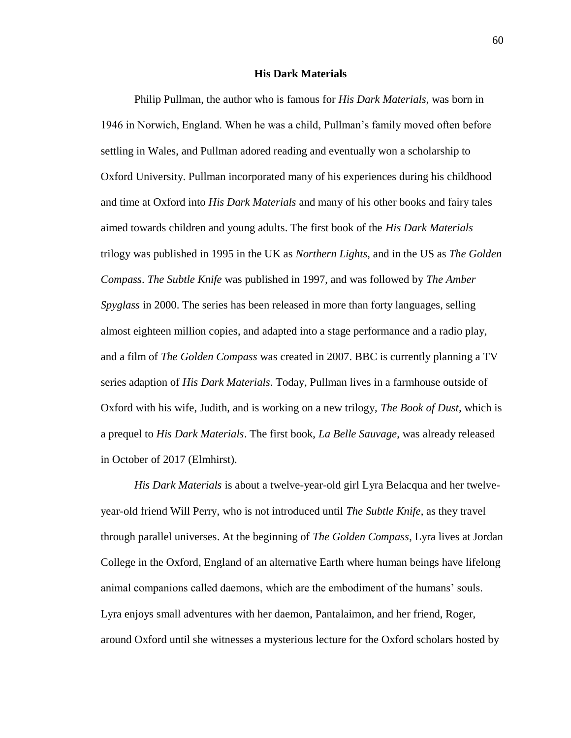## His Dark Materials

Philip Pullman, the author who is famous for *His Dark Materials*, was born in 1946 in Norwich, England. When he was a child, Pullman's family moved often before settling in Wales, and Pullman adored reading and eventually won a scholarship to Oxford University. Pullman incorporated many of his experiences during his childhood and time at Oxford into *His Dark Materials* and many of his other books and fairy tales aimed towards children and young adults. The first book of the *His Dark Materials* trilogy was published in 1995 in the UK as *Northern Lights*, and in the US as *The Golden Compass*. *The Subtle Knife* was published in 1997, and was followed by *The Amber Spyglass* in 2000. The series has been released in more than forty languages, selling almost eighteen million copies, and adapted into a stage performance and a radio play, and a film of *The Golden Compass* was created in 2007. BBC is currently planning a TV series adaption of *His Dark Materials*. Today, Pullman lives in a farmhouse outside of Oxford with his wife, Judith, and is working on a new trilogy, *The Book of Dust*, which is a prequel to *His Dark Materials*. The first book, *La Belle Sauvage*, was already released in October of 2017 (Elmhirst).

*His Dark Materials* is about a twelve-year-old girl Lyra Belacqua and her twelve-year-old friend Will Perry, who is not introduced until *The Subtle Knife*, as they travel through parallel universes. At the beginning of *The Golden Compass*, Lyra lives at Jordan College in the Oxford, England of an alternative Earth where human beings have lifelong animal companions called daemons, which are the embodiment of the humans' souls. Lyra enjoys small adventures with her daemon, Pantalaimon, and her friend, Roger, around Oxford until she witnesses a mysterious lecture for the Oxford scholars hosted by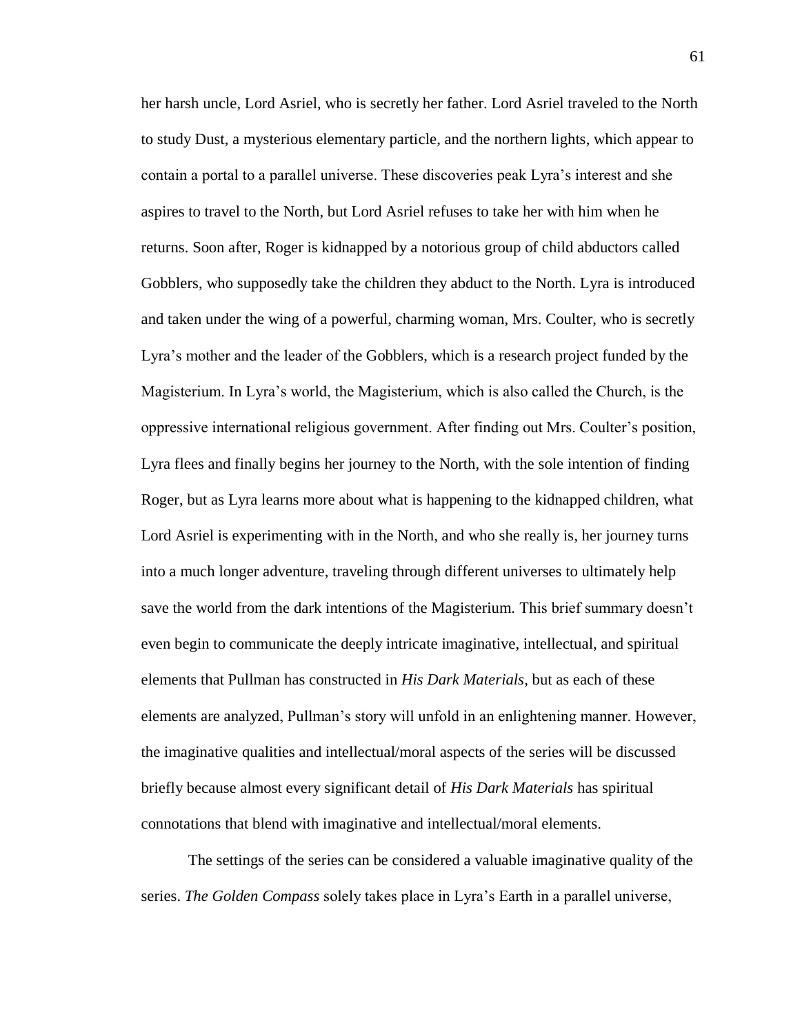her harsh uncle, Lord Asriel, who is secretly her father. Lord Asriel traveled to the North to study Dust, a mysterious elementary particle, and the northern lights, which appear to contain a portal to a parallel universe. These discoveries peak Lyra's interest and she aspires to travel to the North, but Lord Asriel refuses to take her with him when he returns. Soon after, Roger is kidnapped by a notorious group of child abductors called Gobblers, who supposedly take the children they abduct to the North. Lyra is introduced and taken under the wing of a powerful, charming woman, Mrs. Coulter, who is secretly Lyra's mother and the leader of the Gobblers, which is a research project funded by the Magisterium. In Lyra's world, the Magisterium, which is also called the Church, is the oppressive international religious government. After finding out Mrs. Coulter's position, Lyra flees and finally begins her journey to the North, with the sole intention of finding Roger, but as Lyra learns more about what is happening to the kidnapped children, what Lord Asriel is experimenting with in the North, and who she really is, her journey turns into a much longer adventure, traveling through different universes to ultimately help save the world from the dark intentions of the Magisterium. This brief summary doesn't even begin to communicate the deeply intricate imaginative, intellectual, and spiritual elements that Pullman has constructed in *His Dark Materials*, but as each of these elements are analyzed, Pullman's story will unfold in an enlightening manner. However, the imaginative qualities and intellectual/moral aspects of the series will be discussed briefly because almost every significant detail of *His Dark Materials* has spiritual connotations that blend with imaginative and intellectual/moral elements.

The settings of the series can be considered a valuable imaginative quality of the series. *The Golden Compass* solely takes place in Lyra's Earth in a parallel universe,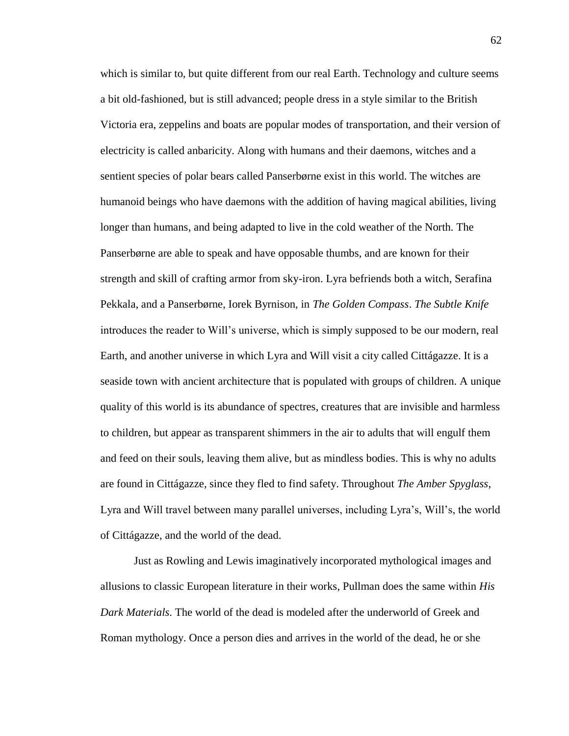which is similar to, but quite different from our real Earth. Technology and culture seems a bit old-fashioned, but is still advanced; people dress in a style similar to the British Victoria era, zeppelins and boats are popular modes of transportation, and their version of electricity is called anbaricity. Along with humans and their daemons, witches and a sentient species of polar bears called Panserbørne exist in this world. The witches are humanoid beings who have daemons with the addition of having magical abilities, living longer than humans, and being adapted to live in the cold weather of the North. The Panserbørne are able to speak and have opposable thumbs, and are known for their strength and skill of crafting armor from sky-iron. Lyra befriends both a witch, Serafina Pekkala, and a Panserbørne, Iorek Byrnison, in *The Golden Compass*. *The Subtle Knife* introduces the reader to Will's universe, which is simply supposed to be our modern, real Earth, and another universe in which Lyra and Will visit a city called Cittágazze. It is a seaside town with ancient architecture that is populated with groups of children. A unique quality of this world is its abundance of spectres, creatures that are invisible and harmless to children, but appear as transparent shimmers in the air to adults that will engulf them and feed on their souls, leaving them alive, but as mindless bodies. This is why no adults are found in Cittágazze, since they fled to find safety. Throughout *The Amber Spyglass*, Lyra and Will travel between many parallel universes, including Lyra's, Will's, the world of Cittágazze, and the world of the dead.

Just as Rowling and Lewis imaginatively incorporated mythological images and allusions to classic European literature in their works, Pullman does the same within *His Dark Materials*. The world of the dead is modeled after the underworld of Greek and Roman mythology. Once a person dies and arrives in the world of the dead, he or she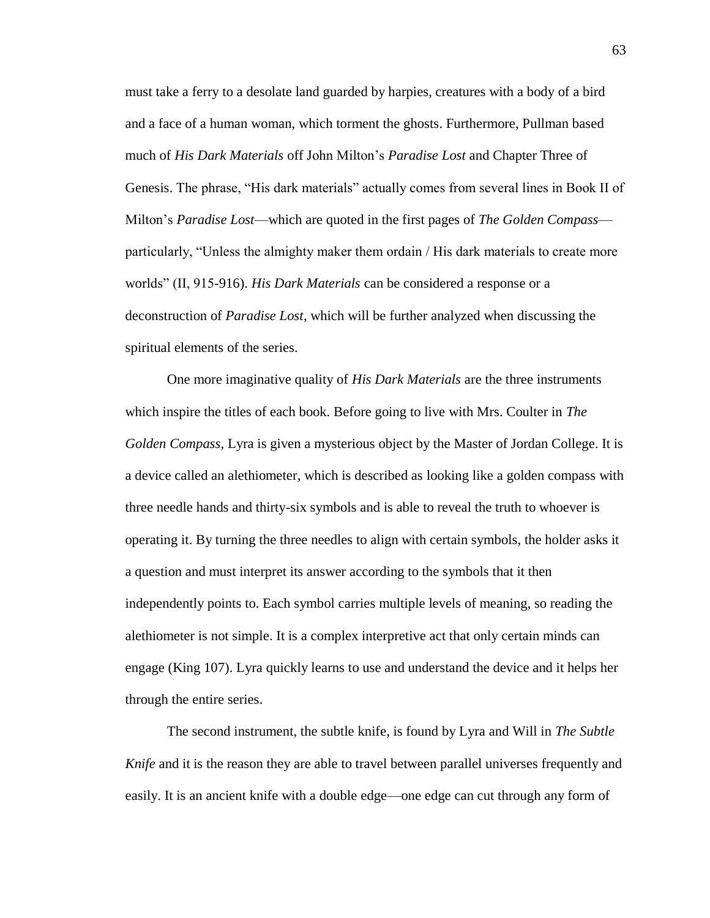must take a ferry to a desolate land guarded by harpies, creatures with a body of a bird and a face of a human woman, which torment the ghosts. Furthermore, Pullman based much of *His Dark Materials* off John Milton's *Paradise Lost* and Chapter Three of Genesis. The phrase, "His dark materials" actually comes from several lines in Book II of Milton's *Paradise Lost*—which are quoted in the first pages of *The Golden Compass*—particularly, "Unless the almighty maker them ordain / His dark materials to create more worlds" (II, 915-916). *His Dark Materials* can be considered a response or a deconstruction of *Paradise Lost*, which will be further analyzed when discussing the spiritual elements of the series.

One more imaginative quality of *His Dark Materials* are the three instruments which inspire the titles of each book. Before going to live with Mrs. Coulter in *The Golden Compass*, Lyra is given a mysterious object by the Master of Jordan College. It is a device called an alethiometer, which is described as looking like a golden compass with three needle hands and thirty-six symbols and is able to reveal the truth to whoever is operating it. By turning the three needles to align with certain symbols, the holder asks it a question and must interpret its answer according to the symbols that it then independently points to. Each symbol carries multiple levels of meaning, so reading the alethiometer is not simple. It is a complex interpretive act that only certain minds can engage (King 107). Lyra quickly learns to use and understand the device and it helps her through the entire series.

The second instrument, the subtle knife, is found by Lyra and Will in *The Subtle Knife* and it is the reason they are able to travel between parallel universes frequently and easily. It is an ancient knife with a double edge—one edge can cut through any form of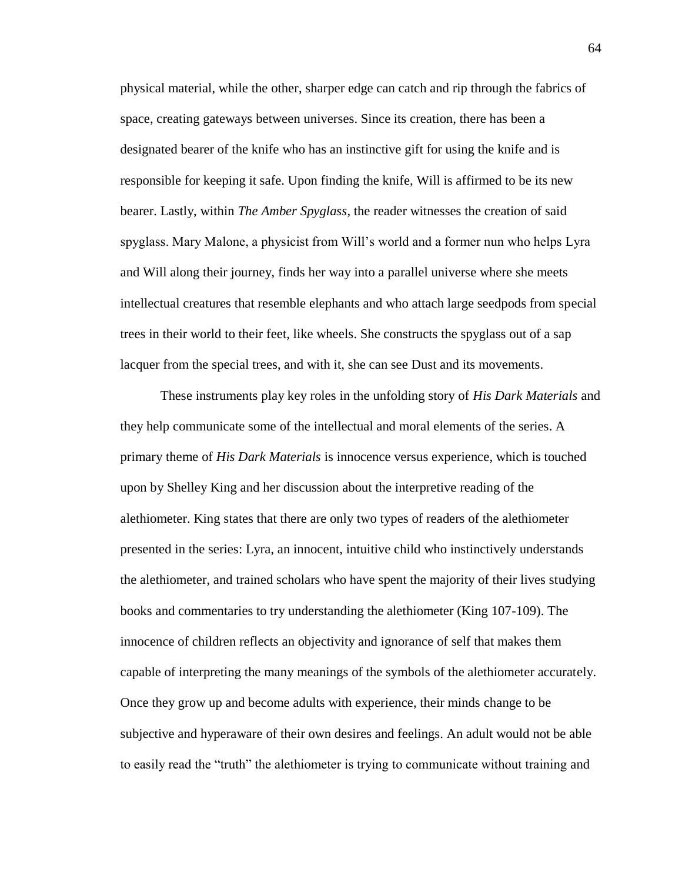physical material, while the other, sharper edge can catch and rip through the fabrics of space, creating gateways between universes. Since its creation, there has been a designated bearer of the knife who has an instinctive gift for using the knife and is responsible for keeping it safe. Upon finding the knife, Will is affirmed to be its new bearer. Lastly, within *The Amber Spyglass*, the reader witnesses the creation of said spyglass. Mary Malone, a physicist from Will's world and a former nun who helps Lyra and Will along their journey, finds her way into a parallel universe where she meets intellectual creatures that resemble elephants and who attach large seedpods from special trees in their world to their feet, like wheels. She constructs the spyglass out of a sap lacquer from the special trees, and with it, she can see Dust and its movements.

These instruments play key roles in the unfolding story of *His Dark Materials* and they help communicate some of the intellectual and moral elements of the series. A primary theme of *His Dark Materials* is innocence versus experience, which is touched upon by Shelley King and her discussion about the interpretive reading of the alethiometer. King states that there are only two types of readers of the alethiometer presented in the series: Lyra, an innocent, intuitive child who instinctively understands the alethiometer, and trained scholars who have spent the majority of their lives studying books and commentaries to try understanding the alethiometer (King 107-109). The innocence of children reflects an objectivity and ignorance of self that makes them capable of interpreting the many meanings of the symbols of the alethiometer accurately. Once they grow up and become adults with experience, their minds change to be subjective and hyperaware of their own desires and feelings. An adult would not be able to easily read the "truth" the alethiometer is trying to communicate without training and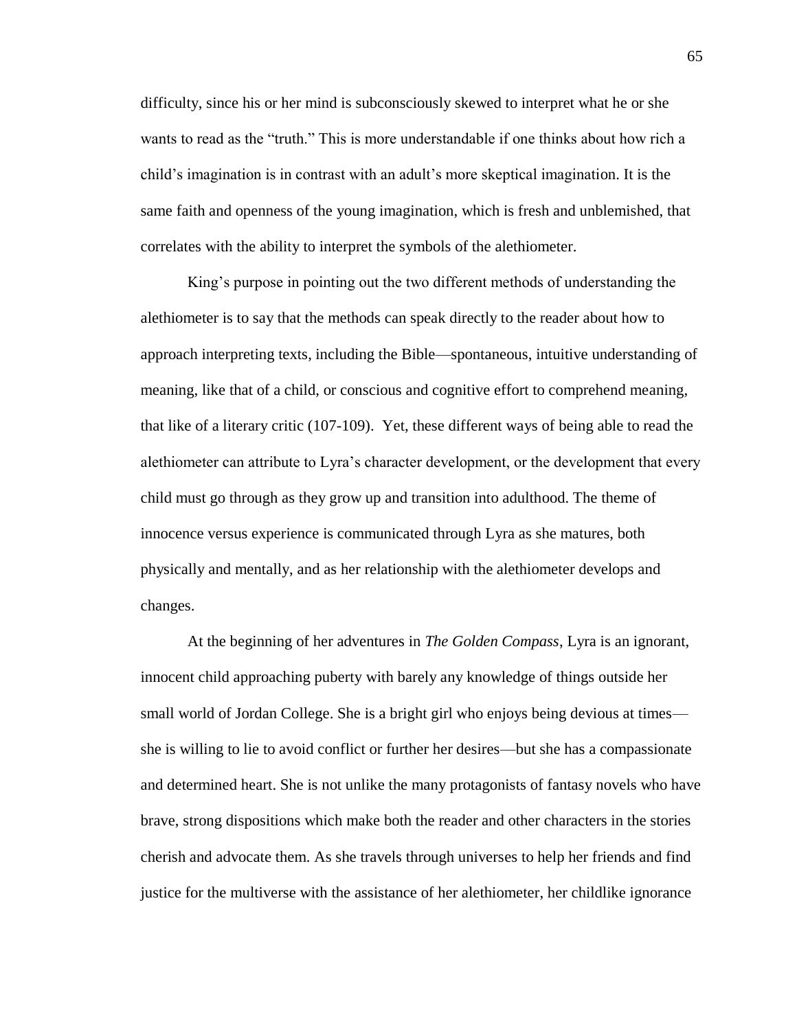difficulty, since his or her mind is subconsciously skewed to interpret what he or she wants to read as the "truth." This is more understandable if one thinks about how rich a child's imagination is in contrast with an adult's more skeptical imagination. It is the same faith and openness of the young imagination, which is fresh and unblemished, that correlates with the ability to interpret the symbols of the alethiometer.

King's purpose in pointing out the two different methods of understanding the alethiometer is to say that the methods can speak directly to the reader about how to approach interpreting texts, including the Bible—spontaneous, intuitive understanding of meaning, like that of a child, or conscious and cognitive effort to comprehend meaning, that like of a literary critic (107-109). Yet, these different ways of being able to read the alethiometer can attribute to Lyra's character development, or the development that every child must go through as they grow up and transition into adulthood. The theme of innocence versus experience is communicated through Lyra as she matures, both physically and mentally, and as her relationship with the alethiometer develops and changes.

At the beginning of her adventures in *The Golden Compass*, Lyra is an ignorant, innocent child approaching puberty with barely any knowledge of things outside her small world of Jordan College. She is a bright girl who enjoys being devious at times—she is willing to lie to avoid conflict or further her desires—but she has a compassionate and determined heart. She is not unlike the many protagonists of fantasy novels who have brave, strong dispositions which make both the reader and other characters in the stories cherish and advocate them. As she travels through universes to help her friends and find justice for the multiverse with the assistance of her alethiometer, her childlike ignorance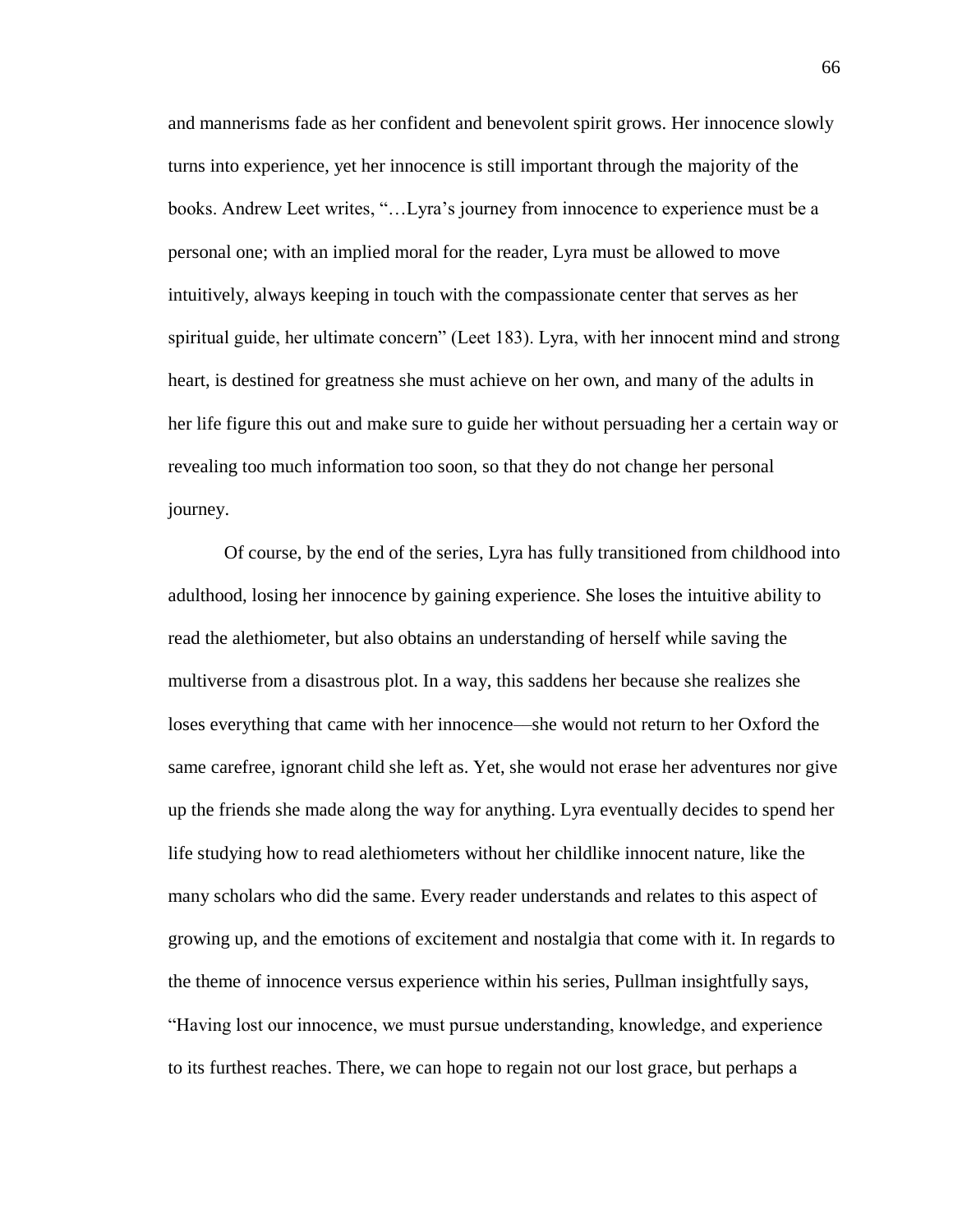and mannerisms fade as her confident and benevolent spirit grows. Her innocence slowly turns into experience, yet her innocence is still important through the majority of the books. Andrew Leet writes, "…Lyra's journey from innocence to experience must be a personal one; with an implied moral for the reader, Lyra must be allowed to move intuitively, always keeping in touch with the compassionate center that serves as her spiritual guide, her ultimate concern" (Leet 183). Lyra, with her innocent mind and strong heart, is destined for greatness she must achieve on her own, and many of the adults in her life figure this out and make sure to guide her without persuading her a certain way or revealing too much information too soon, so that they do not change her personal journey.

Of course, by the end of the series, Lyra has fully transitioned from childhood into adulthood, losing her innocence by gaining experience. She loses the intuitive ability to read the alethiometer, but also obtains an understanding of herself while saving the multiverse from a disastrous plot. In a way, this saddens her because she realizes she loses everything that came with her innocence—she would not return to her Oxford the same carefree, ignorant child she left as. Yet, she would not erase her adventures nor give up the friends she made along the way for anything. Lyra eventually decides to spend her life studying how to read alethiometers without her childlike innocent nature, like the many scholars who did the same. Every reader understands and relates to this aspect of growing up, and the emotions of excitement and nostalgia that come with it. In regards to the theme of innocence versus experience within his series, Pullman insightfully says, "Having lost our innocence, we must pursue understanding, knowledge, and experience to its furthest reaches. There, we can hope to regain not our lost grace, but perhaps a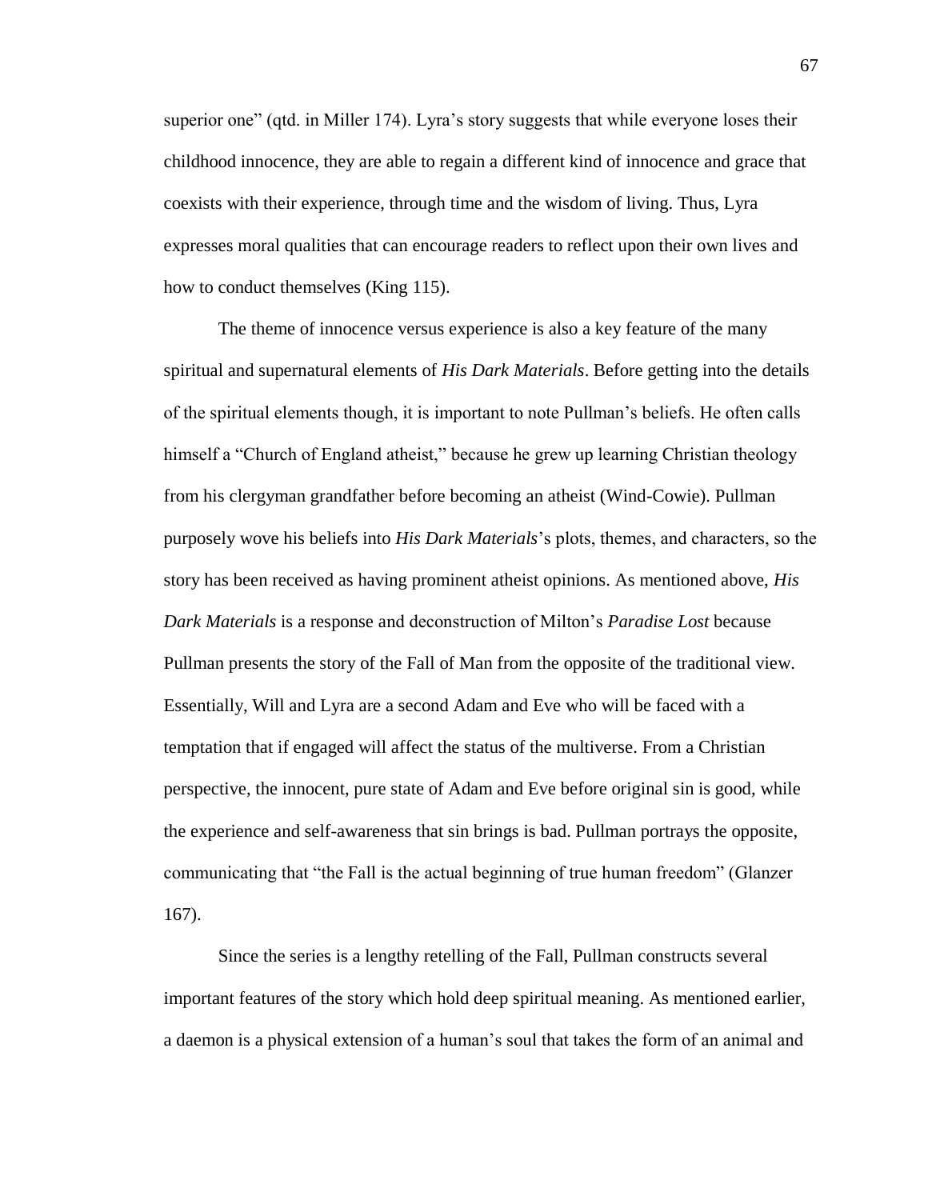superior one" (qtd. in Miller 174). Lyra's story suggests that while everyone loses their childhood innocence, they are able to regain a different kind of innocence and grace that coexists with their experience, through time and the wisdom of living. Thus, Lyra expresses moral qualities that can encourage readers to reflect upon their own lives and how to conduct themselves (King 115).

The theme of innocence versus experience is also a key feature of the many spiritual and supernatural elements of *His Dark Materials*. Before getting into the details of the spiritual elements though, it is important to note Pullman's beliefs. He often calls himself a "Church of England atheist," because he grew up learning Christian theology from his clergyman grandfather before becoming an atheist (Wind-Cowie). Pullman purposely wove his beliefs into *His Dark Materials*'s plots, themes, and characters, so the story has been received as having prominent atheist opinions. As mentioned above, *His Dark Materials* is a response and deconstruction of Milton's *Paradise Lost* because Pullman presents the story of the Fall of Man from the opposite of the traditional view. Essentially, Will and Lyra are a second Adam and Eve who will be faced with a temptation that if engaged will affect the status of the multiverse. From a Christian perspective, the innocent, pure state of Adam and Eve before original sin is good, while the experience and self-awareness that sin brings is bad. Pullman portrays the opposite, communicating that "the Fall is the actual beginning of true human freedom" (Glanzer 167).

Since the series is a lengthy retelling of the Fall, Pullman constructs several important features of the story which hold deep spiritual meaning. As mentioned earlier, a daemon is a physical extension of a human's soul that takes the form of an animal and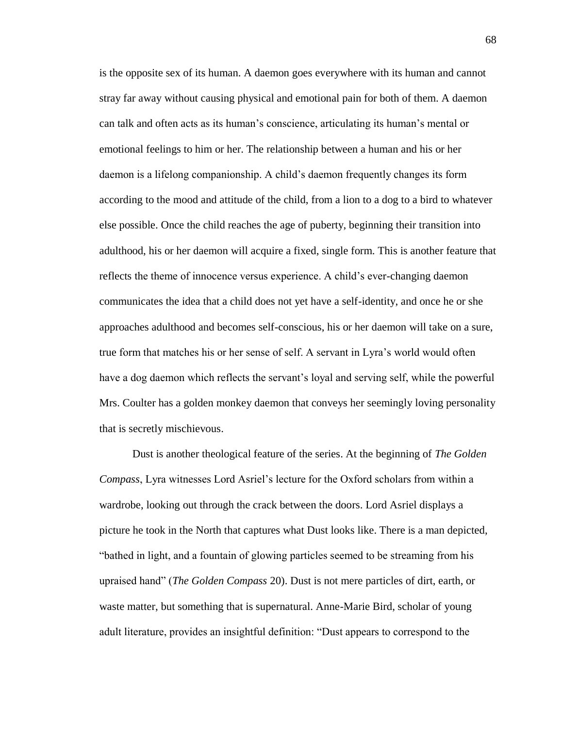is the opposite sex of its human. A daemon goes everywhere with its human and cannot stray far away without causing physical and emotional pain for both of them. A daemon can talk and often acts as its human's conscience, articulating its human's mental or emotional feelings to him or her. The relationship between a human and his or her daemon is a lifelong companionship. A child's daemon frequently changes its form according to the mood and attitude of the child, from a lion to a dog to a bird to whatever else possible. Once the child reaches the age of puberty, beginning their transition into adulthood, his or her daemon will acquire a fixed, single form. This is another feature that reflects the theme of innocence versus experience. A child's ever-changing daemon communicates the idea that a child does not yet have a self-identity, and once he or she approaches adulthood and becomes self-conscious, his or her daemon will take on a sure, true form that matches his or her sense of self. A servant in Lyra's world would often have a dog daemon which reflects the servant's loyal and serving self, while the powerful Mrs. Coulter has a golden monkey daemon that conveys her seemingly loving personality that is secretly mischievous.

Dust is another theological feature of the series. At the beginning of *The Golden Compass*, Lyra witnesses Lord Asriel's lecture for the Oxford scholars from within a wardrobe, looking out through the crack between the doors. Lord Asriel displays a picture he took in the North that captures what Dust looks like. There is a man depicted, "bathed in light, and a fountain of glowing particles seemed to be streaming from his upraised hand" (*The Golden Compass* 20). Dust is not mere particles of dirt, earth, or waste matter, but something that is supernatural. Anne-Marie Bird, scholar of young adult literature, provides an insightful definition: "Dust appears to correspond to the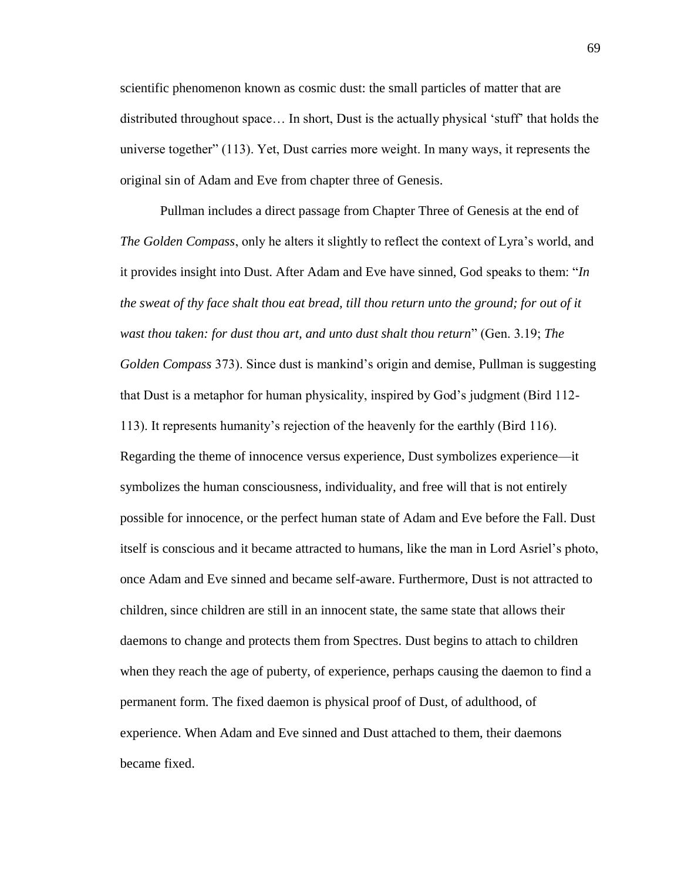scientific phenomenon known as cosmic dust: the small particles of matter that are distributed throughout space… In short, Dust is the actually physical 'stuff' that holds the universe together" (113). Yet, Dust carries more weight. In many ways, it represents the original sin of Adam and Eve from chapter three of Genesis.

Pullman includes a direct passage from Chapter Three of Genesis at the end of *The Golden Compass*, only he alters it slightly to reflect the context of Lyra's world, and it provides insight into Dust. After Adam and Eve have sinned, God speaks to them: "*In the sweat of thy face shalt thou eat bread, till thou return unto the ground; for out of it wast thou taken: for dust thou art, and unto dust shalt thou return*" (Gen. 3.19; *The Golden Compass* 373). Since dust is mankind's origin and demise, Pullman is suggesting that Dust is a metaphor for human physicality, inspired by God's judgment (Bird 112-113). It represents humanity's rejection of the heavenly for the earthly (Bird 116). Regarding the theme of innocence versus experience, Dust symbolizes experience—it symbolizes the human consciousness, individuality, and free will that is not entirely possible for innocence, or the perfect human state of Adam and Eve before the Fall. Dust itself is conscious and it became attracted to humans, like the man in Lord Asriel's photo, once Adam and Eve sinned and became self-aware. Furthermore, Dust is not attracted to children, since children are still in an innocent state, the same state that allows their daemons to change and protects them from Spectres. Dust begins to attach to children when they reach the age of puberty, of experience, perhaps causing the daemon to find a permanent form. The fixed daemon is physical proof of Dust, of adulthood, of experience. When Adam and Eve sinned and Dust attached to them, their daemons became fixed.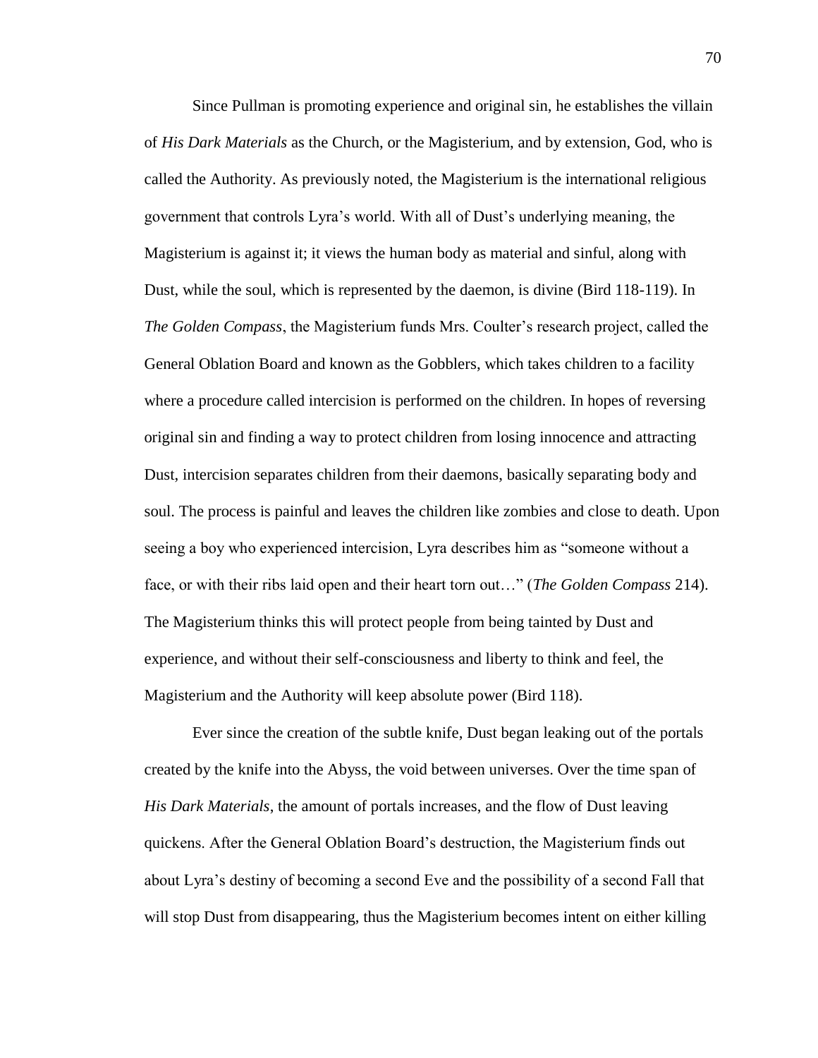Since Pullman is promoting experience and original sin, he establishes the villain of *His Dark Materials* as the Church, or the Magisterium, and by extension, God, who is called the Authority. As previously noted, the Magisterium is the international religious government that controls Lyra's world. With all of Dust's underlying meaning, the Magisterium is against it; it views the human body as material and sinful, along with Dust, while the soul, which is represented by the daemon, is divine (Bird 118-119). In *The Golden Compass*, the Magisterium funds Mrs. Coulter's research project, called the General Oblation Board and known as the Gobblers, which takes children to a facility where a procedure called intercision is performed on the children. In hopes of reversing original sin and finding a way to protect children from losing innocence and attracting Dust, intercision separates children from their daemons, basically separating body and soul. The process is painful and leaves the children like zombies and close to death. Upon seeing a boy who experienced intercision, Lyra describes him as "someone without a face, or with their ribs laid open and their heart torn out…" (*The Golden Compass* 214). The Magisterium thinks this will protect people from being tainted by Dust and experience, and without their self-consciousness and liberty to think and feel, the Magisterium and the Authority will keep absolute power (Bird 118).

Ever since the creation of the subtle knife, Dust began leaking out of the portals created by the knife into the Abyss, the void between universes. Over the time span of *His Dark Materials*, the amount of portals increases, and the flow of Dust leaving quickens. After the General Oblation Board's destruction, the Magisterium finds out about Lyra's destiny of becoming a second Eve and the possibility of a second Fall that will stop Dust from disappearing, thus the Magisterium becomes intent on either killing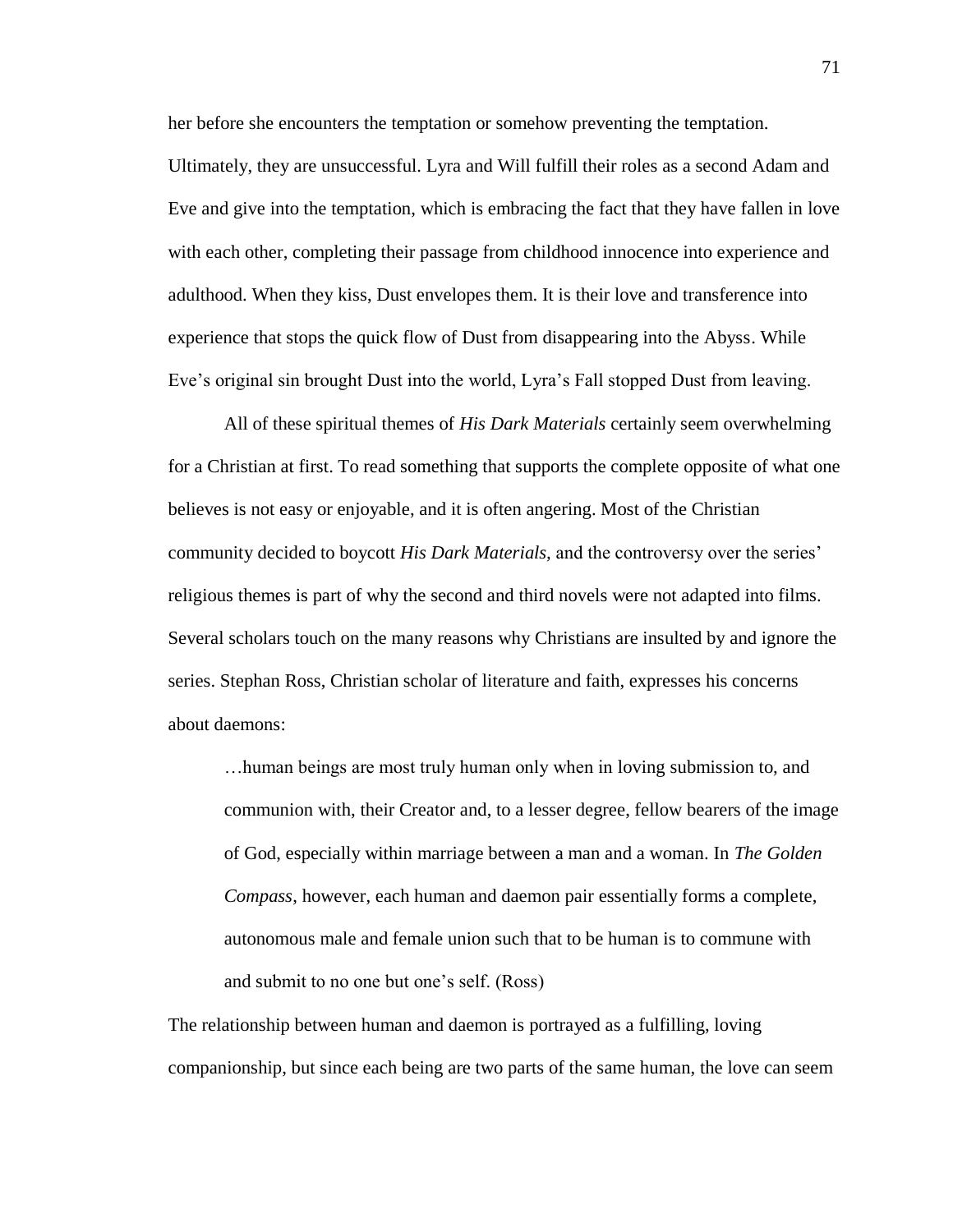her before she encounters the temptation or somehow preventing the temptation. Ultimately, they are unsuccessful. Lyra and Will fulfill their roles as a second Adam and Eve and give into the temptation, which is embracing the fact that they have fallen in love with each other, completing their passage from childhood innocence into experience and adulthood. When they kiss, Dust envelopes them. It is their love and transference into experience that stops the quick flow of Dust from disappearing into the Abyss. While Eve's original sin brought Dust into the world, Lyra's Fall stopped Dust from leaving.

All of these spiritual themes of *His Dark Materials* certainly seem overwhelming for a Christian at first. To read something that supports the complete opposite of what one believes is not easy or enjoyable, and it is often angering. Most of the Christian community decided to boycott *His Dark Materials,* and the controversy over the series' religious themes is part of why the second and third novels were not adapted into films. Several scholars touch on the many reasons why Christians are insulted by and ignore the series. Stephan Ross, Christian scholar of literature and faith, expresses his concerns about daemons:

> …human beings are most truly human only when in loving submission to, and communion with, their Creator and, to a lesser degree, fellow bearers of the image of God, especially within marriage between a man and a woman. In *The Golden Compass*, however, each human and daemon pair essentially forms a complete, autonomous male and female union such that to be human is to commune with and submit to no one but one's self. (Ross)

The relationship between human and daemon is portrayed as a fulfilling, loving companionship, but since each being are two parts of the same human, the love can seem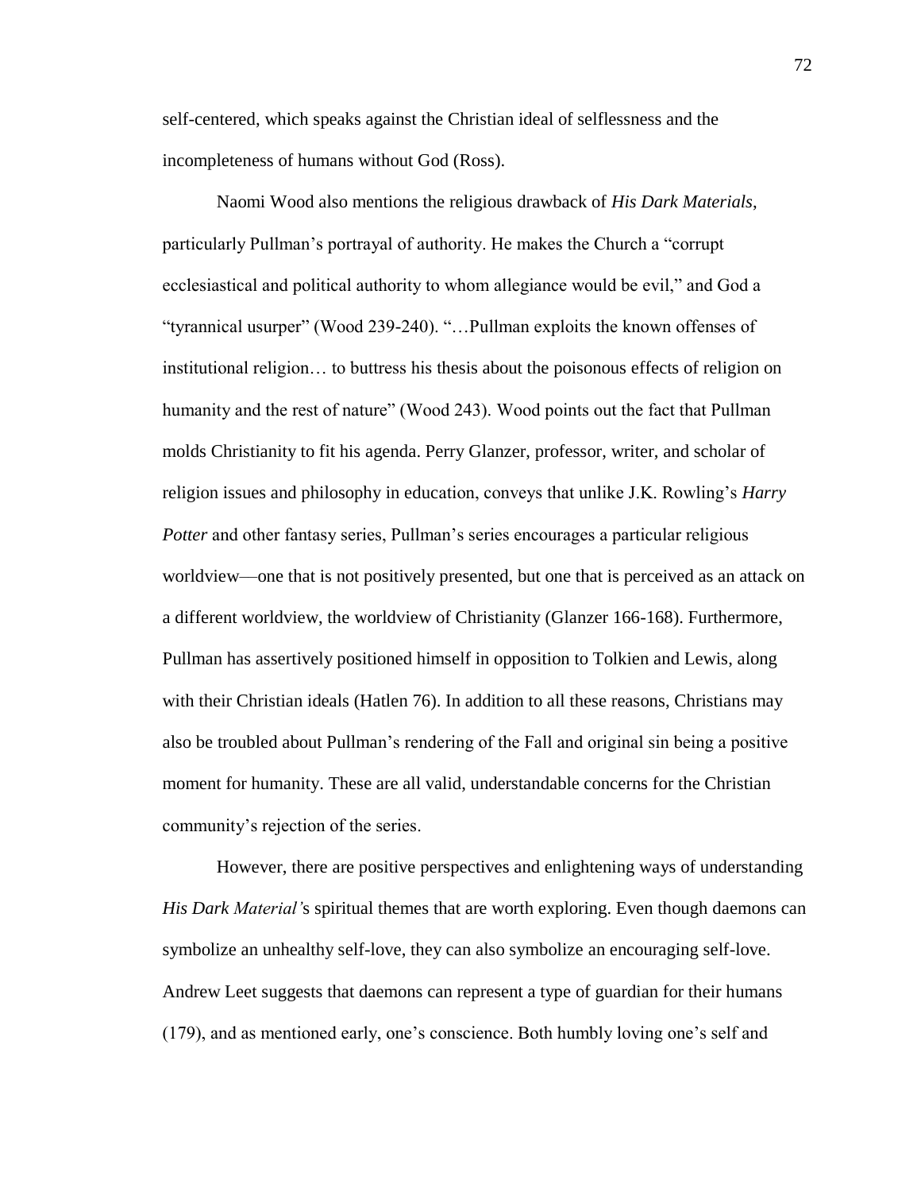self-centered, which speaks against the Christian ideal of selflessness and the incompleteness of humans without God (Ross).

Naomi Wood also mentions the religious drawback of *His Dark Materials*, particularly Pullman's portrayal of authority. He makes the Church a "corrupt ecclesiastical and political authority to whom allegiance would be evil," and God a "tyrannical usurper" (Wood 239-240). "…Pullman exploits the known offenses of institutional religion… to buttress his thesis about the poisonous effects of religion on humanity and the rest of nature" (Wood 243). Wood points out the fact that Pullman molds Christianity to fit his agenda. Perry Glanzer, professor, writer, and scholar of religion issues and philosophy in education, conveys that unlike J.K. Rowling's *Harry Potter* and other fantasy series, Pullman's series encourages a particular religious worldview—one that is not positively presented, but one that is perceived as an attack on a different worldview, the worldview of Christianity (Glanzer 166-168). Furthermore, Pullman has assertively positioned himself in opposition to Tolkien and Lewis, along with their Christian ideals (Hatlen 76). In addition to all these reasons, Christians may also be troubled about Pullman's rendering of the Fall and original sin being a positive moment for humanity. These are all valid, understandable concerns for the Christian community's rejection of the series.

However, there are positive perspectives and enlightening ways of understanding *His Dark Material'*s spiritual themes that are worth exploring. Even though daemons can symbolize an unhealthy self-love, they can also symbolize an encouraging self-love. Andrew Leet suggests that daemons can represent a type of guardian for their humans (179), and as mentioned early, one's conscience. Both humbly loving one's self and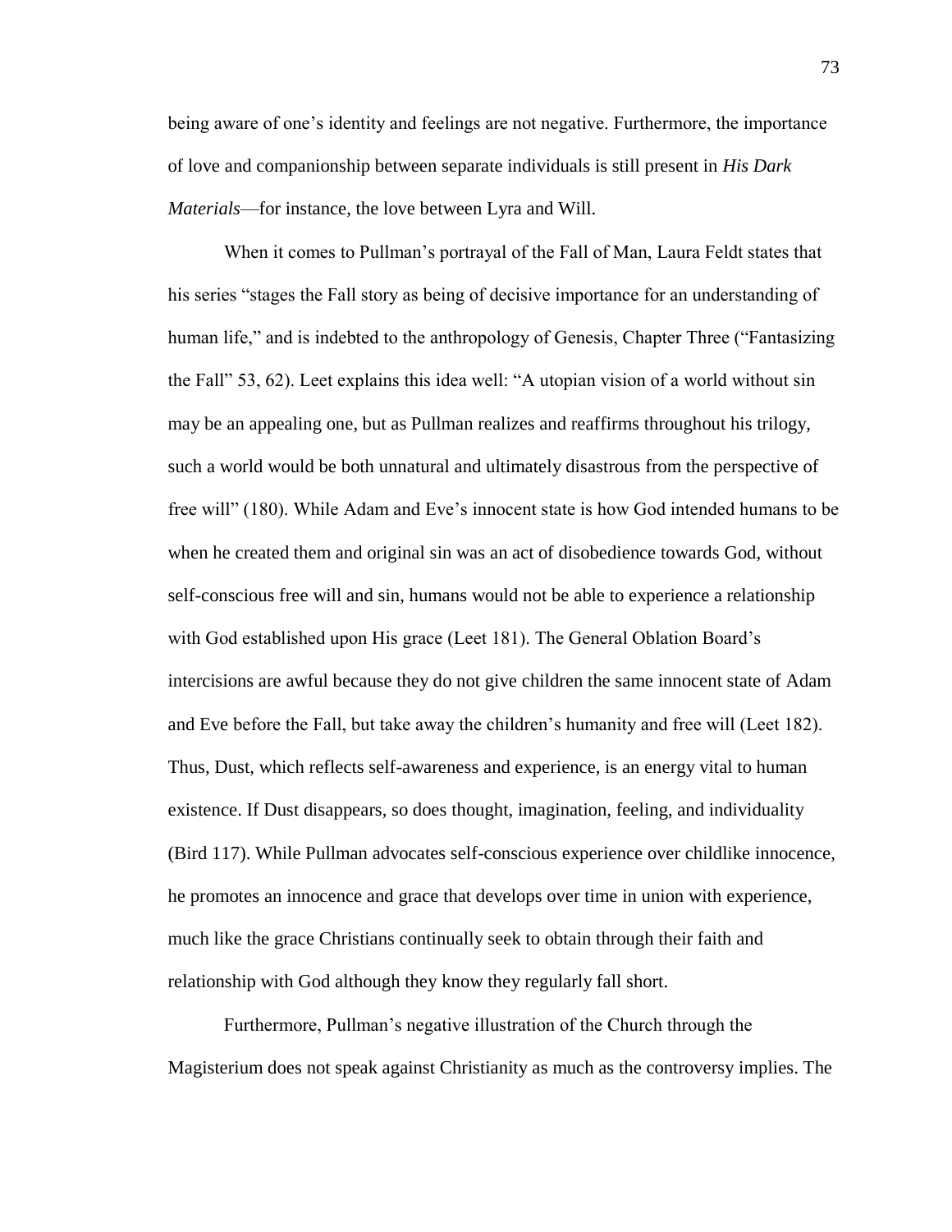being aware of one's identity and feelings are not negative. Furthermore, the importance of love and companionship between separate individuals is still present in *His Dark Materials*—for instance, the love between Lyra and Will.

When it comes to Pullman's portrayal of the Fall of Man, Laura Feldt states that his series "stages the Fall story as being of decisive importance for an understanding of human life," and is indebted to the anthropology of Genesis, Chapter Three ("Fantasizing the Fall" 53, 62). Leet explains this idea well: "A utopian vision of a world without sin may be an appealing one, but as Pullman realizes and reaffirms throughout his trilogy, such a world would be both unnatural and ultimately disastrous from the perspective of free will" (180). While Adam and Eve's innocent state is how God intended humans to be when he created them and original sin was an act of disobedience towards God, without self-conscious free will and sin, humans would not be able to experience a relationship with God established upon His grace (Leet 181). The General Oblation Board's intercisions are awful because they do not give children the same innocent state of Adam and Eve before the Fall, but take away the children's humanity and free will (Leet 182). Thus, Dust, which reflects self-awareness and experience, is an energy vital to human existence. If Dust disappears, so does thought, imagination, feeling, and individuality (Bird 117). While Pullman advocates self-conscious experience over childlike innocence, he promotes an innocence and grace that develops over time in union with experience, much like the grace Christians continually seek to obtain through their faith and relationship with God although they know they regularly fall short.

Furthermore, Pullman's negative illustration of the Church through the Magisterium does not speak against Christianity as much as the controversy implies. The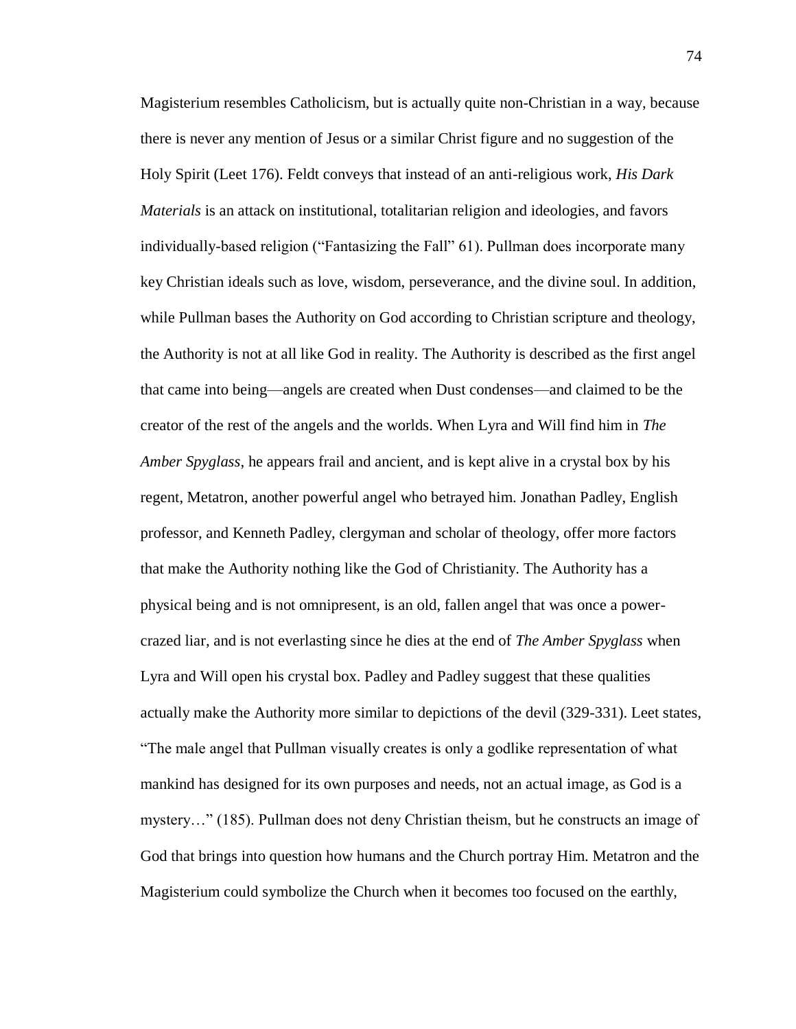Magisterium resembles Catholicism, but is actually quite non-Christian in a way, because there is never any mention of Jesus or a similar Christ figure and no suggestion of the Holy Spirit (Leet 176). Feldt conveys that instead of an anti-religious work, *His Dark Materials* is an attack on institutional, totalitarian religion and ideologies, and favors individually-based religion ("Fantasizing the Fall" 61). Pullman does incorporate many key Christian ideals such as love, wisdom, perseverance, and the divine soul. In addition, while Pullman bases the Authority on God according to Christian scripture and theology, the Authority is not at all like God in reality. The Authority is described as the first angel that came into being—angels are created when Dust condenses—and claimed to be the creator of the rest of the angels and the worlds. When Lyra and Will find him in *The Amber Spyglass*, he appears frail and ancient, and is kept alive in a crystal box by his regent, Metatron, another powerful angel who betrayed him. Jonathan Padley, English professor, and Kenneth Padley, clergyman and scholar of theology, offer more factors that make the Authority nothing like the God of Christianity. The Authority has a physical being and is not omnipresent, is an old, fallen angel that was once a power-crazed liar, and is not everlasting since he dies at the end of *The Amber Spyglass* when Lyra and Will open his crystal box. Padley and Padley suggest that these qualities actually make the Authority more similar to depictions of the devil (329-331). Leet states, "The male angel that Pullman visually creates is only a godlike representation of what mankind has designed for its own purposes and needs, not an actual image, as God is a mystery…" (185). Pullman does not deny Christian theism, but he constructs an image of God that brings into question how humans and the Church portray Him. Metatron and the Magisterium could symbolize the Church when it becomes too focused on the earthly,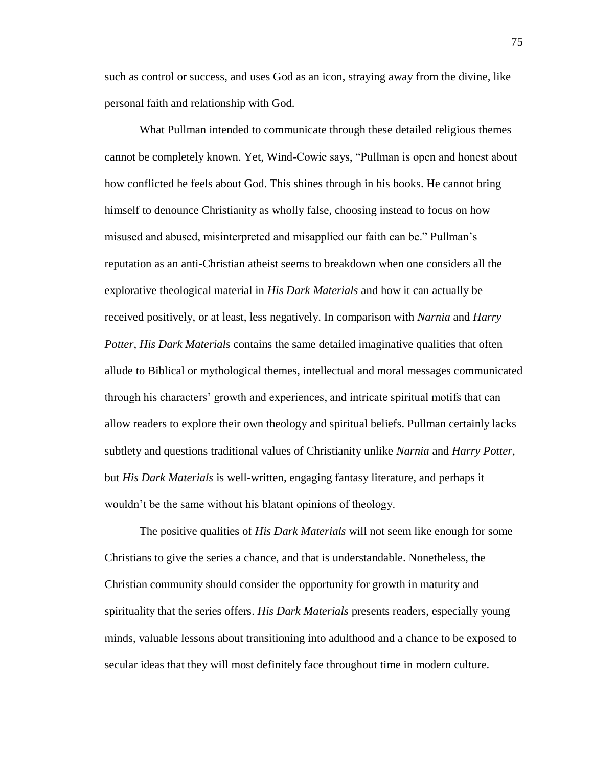such as control or success, and uses God as an icon, straying away from the divine, like personal faith and relationship with God.

What Pullman intended to communicate through these detailed religious themes cannot be completely known. Yet, Wind-Cowie says, "Pullman is open and honest about how conflicted he feels about God. This shines through in his books. He cannot bring himself to denounce Christianity as wholly false, choosing instead to focus on how misused and abused, misinterpreted and misapplied our faith can be." Pullman's reputation as an anti-Christian atheist seems to breakdown when one considers all the explorative theological material in *His Dark Materials* and how it can actually be received positively, or at least, less negatively. In comparison with *Narnia* and *Harry Potter*, *His Dark Materials* contains the same detailed imaginative qualities that often allude to Biblical or mythological themes, intellectual and moral messages communicated through his characters' growth and experiences, and intricate spiritual motifs that can allow readers to explore their own theology and spiritual beliefs. Pullman certainly lacks subtlety and questions traditional values of Christianity unlike *Narnia* and *Harry Potter*, but *His Dark Materials* is well-written, engaging fantasy literature, and perhaps it wouldn't be the same without his blatant opinions of theology.

The positive qualities of *His Dark Materials* will not seem like enough for some Christians to give the series a chance, and that is understandable. Nonetheless, the Christian community should consider the opportunity for growth in maturity and spirituality that the series offers. *His Dark Materials* presents readers, especially young minds, valuable lessons about transitioning into adulthood and a chance to be exposed to secular ideas that they will most definitely face throughout time in modern culture.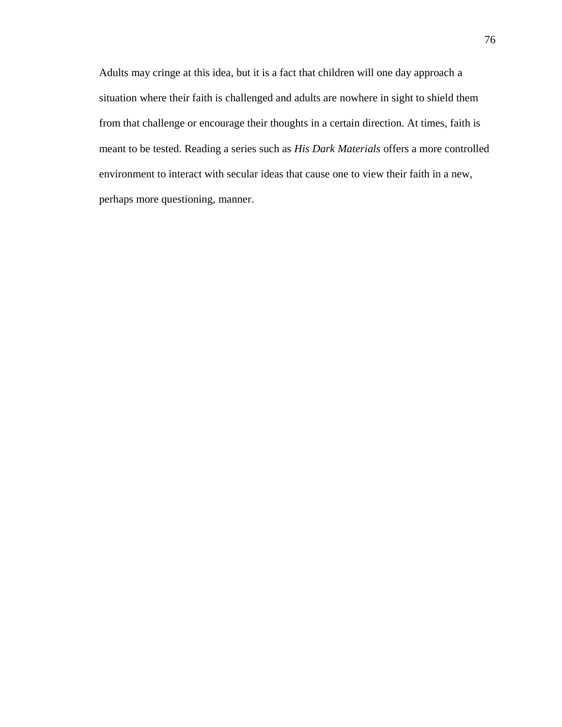Adults may cringe at this idea, but it is a fact that children will one day approach a situation where their faith is challenged and adults are nowhere in sight to shield them from that challenge or encourage their thoughts in a certain direction. At times, faith is meant to be tested. Reading a series such as *His Dark Materials* offers a more controlled environment to interact with secular ideas that cause one to view their faith in a new, perhaps more questioning, manner.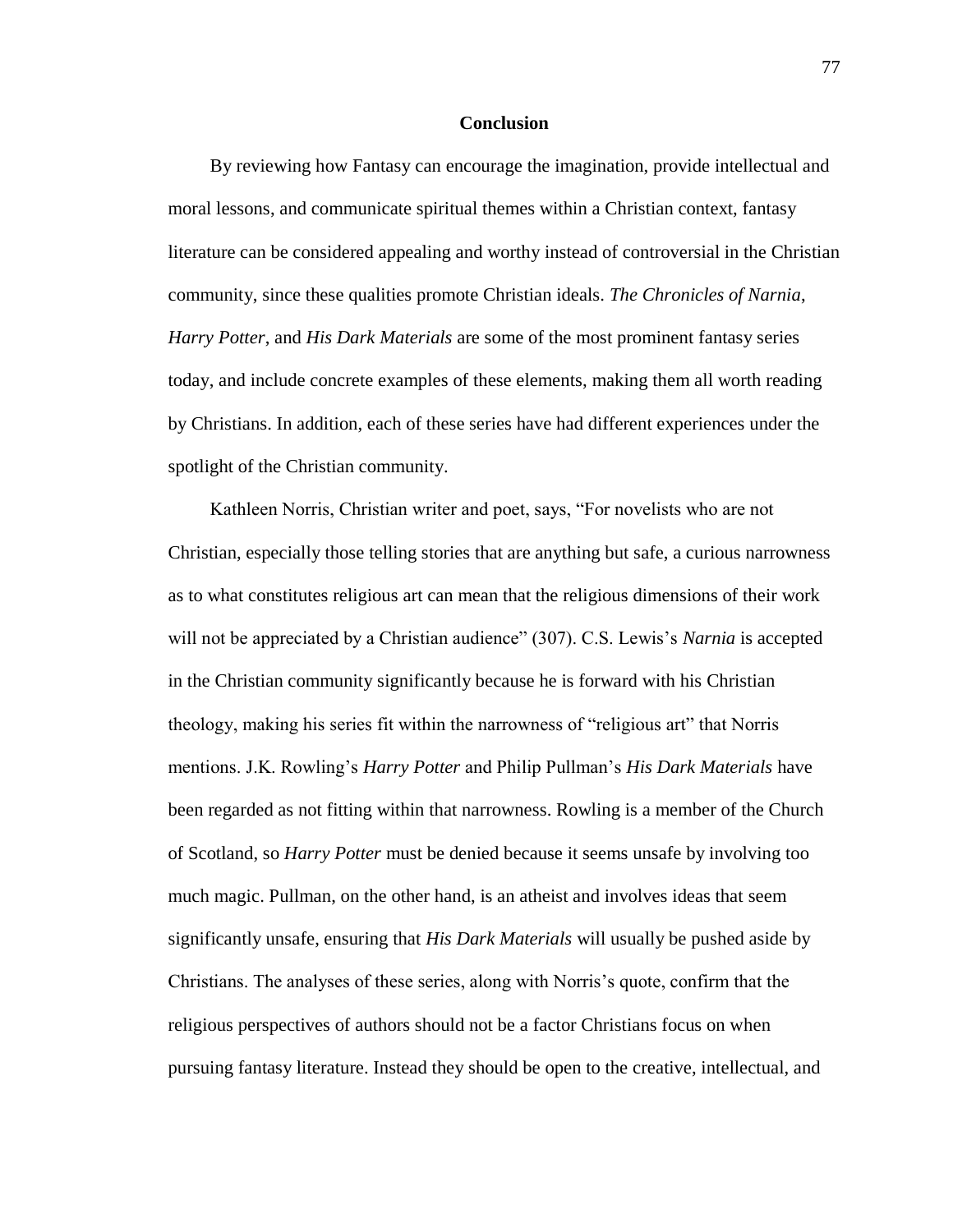# Conclusion

By reviewing how Fantasy can encourage the imagination, provide intellectual and moral lessons, and communicate spiritual themes within a Christian context, fantasy literature can be considered appealing and worthy instead of controversial in the Christian community, since these qualities promote Christian ideals. *The Chronicles of Narnia*, *Harry Potter*, and *His Dark Materials* are some of the most prominent fantasy series today, and include concrete examples of these elements, making them all worth reading by Christians. In addition, each of these series have had different experiences under the spotlight of the Christian community.

Kathleen Norris, Christian writer and poet, says, "For novelists who are not Christian, especially those telling stories that are anything but safe, a curious narrowness as to what constitutes religious art can mean that the religious dimensions of their work will not be appreciated by a Christian audience" (307). C.S. Lewis's *Narnia* is accepted in the Christian community significantly because he is forward with his Christian theology, making his series fit within the narrowness of "religious art" that Norris mentions. J.K. Rowling's *Harry Potter* and Philip Pullman's *His Dark Materials* have been regarded as not fitting within that narrowness. Rowling is a member of the Church of Scotland, so *Harry Potter* must be denied because it seems unsafe by involving too much magic. Pullman, on the other hand, is an atheist and involves ideas that seem significantly unsafe, ensuring that *His Dark Materials* will usually be pushed aside by Christians. The analyses of these series, along with Norris's quote, confirm that the religious perspectives of authors should not be a factor Christians focus on when pursuing fantasy literature. Instead they should be open to the creative, intellectual, and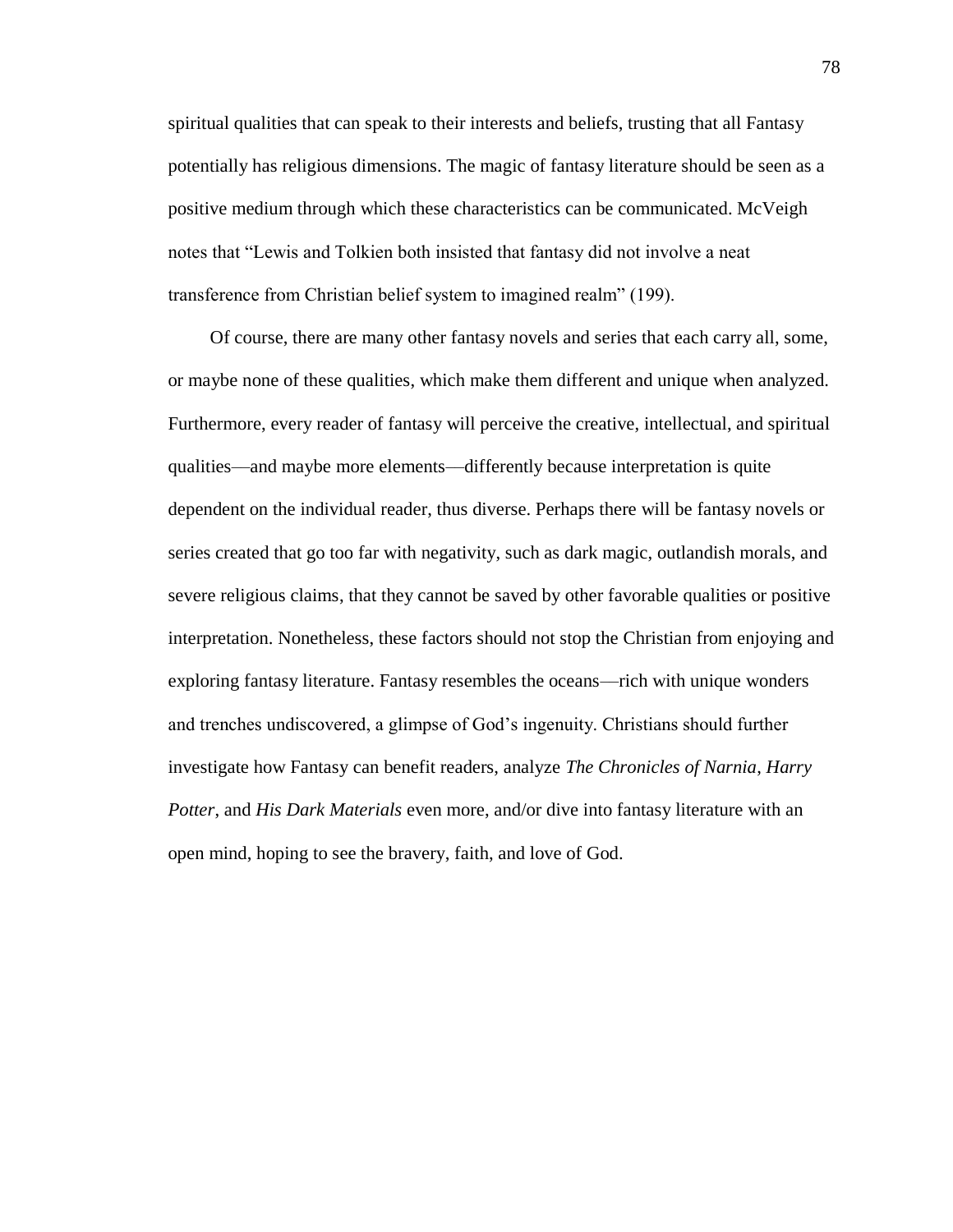spiritual qualities that can speak to their interests and beliefs, trusting that all Fantasy potentially has religious dimensions. The magic of fantasy literature should be seen as a positive medium through which these characteristics can be communicated. McVeigh notes that "Lewis and Tolkien both insisted that fantasy did not involve a neat transference from Christian belief system to imagined realm" (199).

Of course, there are many other fantasy novels and series that each carry all, some, or maybe none of these qualities, which make them different and unique when analyzed. Furthermore, every reader of fantasy will perceive the creative, intellectual, and spiritual qualities—and maybe more elements—differently because interpretation is quite dependent on the individual reader, thus diverse. Perhaps there will be fantasy novels or series created that go too far with negativity, such as dark magic, outlandish morals, and severe religious claims, that they cannot be saved by other favorable qualities or positive interpretation. Nonetheless, these factors should not stop the Christian from enjoying and exploring fantasy literature. Fantasy resembles the oceans—rich with unique wonders and trenches undiscovered, a glimpse of God's ingenuity. Christians should further investigate how Fantasy can benefit readers, analyze *The Chronicles of Narnia*, *Harry Potter*, and *His Dark Materials* even more, and/or dive into fantasy literature with an open mind, hoping to see the bravery, faith, and love of God.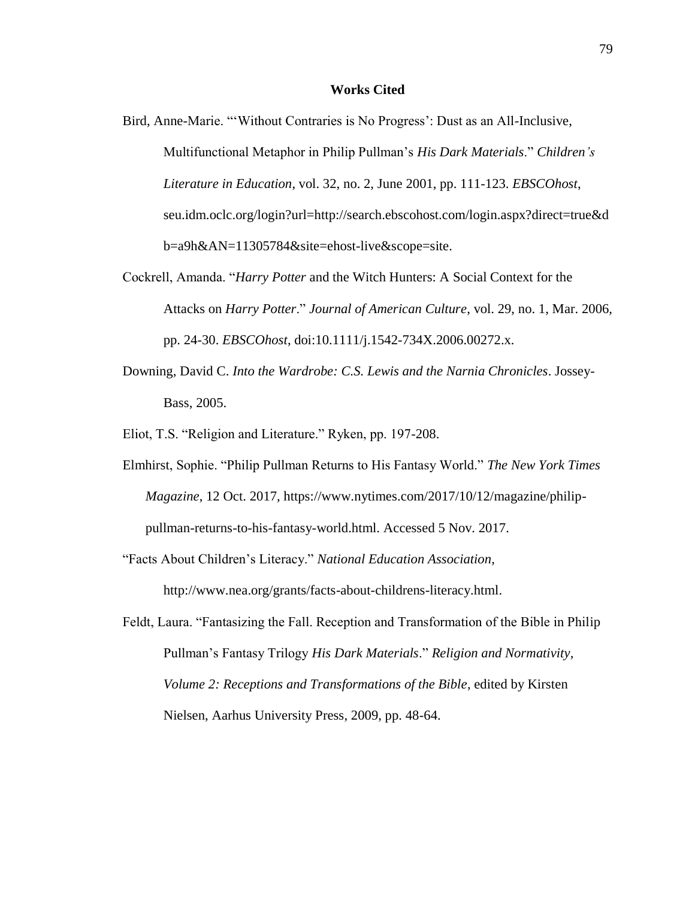# **Works Cited**

Bird, Anne-Marie. "'Without Contraries is No Progress': Dust as an All-Inclusive, Multifunctional Metaphor in Philip Pullman's *His Dark Materials*." *Children's Literature in Education*, vol. 32, no. 2, June 2001, pp. 111-123. *EBSCOhost*, seu.idm.oclc.org/login?url=http://search.ebscohost.com/login.aspx?direct=true&db=a9h&AN=11305784&site=ehost-live&scope=site.

Cockrell, Amanda. "*Harry Potter* and the Witch Hunters: A Social Context for the Attacks on *Harry Potter*." *Journal of American Culture*, vol. 29, no. 1, Mar. 2006, pp. 24-30. *EBSCOhost*, doi:10.1111/j.1542-734X.2006.00272.x.

Downing, David C. *Into the Wardrobe: C.S. Lewis and the Narnia Chronicles*. Jossey-Bass, 2005.

Eliot, T.S. "Religion and Literature." Ryken, pp. 197-208.

Elmhirst, Sophie. "Philip Pullman Returns to His Fantasy World." *The New York Times Magazine*, 12 Oct. 2017, https://www.nytimes.com/2017/10/12/magazine/philip-pullman-returns-to-his-fantasy-world.html. Accessed 5 Nov. 2017.

"Facts About Children's Literacy." *National Education Association*, http://www.nea.org/grants/facts-about-childrens-literacy.html.

Feldt, Laura. "Fantasizing the Fall. Reception and Transformation of the Bible in Philip Pullman's Fantasy Trilogy *His Dark Materials*." *Religion and Normativity, Volume 2: Receptions and Transformations of the Bible*, edited by Kirsten Nielsen, Aarhus University Press, 2009, pp. 48-64.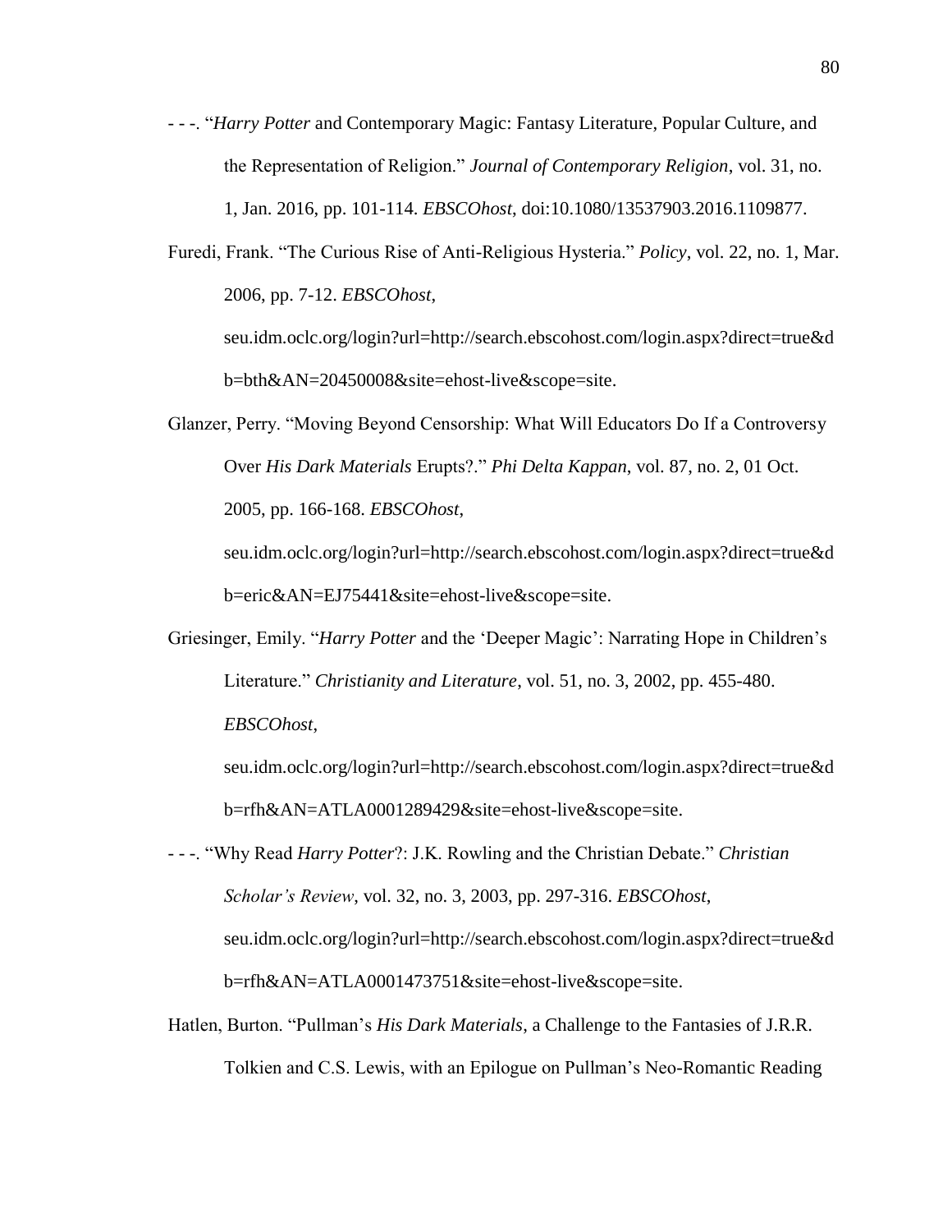- - -. "*Harry Potter* and Contemporary Magic: Fantasy Literature, Popular Culture, and the Representation of Religion." *Journal of Contemporary Religion*, vol. 31, no. 1, Jan. 2016, pp. 101-114. *EBSCOhost*, doi:10.1080/13537903.2016.1109877.

Furedi, Frank. "The Curious Rise of Anti-Religious Hysteria." *Policy*, vol. 22, no. 1, Mar. 2006, pp. 7-12. *EBSCOhost*, seu.idm.oclc.org/login?url=http://search.ebscohost.com/login.aspx?direct=true&db=bth&AN=20450008&site=ehost-live&scope=site.

Glanzer, Perry. "Moving Beyond Censorship: What Will Educators Do If a Controversy Over *His Dark Materials* Erupts?." *Phi Delta Kappan*, vol. 87, no. 2, 01 Oct. 2005, pp. 166-168. *EBSCOhost*, seu.idm.oclc.org/login?url=http://search.ebscohost.com/login.aspx?direct=true&db=eric&AN=EJ75441&site=ehost-live&scope=site.

Griesinger, Emily. "*Harry Potter* and the 'Deeper Magic': Narrating Hope in Children's Literature." *Christianity and Literature*, vol. 51, no. 3, 2002, pp. 455-480. *EBSCOhost*, seu.idm.oclc.org/login?url=http://search.ebscohost.com/login.aspx?direct=true&db=rfh&AN=ATLA0001289429&site=ehost-live&scope=site.

- - -. "Why Read *Harry Potter*?: J.K. Rowling and the Christian Debate." *Christian Scholar's Review*, vol. 32, no. 3, 2003, pp. 297-316. *EBSCOhost*, seu.idm.oclc.org/login?url=http://search.ebscohost.com/login.aspx?direct=true&db=rfh&AN=ATLA0001473751&site=ehost-live&scope=site.

Hatlen, Burton. "Pullman's *His Dark Materials*, a Challenge to the Fantasies of J.R.R. Tolkien and C.S. Lewis, with an Epilogue on Pullman's Neo-Romantic Reading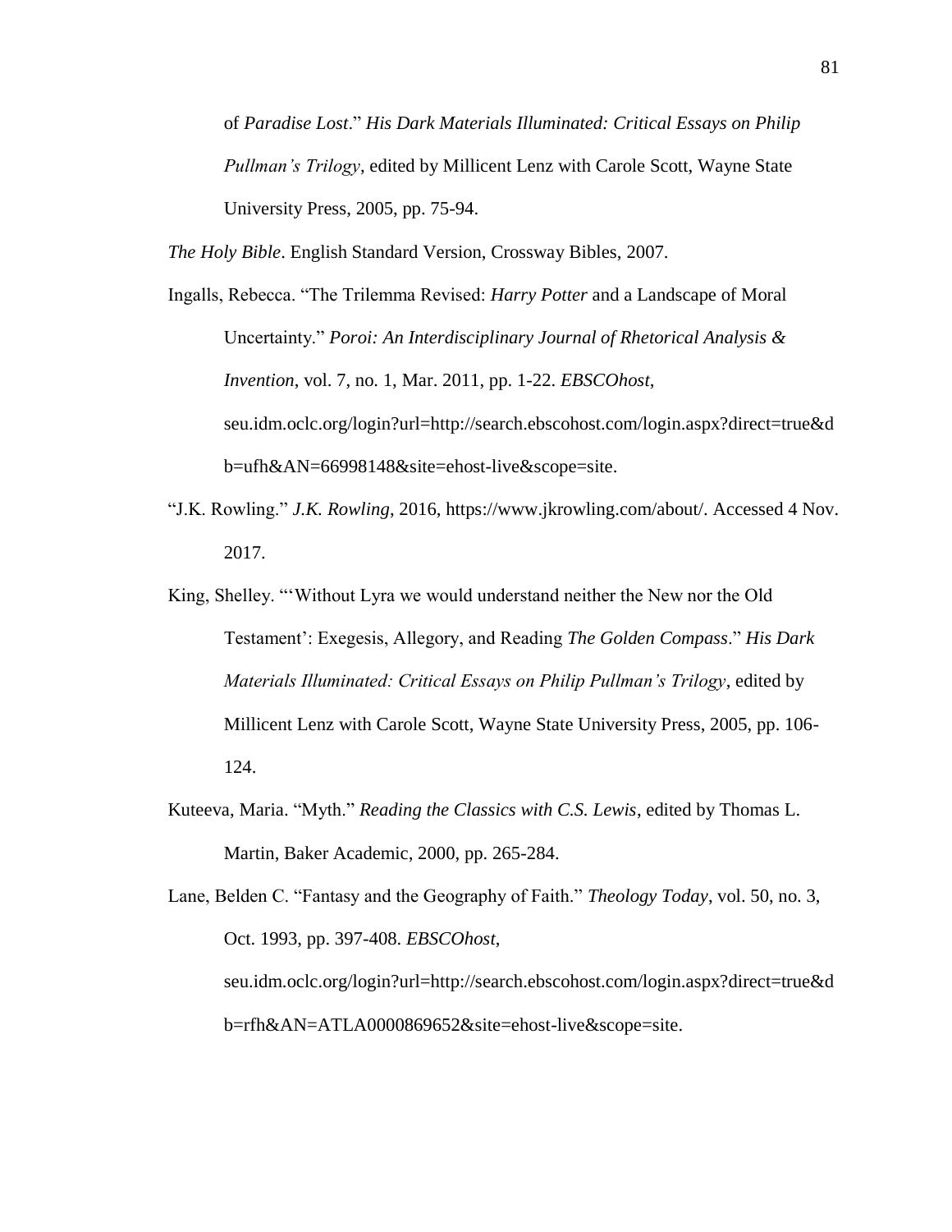of *Paradise Lost*." *His Dark Materials Illuminated: Critical Essays on Philip Pullman's Trilogy*, edited by Millicent Lenz with Carole Scott, Wayne State University Press, 2005, pp. 75-94.

*The Holy Bible*. English Standard Version, Crossway Bibles, 2007.

Ingalls, Rebecca. "The Trilemma Revised: *Harry Potter* and a Landscape of Moral Uncertainty." *Poroi: An Interdisciplinary Journal of Rhetorical Analysis & Invention*, vol. 7, no. 1, Mar. 2011, pp. 1-22. *EBSCOhost*, seu.idm.oclc.org/login?url=http://search.ebscohost.com/login.aspx?direct=true&db=ufh&AN=66998148&site=ehost-live&scope=site.

"J.K. Rowling." *J.K. Rowling*, 2016, https://www.jkrowling.com/about/. Accessed 4 Nov. 2017.

King, Shelley. "'Without Lyra we would understand neither the New nor the Old Testament': Exegesis, Allegory, and Reading *The Golden Compass*." *His Dark Materials Illuminated: Critical Essays on Philip Pullman's Trilogy*, edited by Millicent Lenz with Carole Scott, Wayne State University Press, 2005, pp. 106-124.

Kuteeva, Maria. "Myth." *Reading the Classics with C.S. Lewis*, edited by Thomas L. Martin, Baker Academic, 2000, pp. 265-284.

Lane, Belden C. "Fantasy and the Geography of Faith." *Theology Today*, vol. 50, no. 3, Oct. 1993, pp. 397-408. *EBSCOhost*, seu.idm.oclc.org/login?url=http://search.ebscohost.com/login.aspx?direct=true&db=rfh&AN=ATLA0000869652&site=ehost-live&scope=site.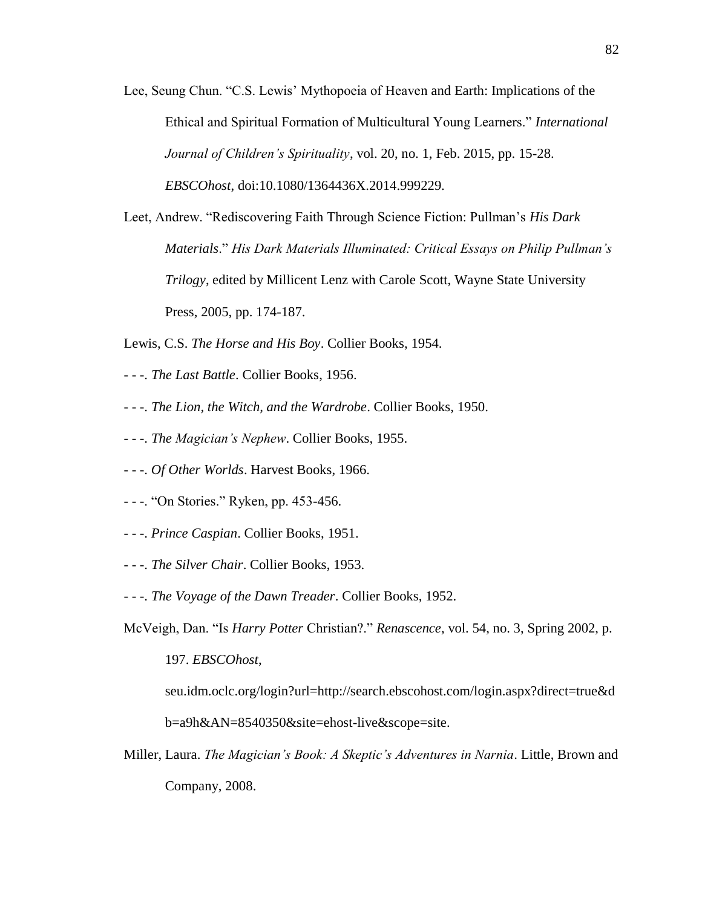Lee, Seung Chun. "C.S. Lewis' Mythopoeia of Heaven and Earth: Implications of the Ethical and Spiritual Formation of Multicultural Young Learners." *International Journal of Children's Spirituality*, vol. 20, no. 1, Feb. 2015, pp. 15-28. *EBSCOhost*, doi:10.1080/1364436X.2014.999229.

Leet, Andrew. "Rediscovering Faith Through Science Fiction: Pullman's *His Dark Materials*." *His Dark Materials Illuminated: Critical Essays on Philip Pullman's Trilogy*, edited by Millicent Lenz with Carole Scott, Wayne State University Press, 2005, pp. 174-187.

Lewis, C.S. *The Horse and His Boy*. Collier Books, 1954.

- - -. *The Last Battle*. Collier Books, 1956.

- - -. *The Lion, the Witch, and the Wardrobe*. Collier Books, 1950.

- - -. *The Magician's Nephew*. Collier Books, 1955.

- - -. *Of Other Worlds*. Harvest Books, 1966.

- - -. "On Stories." Ryken, pp. 453-456.

- - -. *Prince Caspian*. Collier Books, 1951.

- - -. *The Silver Chair*. Collier Books, 1953.

- - -. *The Voyage of the Dawn Treader*. Collier Books, 1952.

McVeigh, Dan. "Is *Harry Potter* Christian?." *Renascence*, vol. 54, no. 3, Spring 2002, p. 197. *EBSCOhost*, seu.idm.oclc.org/login?url=http://search.ebscohost.com/login.aspx?direct=true&db=a9h&AN=8540350&site=ehost-live&scope=site.

Miller, Laura. *The Magician's Book: A Skeptic's Adventures in Narnia*. Little, Brown and Company, 2008.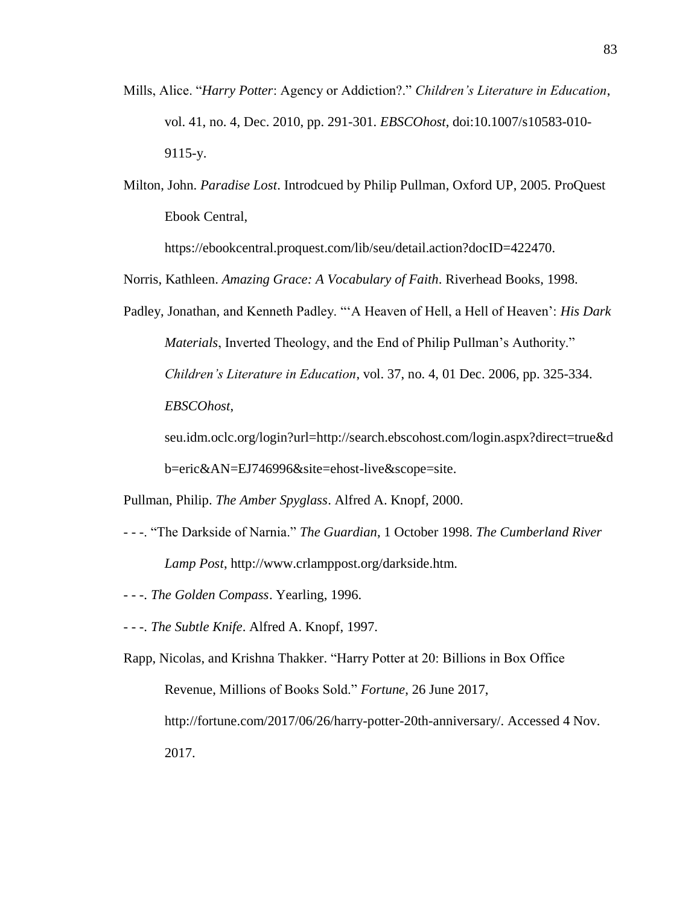Mills, Alice. "*Harry Potter*: Agency or Addiction?." *Children's Literature in Education*, vol. 41, no. 4, Dec. 2010, pp. 291-301. *EBSCOhost*, doi:10.1007/s10583-010-9115-y.

Milton, John. *Paradise Lost*. Introdcued by Philip Pullman, Oxford UP, 2005. ProQuest Ebook Central, https://ebookcentral.proquest.com/lib/seu/detail.action?docID=422470.

Norris, Kathleen. *Amazing Grace: A Vocabulary of Faith*. Riverhead Books, 1998.

Padley, Jonathan, and Kenneth Padley. "'A Heaven of Hell, a Hell of Heaven': *His Dark Materials*, Inverted Theology, and the End of Philip Pullman's Authority." *Children's Literature in Education*, vol. 37, no. 4, 01 Dec. 2006, pp. 325-334. *EBSCOhost*, seu.idm.oclc.org/login?url=http://search.ebscohost.com/login.aspx?direct=true&db=eric&AN=EJ746996&site=ehost-live&scope=site.

Pullman, Philip. *The Amber Spyglass*. Alfred A. Knopf, 2000.

- - -. "The Darkside of Narnia." *The Guardian*, 1 October 1998. *The Cumberland River Lamp Post*, http://www.crlamppost.org/darkside.htm.

- - -. *The Golden Compass*. Yearling, 1996.

- - -. *The Subtle Knife*. Alfred A. Knopf, 1997.

Rapp, Nicolas, and Krishna Thakker. "Harry Potter at 20: Billions in Box Office Revenue, Millions of Books Sold." *Fortune*, 26 June 2017, http://fortune.com/2017/06/26/harry-potter-20th-anniversary/. Accessed 4 Nov. 2017.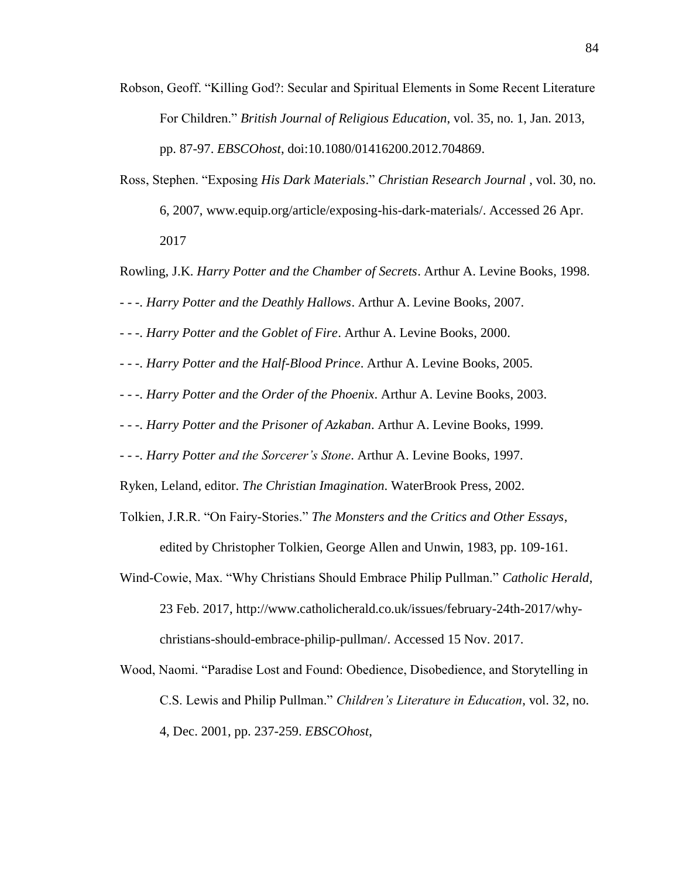Robson, Geoff. "Killing God?: Secular and Spiritual Elements in Some Recent Literature For Children." *British Journal of Religious Education*, vol. 35, no. 1, Jan. 2013, pp. 87-97. *EBSCOhost*, doi:10.1080/01416200.2012.704869.

Ross, Stephen. "Exposing *His Dark Materials*." *Christian Research Journal* , vol. 30, no. 6, 2007, www.equip.org/article/exposing-his-dark-materials/. Accessed 26 Apr. 2017

Rowling, J.K. *Harry Potter and the Chamber of Secrets*. Arthur A. Levine Books, 1998.

- - -. *Harry Potter and the Deathly Hallows*. Arthur A. Levine Books, 2007.

- - -. *Harry Potter and the Goblet of Fire*. Arthur A. Levine Books, 2000.

- - -. *Harry Potter and the Half-Blood Prince*. Arthur A. Levine Books, 2005.

- - -. *Harry Potter and the Order of the Phoenix*. Arthur A. Levine Books, 2003.

- - -. *Harry Potter and the Prisoner of Azkaban*. Arthur A. Levine Books, 1999.

- - -. *Harry Potter and the Sorcerer's Stone*. Arthur A. Levine Books, 1997.

Ryken, Leland, editor. *The Christian Imagination.* WaterBrook Press, 2002.

Tolkien, J.R.R. "On Fairy-Stories." *The Monsters and the Critics and Other Essays*, edited by Christopher Tolkien, George Allen and Unwin, 1983, pp. 109-161.

Wind-Cowie, Max. "Why Christians Should Embrace Philip Pullman." *Catholic Herald*, 23 Feb. 2017, http://www.catholicherald.co.uk/issues/february-24th-2017/why-christians-should-embrace-philip-pullman/. Accessed 15 Nov. 2017.

Wood, Naomi. "Paradise Lost and Found: Obedience, Disobedience, and Storytelling in C.S. Lewis and Philip Pullman." *Children's Literature in Education*, vol. 32, no. 4, Dec. 2001, pp. 237-259. *EBSCOhost*,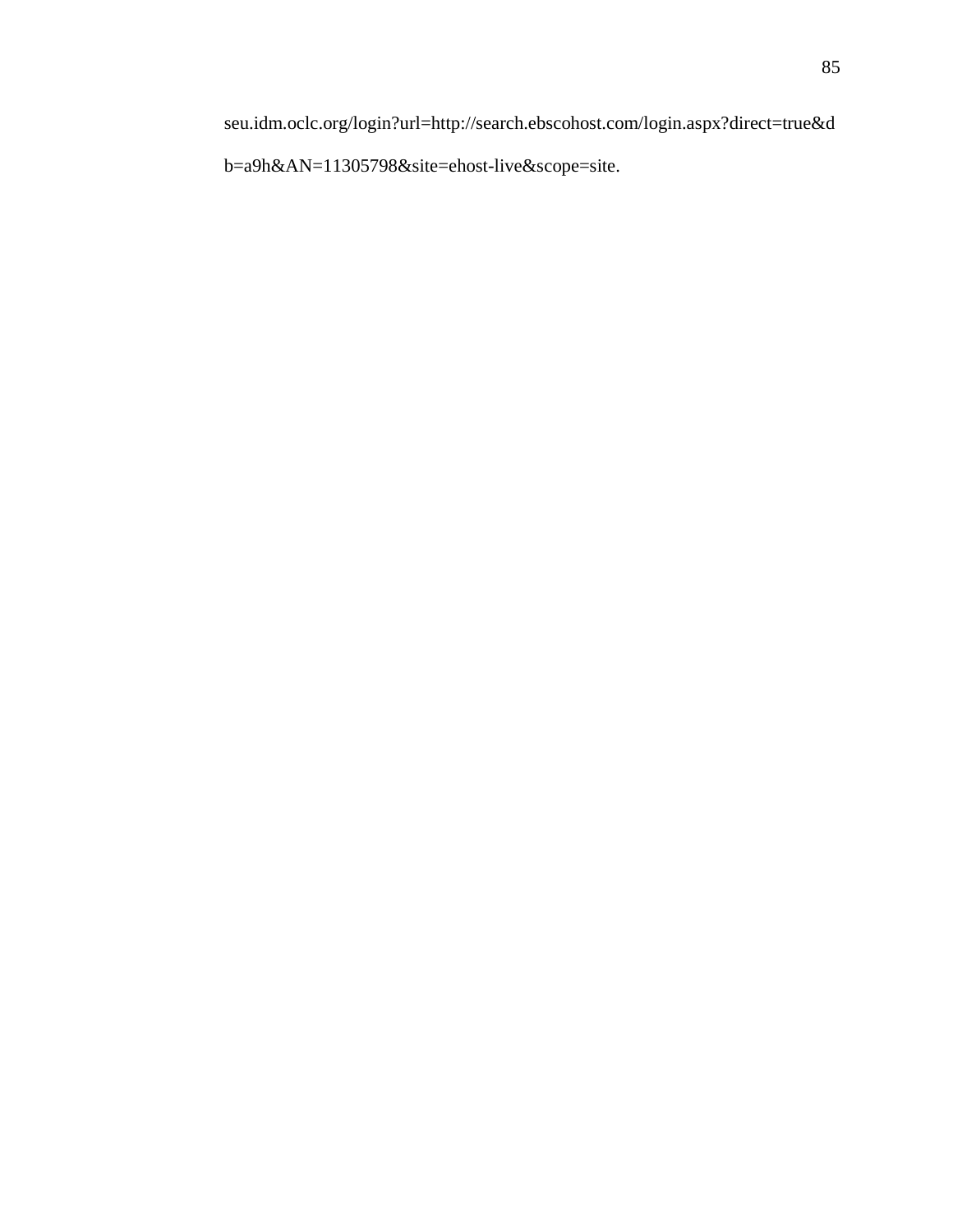seu.idm.oclc.org/login?url=http://search.ebscohost.com/login.aspx?direct=true&db=a9h&AN=11305798&site=ehost-live&scope=site.